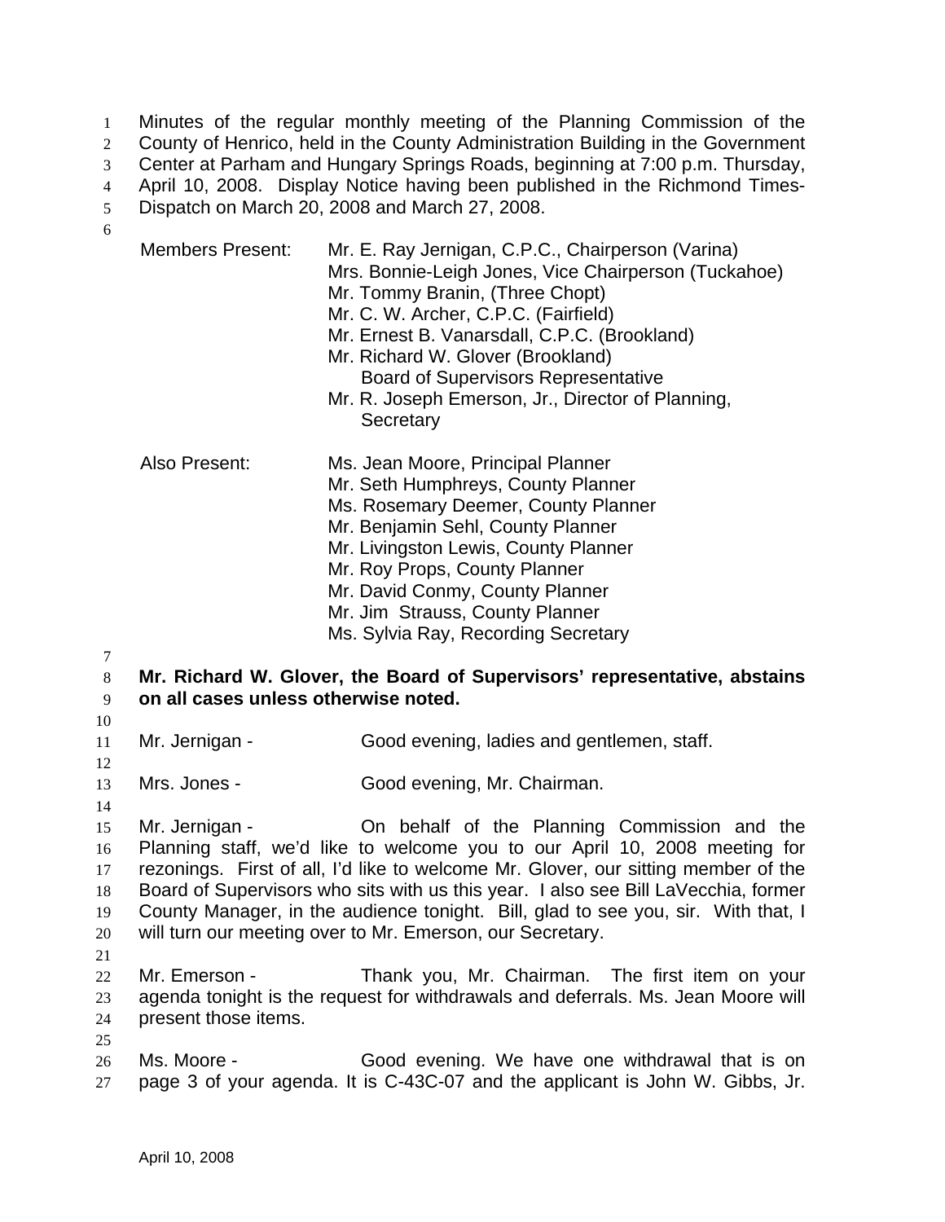Minutes of the regular monthly meeting of the Planning Commission of the County of Henrico, held in the County Administration Building in the Government Center at Parham and Hungary Springs Roads, beginning at 7:00 p.m. Thursday, April 10, 2008. Display Notice having been published in the Richmond Times-Dispatch on March 20, 2008 and March 27, 2008.

Members Present: Mr. E. Ray Jernigan, C.P.C., Chairperson (Varina)
Mrs. Bonnie-Leigh Jones, Vice Chairperson (Tuckahoe)
Mr. Tommy Branin, (Three Chopt)
Mr. C. W. Archer, C.P.C. (Fairfield)
Mr. Ernest B. Vanarsdall, C.P.C. (Brookland)
Mr. Richard W. Glover (Brookland)
Board of Supervisors Representative
Mr. R. Joseph Emerson, Jr., Director of Planning,
Secretary

Also Present: Ms. Jean Moore, Principal Planner
Mr. Seth Humphreys, County Planner
Ms. Rosemary Deemer, County Planner
Mr. Benjamin Sehl, County Planner
Mr. Livingston Lewis, County Planner
Mr. Roy Props, County Planner
Mr. David Conmy, County Planner
Mr. Jim Strauss, County Planner
Ms. Sylvia Ray, Recording Secretary

**Mr. Richard W. Glover, the Board of Supervisors' representative, abstains on all cases unless otherwise noted.**

Mr. Jernigan - Good evening, ladies and gentlemen, staff.

Mrs. Jones - Good evening, Mr. Chairman.

Mr. Jernigan - On behalf of the Planning Commission and the Planning staff, we'd like to welcome you to our April 10, 2008 meeting for rezonings. First of all, I'd like to welcome Mr. Glover, our sitting member of the Board of Supervisors who sits with us this year. I also see Bill LaVecchia, former County Manager, in the audience tonight. Bill, glad to see you, sir. With that, I will turn our meeting over to Mr. Emerson, our Secretary.

Mr. Emerson - Thank you, Mr. Chairman. The first item on your agenda tonight is the request for withdrawals and deferrals. Ms. Jean Moore will present those items.

Ms. Moore - Good evening. We have one withdrawal that is on page 3 of your agenda. It is C-43C-07 and the applicant is John W. Gibbs, Jr.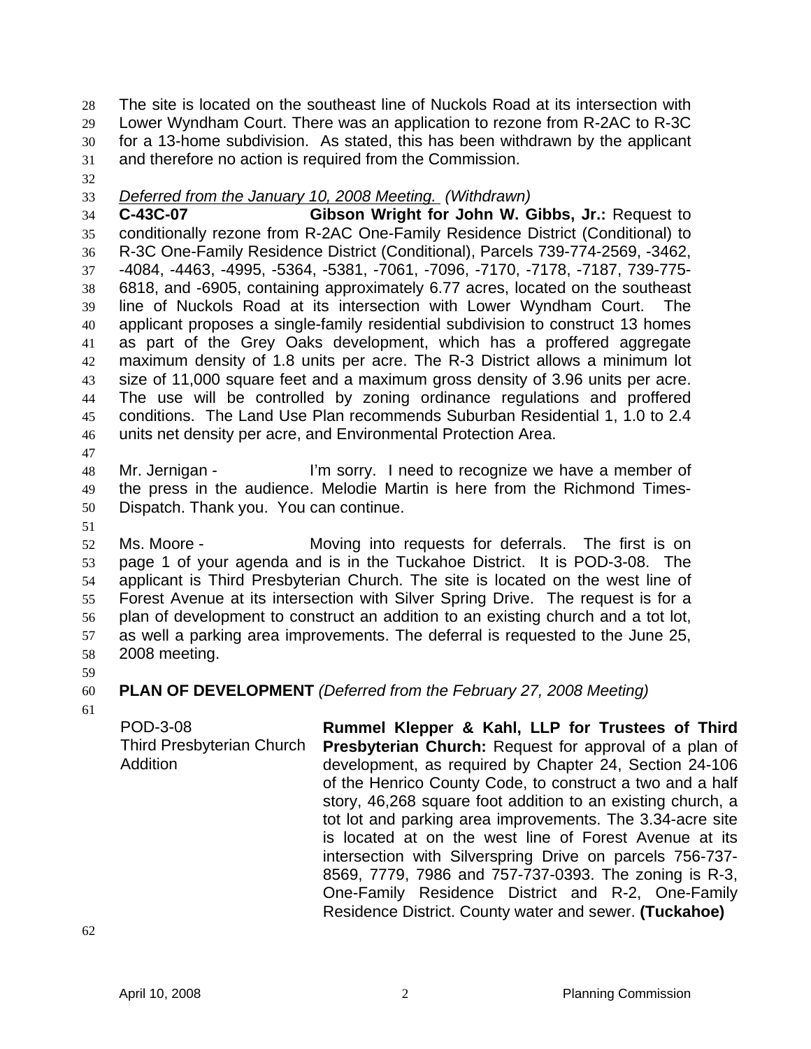The site is located on the southeast line of Nuckols Road at its intersection with Lower Wyndham Court. There was an application to rezone from R-2AC to R-3C for a 13-home subdivision. As stated, this has been withdrawn by the applicant and therefore no action is required from the Commission.

*Deferred from the January 10, 2008 Meeting. (Withdrawn)*

**C-43C-07 Gibson Wright for John W. Gibbs, Jr.:** Request to conditionally rezone from R-2AC One-Family Residence District (Conditional) to R-3C One-Family Residence District (Conditional), Parcels 739-774-2569, -3462, -4084, -4463, -4995, -5364, -5381, -7061, -7096, -7170, -7178, -7187, 739-775-6818, and -6905, containing approximately 6.77 acres, located on the southeast line of Nuckols Road at its intersection with Lower Wyndham Court. The applicant proposes a single-family residential subdivision to construct 13 homes as part of the Grey Oaks development, which has a proffered aggregate maximum density of 1.8 units per acre. The R-3 District allows a minimum lot size of 11,000 square feet and a maximum gross density of 3.96 units per acre. The use will be controlled by zoning ordinance regulations and proffered conditions. The Land Use Plan recommends Suburban Residential 1, 1.0 to 2.4 units net density per acre, and Environmental Protection Area.

Mr. Jernigan - I'm sorry. I need to recognize we have a member of the press in the audience. Melodie Martin is here from the Richmond Times-Dispatch. Thank you. You can continue.

Ms. Moore - Moving into requests for deferrals. The first is on page 1 of your agenda and is in the Tuckahoe District. It is POD-3-08. The applicant is Third Presbyterian Church. The site is located on the west line of Forest Avenue at its intersection with Silver Spring Drive. The request is for a plan of development to construct an addition to an existing church and a tot lot, as well a parking area improvements. The deferral is requested to the June 25, 2008 meeting.

**PLAN OF DEVELOPMENT** *(Deferred from the February 27, 2008 Meeting)*

| | |
|---|---|
| POD-3-08<br>Third Presbyterian Church Addition | **Rummel Klepper & Kahl, LLP for Trustees of Third Presbyterian Church:** Request for approval of a plan of development, as required by Chapter 24, Section 24-106 of the Henrico County Code, to construct a two and a half story, 46,268 square foot addition to an existing church, a tot lot and parking area improvements. The 3.34-acre site is located at on the west line of Forest Avenue at its intersection with Silverspring Drive on parcels 756-737-8569, 7779, 7986 and 757-737-0393. The zoning is R-3, One-Family Residence District and R-2, One-Family Residence District. County water and sewer. **(Tuckahoe)** |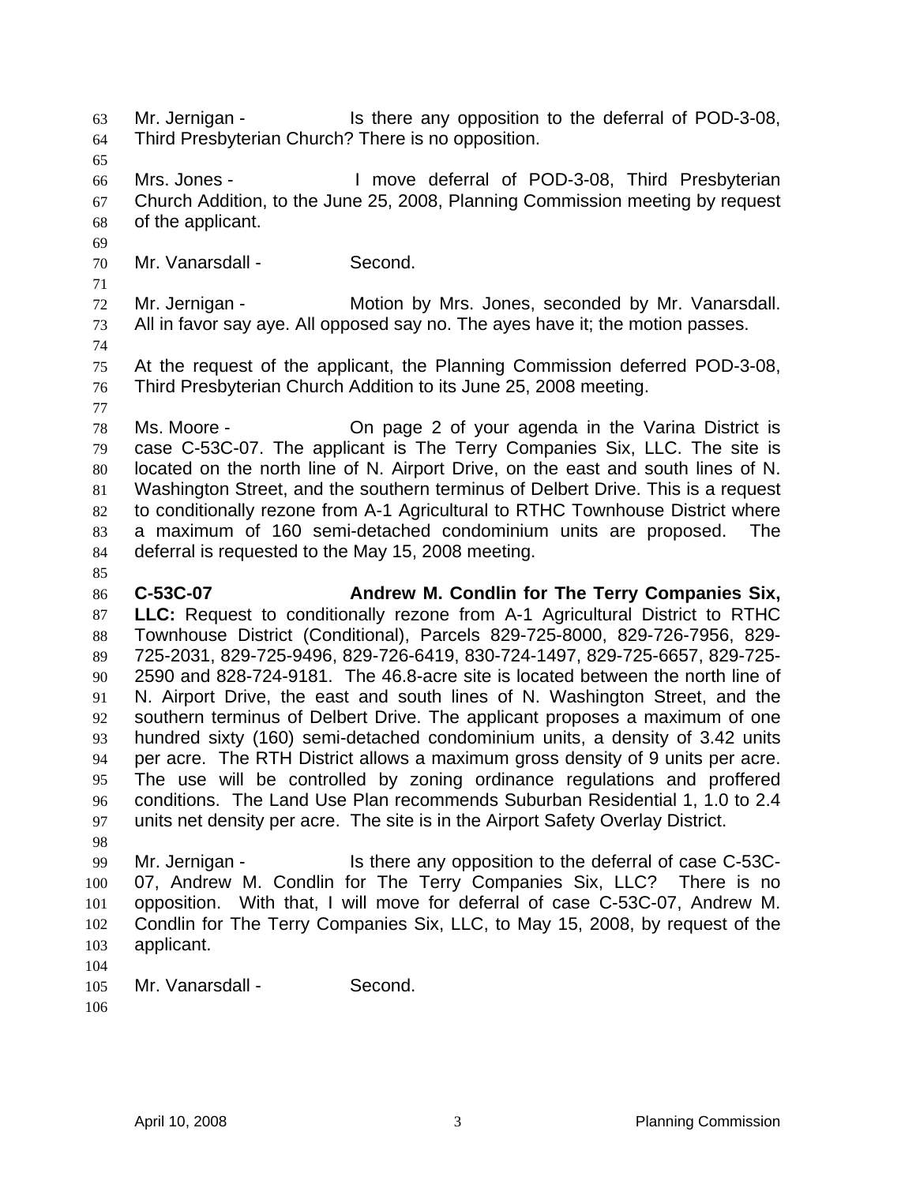Mr. Jernigan - Is there any opposition to the deferral of POD-3-08, Third Presbyterian Church? There is no opposition.

Mrs. Jones - I move deferral of POD-3-08, Third Presbyterian Church Addition, to the June 25, 2008, Planning Commission meeting by request of the applicant.

Mr. Vanarsdall - Second.

Mr. Jernigan - Motion by Mrs. Jones, seconded by Mr. Vanarsdall. All in favor say aye. All opposed say no. The ayes have it; the motion passes.

At the request of the applicant, the Planning Commission deferred POD-3-08, Third Presbyterian Church Addition to its June 25, 2008 meeting.

Ms. Moore - On page 2 of your agenda in the Varina District is case C-53C-07. The applicant is The Terry Companies Six, LLC. The site is located on the north line of N. Airport Drive, on the east and south lines of N. Washington Street, and the southern terminus of Delbert Drive. This is a request to conditionally rezone from A-1 Agricultural to RTHC Townhouse District where a maximum of 160 semi-detached condominium units are proposed. The deferral is requested to the May 15, 2008 meeting.

**C-53C-07 Andrew M. Condlin for The Terry Companies Six, LLC:** Request to conditionally rezone from A-1 Agricultural District to RTHC Townhouse District (Conditional), Parcels 829-725-8000, 829-726-7956, 829-725-2031, 829-725-9496, 829-726-6419, 830-724-1497, 829-725-6657, 829-725-2590 and 828-724-9181. The 46.8-acre site is located between the north line of N. Airport Drive, the east and south lines of N. Washington Street, and the southern terminus of Delbert Drive. The applicant proposes a maximum of one hundred sixty (160) semi-detached condominium units, a density of 3.42 units per acre. The RTH District allows a maximum gross density of 9 units per acre. The use will be controlled by zoning ordinance regulations and proffered conditions. The Land Use Plan recommends Suburban Residential 1, 1.0 to 2.4 units net density per acre. The site is in the Airport Safety Overlay District.

Mr. Jernigan - Is there any opposition to the deferral of case C-53C-07, Andrew M. Condlin for The Terry Companies Six, LLC? There is no opposition. With that, I will move for deferral of case C-53C-07, Andrew M. Condlin for The Terry Companies Six, LLC, to May 15, 2008, by request of the applicant.

Mr. Vanarsdall - Second.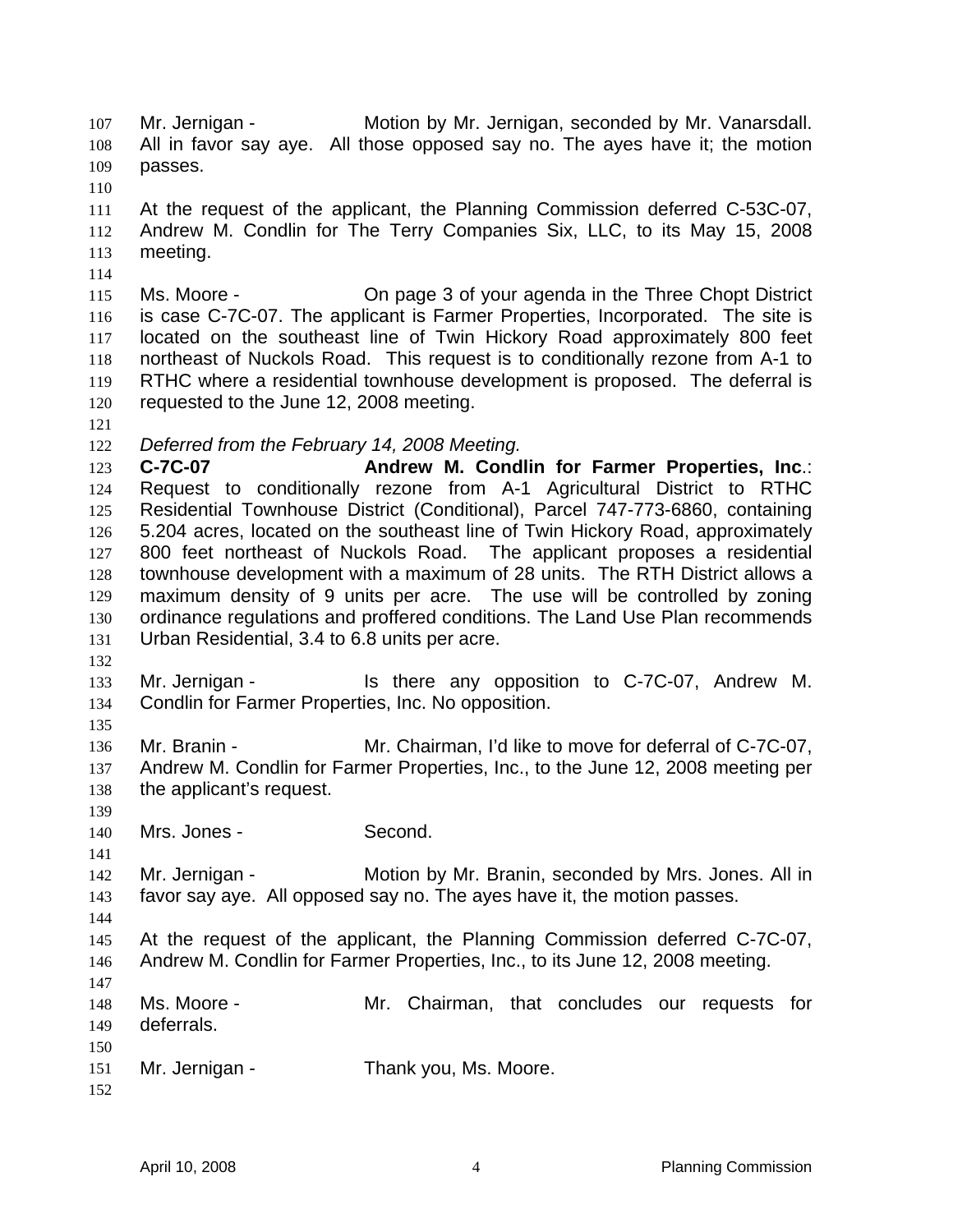Mr. Jernigan - Motion by Mr. Jernigan, seconded by Mr. Vanarsdall. All in favor say aye. All those opposed say no. The ayes have it; the motion passes.

At the request of the applicant, the Planning Commission deferred C-53C-07, Andrew M. Condlin for The Terry Companies Six, LLC, to its May 15, 2008 meeting.

Ms. Moore - On page 3 of your agenda in the Three Chopt District is case C-7C-07. The applicant is Farmer Properties, Incorporated. The site is located on the southeast line of Twin Hickory Road approximately 800 feet northeast of Nuckols Road. This request is to conditionally rezone from A-1 to RTHC where a residential townhouse development is proposed. The deferral is requested to the June 12, 2008 meeting.

*Deferred from the February 14, 2008 Meeting.*
**C-7C-07** **Andrew M. Condlin for Farmer Properties, Inc**.: Request to conditionally rezone from A-1 Agricultural District to RTHC Residential Townhouse District (Conditional), Parcel 747-773-6860, containing 5.204 acres, located on the southeast line of Twin Hickory Road, approximately 800 feet northeast of Nuckols Road. The applicant proposes a residential townhouse development with a maximum of 28 units. The RTH District allows a maximum density of 9 units per acre. The use will be controlled by zoning ordinance regulations and proffered conditions. The Land Use Plan recommends Urban Residential, 3.4 to 6.8 units per acre.

Mr. Jernigan - Is there any opposition to C-7C-07, Andrew M. Condlin for Farmer Properties, Inc. No opposition.

Mr. Branin - Mr. Chairman, I'd like to move for deferral of C-7C-07, Andrew M. Condlin for Farmer Properties, Inc., to the June 12, 2008 meeting per the applicant's request.

Mrs. Jones - Second.

Mr. Jernigan - Motion by Mr. Branin, seconded by Mrs. Jones. All in favor say aye. All opposed say no. The ayes have it, the motion passes.

At the request of the applicant, the Planning Commission deferred C-7C-07, Andrew M. Condlin for Farmer Properties, Inc., to its June 12, 2008 meeting.

Ms. Moore - Mr. Chairman, that concludes our requests for deferrals.

Mr. Jernigan - Thank you, Ms. Moore.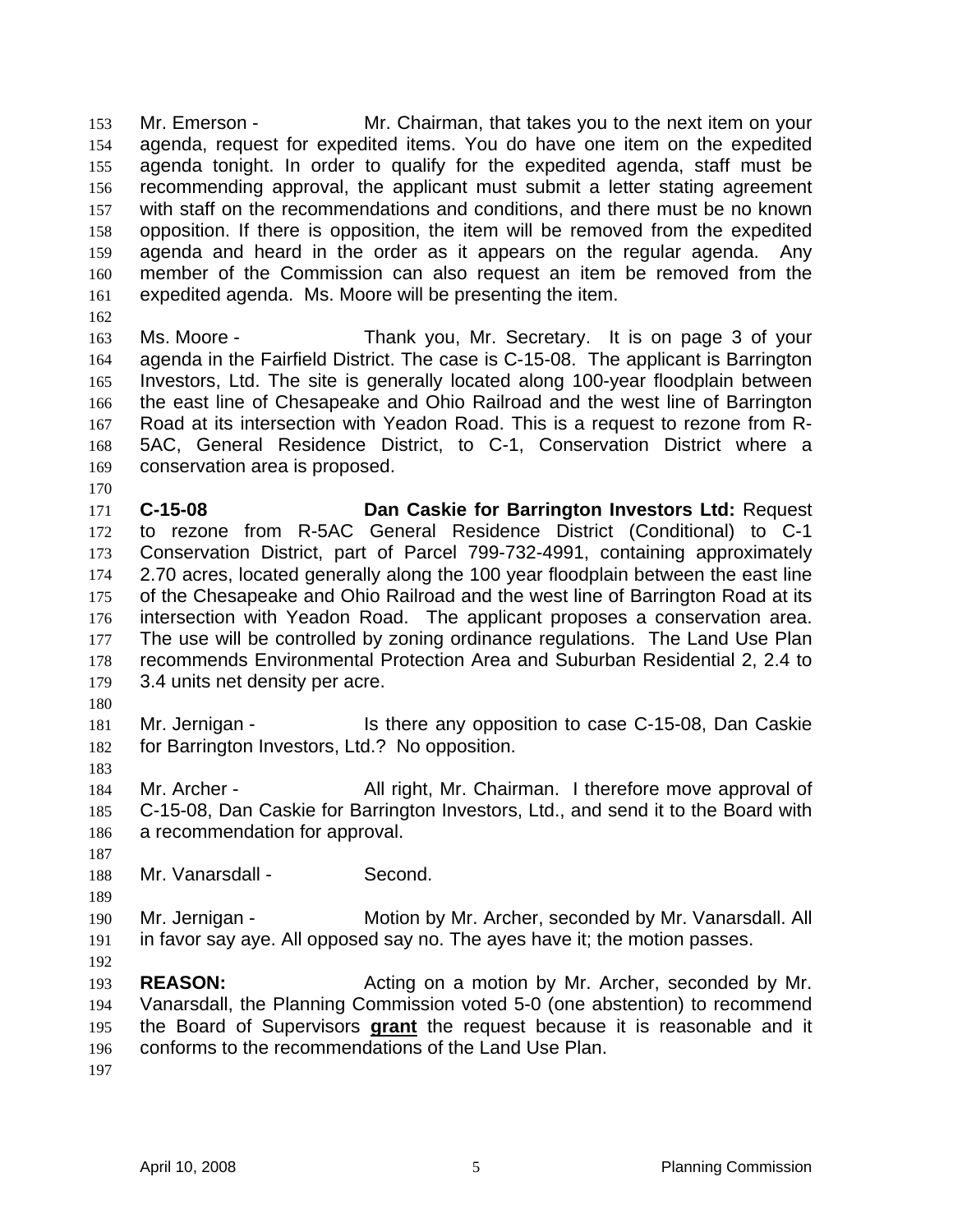Mr. Emerson - Mr. Chairman, that takes you to the next item on your agenda, request for expedited items. You do have one item on the expedited agenda tonight. In order to qualify for the expedited agenda, staff must be recommending approval, the applicant must submit a letter stating agreement with staff on the recommendations and conditions, and there must be no known opposition. If there is opposition, the item will be removed from the expedited agenda and heard in the order as it appears on the regular agenda. Any member of the Commission can also request an item be removed from the expedited agenda. Ms. Moore will be presenting the item.

Ms. Moore - Thank you, Mr. Secretary. It is on page 3 of your agenda in the Fairfield District. The case is C-15-08. The applicant is Barrington Investors, Ltd. The site is generally located along 100-year floodplain between the east line of Chesapeake and Ohio Railroad and the west line of Barrington Road at its intersection with Yeadon Road. This is a request to rezone from R-5AC, General Residence District, to C-1, Conservation District where a conservation area is proposed.

**C-15-08 Dan Caskie for Barrington Investors Ltd:** Request to rezone from R-5AC General Residence District (Conditional) to C-1 Conservation District, part of Parcel 799-732-4991, containing approximately 2.70 acres, located generally along the 100 year floodplain between the east line of the Chesapeake and Ohio Railroad and the west line of Barrington Road at its intersection with Yeadon Road. The applicant proposes a conservation area. The use will be controlled by zoning ordinance regulations. The Land Use Plan recommends Environmental Protection Area and Suburban Residential 2, 2.4 to 3.4 units net density per acre.

Mr. Jernigan - Is there any opposition to case C-15-08, Dan Caskie for Barrington Investors, Ltd.? No opposition.

Mr. Archer - All right, Mr. Chairman. I therefore move approval of C-15-08, Dan Caskie for Barrington Investors, Ltd., and send it to the Board with a recommendation for approval.

Mr. Vanarsdall - Second.

Mr. Jernigan - Motion by Mr. Archer, seconded by Mr. Vanarsdall. All in favor say aye. All opposed say no. The ayes have it; the motion passes.

**REASON:** Acting on a motion by Mr. Archer, seconded by Mr. Vanarsdall, the Planning Commission voted 5-0 (one abstention) to recommend the Board of Supervisors **grant** the request because it is reasonable and it conforms to the recommendations of the Land Use Plan.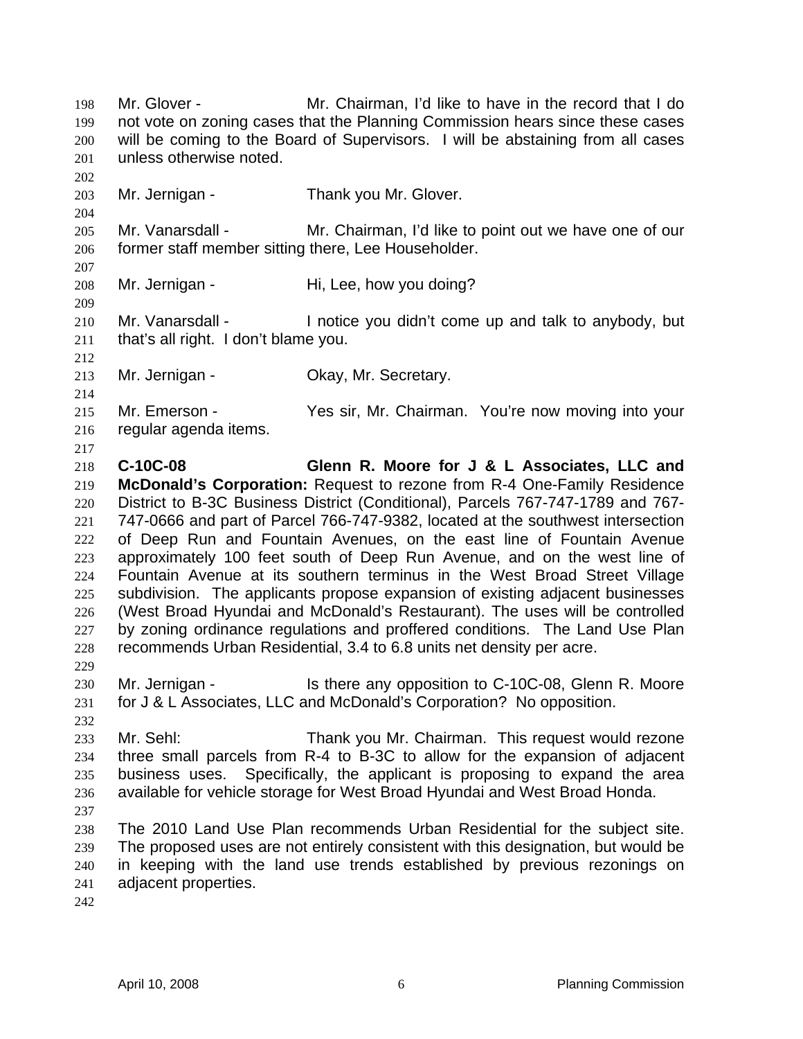Mr. Glover - Mr. Chairman, I'd like to have in the record that I do not vote on zoning cases that the Planning Commission hears since these cases will be coming to the Board of Supervisors. I will be abstaining from all cases unless otherwise noted.

Mr. Jernigan - Thank you Mr. Glover.

Mr. Vanarsdall - Mr. Chairman, I'd like to point out we have one of our former staff member sitting there, Lee Householder.

Mr. Jernigan - Hi, Lee, how you doing?

Mr. Vanarsdall - I notice you didn't come up and talk to anybody, but that's all right. I don't blame you.

Mr. Jernigan - Okay, Mr. Secretary.

Mr. Emerson - Yes sir, Mr. Chairman. You're now moving into your regular agenda items.

**C-10C-08 Glenn R. Moore for J & L Associates, LLC and McDonald's Corporation:** Request to rezone from R-4 One-Family Residence District to B-3C Business District (Conditional), Parcels 767-747-1789 and 767-747-0666 and part of Parcel 766-747-9382, located at the southwest intersection of Deep Run and Fountain Avenues, on the east line of Fountain Avenue approximately 100 feet south of Deep Run Avenue, and on the west line of Fountain Avenue at its southern terminus in the West Broad Street Village subdivision. The applicants propose expansion of existing adjacent businesses (West Broad Hyundai and McDonald's Restaurant). The uses will be controlled by zoning ordinance regulations and proffered conditions. The Land Use Plan recommends Urban Residential, 3.4 to 6.8 units net density per acre.

Mr. Jernigan - Is there any opposition to C-10C-08, Glenn R. Moore for J & L Associates, LLC and McDonald's Corporation? No opposition.

Mr. Sehl: Thank you Mr. Chairman. This request would rezone three small parcels from R-4 to B-3C to allow for the expansion of adjacent business uses. Specifically, the applicant is proposing to expand the area available for vehicle storage for West Broad Hyundai and West Broad Honda.

The 2010 Land Use Plan recommends Urban Residential for the subject site. The proposed uses are not entirely consistent with this designation, but would be in keeping with the land use trends established by previous rezonings on adjacent properties.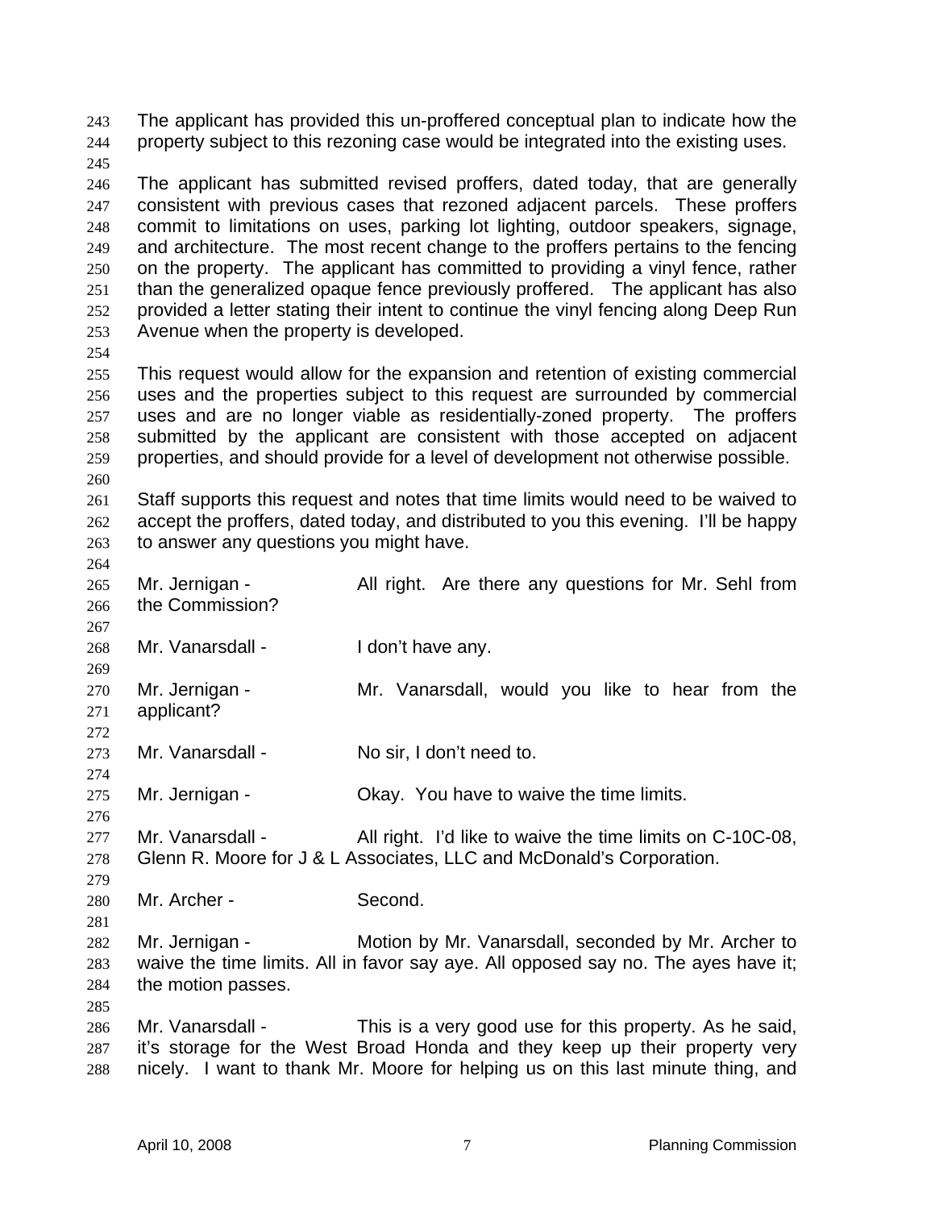The applicant has provided this un-proffered conceptual plan to indicate how the property subject to this rezoning case would be integrated into the existing uses.

The applicant has submitted revised proffers, dated today, that are generally consistent with previous cases that rezoned adjacent parcels. These proffers commit to limitations on uses, parking lot lighting, outdoor speakers, signage, and architecture. The most recent change to the proffers pertains to the fencing on the property. The applicant has committed to providing a vinyl fence, rather than the generalized opaque fence previously proffered. The applicant has also provided a letter stating their intent to continue the vinyl fencing along Deep Run Avenue when the property is developed.

This request would allow for the expansion and retention of existing commercial uses and the properties subject to this request are surrounded by commercial uses and are no longer viable as residentially-zoned property. The proffers submitted by the applicant are consistent with those accepted on adjacent properties, and should provide for a level of development not otherwise possible.

Staff supports this request and notes that time limits would need to be waived to accept the proffers, dated today, and distributed to you this evening. I'll be happy to answer any questions you might have.

Mr. Jernigan - All right. Are there any questions for Mr. Sehl from the Commission?

Mr. Vanarsdall - I don't have any.

Mr. Jernigan - Mr. Vanarsdall, would you like to hear from the applicant?

Mr. Vanarsdall - No sir, I don't need to.

Mr. Jernigan - Okay. You have to waive the time limits.

Mr. Vanarsdall - All right. I'd like to waive the time limits on C-10C-08, Glenn R. Moore for J & L Associates, LLC and McDonald's Corporation.

Mr. Archer - Second.

Mr. Jernigan - Motion by Mr. Vanarsdall, seconded by Mr. Archer to waive the time limits. All in favor say aye. All opposed say no. The ayes have it; the motion passes.

Mr. Vanarsdall - This is a very good use for this property. As he said, it's storage for the West Broad Honda and they keep up their property very nicely. I want to thank Mr. Moore for helping us on this last minute thing, and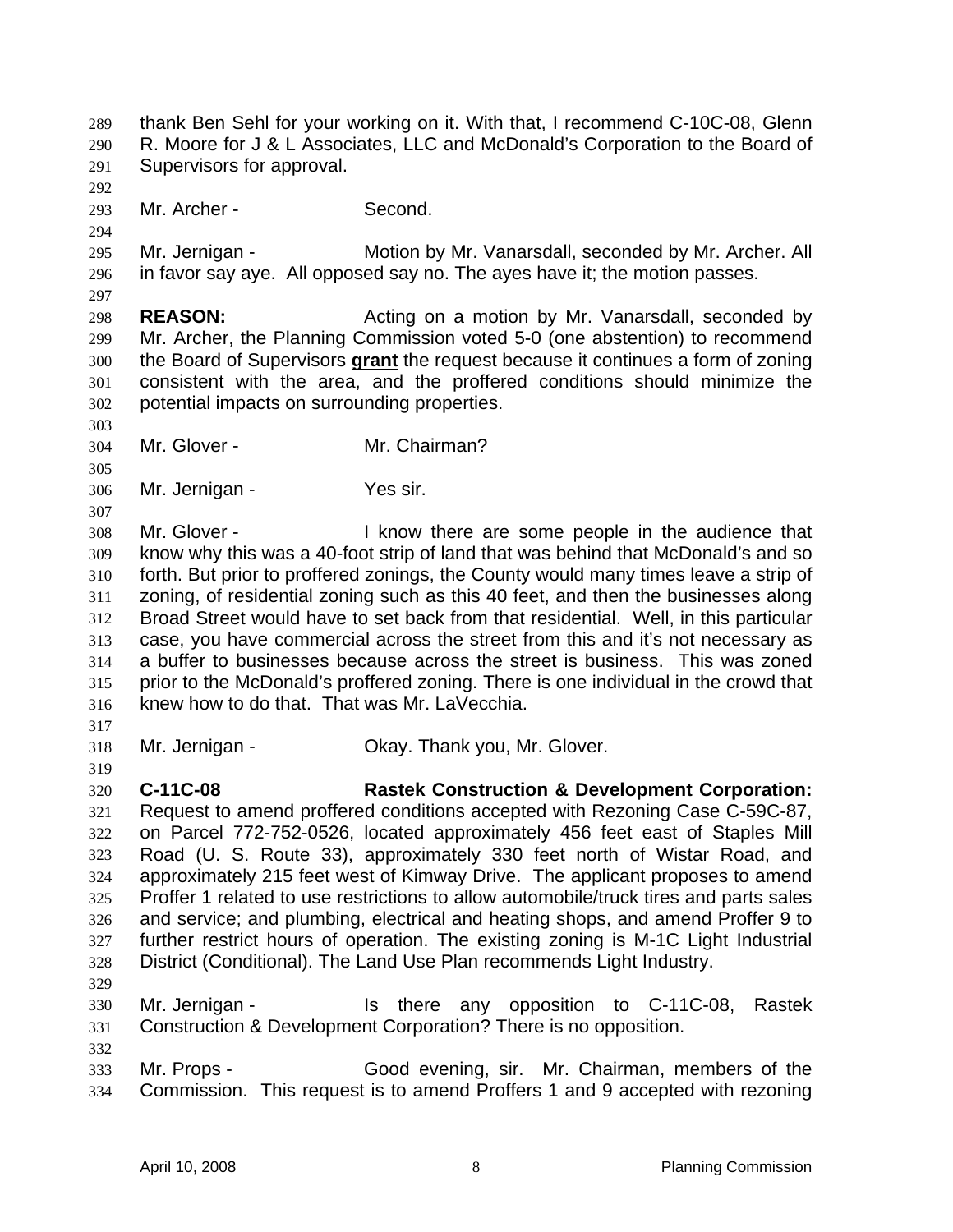thank Ben Sehl for your working on it. With that, I recommend C-10C-08, Glenn R. Moore for J & L Associates, LLC and McDonald's Corporation to the Board of Supervisors for approval.

Mr. Archer - Second.

Mr. Jernigan - Motion by Mr. Vanarsdall, seconded by Mr. Archer. All in favor say aye. All opposed say no. The ayes have it; the motion passes.

**REASON:** Acting on a motion by Mr. Vanarsdall, seconded by Mr. Archer, the Planning Commission voted 5-0 (one abstention) to recommend the Board of Supervisors **grant** the request because it continues a form of zoning consistent with the area, and the proffered conditions should minimize the potential impacts on surrounding properties.

Mr. Glover - Mr. Chairman?

Mr. Jernigan - Yes sir.

Mr. Glover - I know there are some people in the audience that know why this was a 40-foot strip of land that was behind that McDonald's and so forth. But prior to proffered zonings, the County would many times leave a strip of zoning, of residential zoning such as this 40 feet, and then the businesses along Broad Street would have to set back from that residential. Well, in this particular case, you have commercial across the street from this and it's not necessary as a buffer to businesses because across the street is business. This was zoned prior to the McDonald's proffered zoning. There is one individual in the crowd that knew how to do that. That was Mr. LaVecchia.

Mr. Jernigan - Okay. Thank you, Mr. Glover.

**C-11C-08 Rastek Construction & Development Corporation:** Request to amend proffered conditions accepted with Rezoning Case C-59C-87, on Parcel 772-752-0526, located approximately 456 feet east of Staples Mill Road (U. S. Route 33), approximately 330 feet north of Wistar Road, and approximately 215 feet west of Kimway Drive. The applicant proposes to amend Proffer 1 related to use restrictions to allow automobile/truck tires and parts sales and service; and plumbing, electrical and heating shops, and amend Proffer 9 to further restrict hours of operation. The existing zoning is M-1C Light Industrial District (Conditional). The Land Use Plan recommends Light Industry.

Mr. Jernigan - Is there any opposition to C-11C-08, Rastek Construction & Development Corporation? There is no opposition.

Mr. Props - Good evening, sir. Mr. Chairman, members of the Commission. This request is to amend Proffers 1 and 9 accepted with rezoning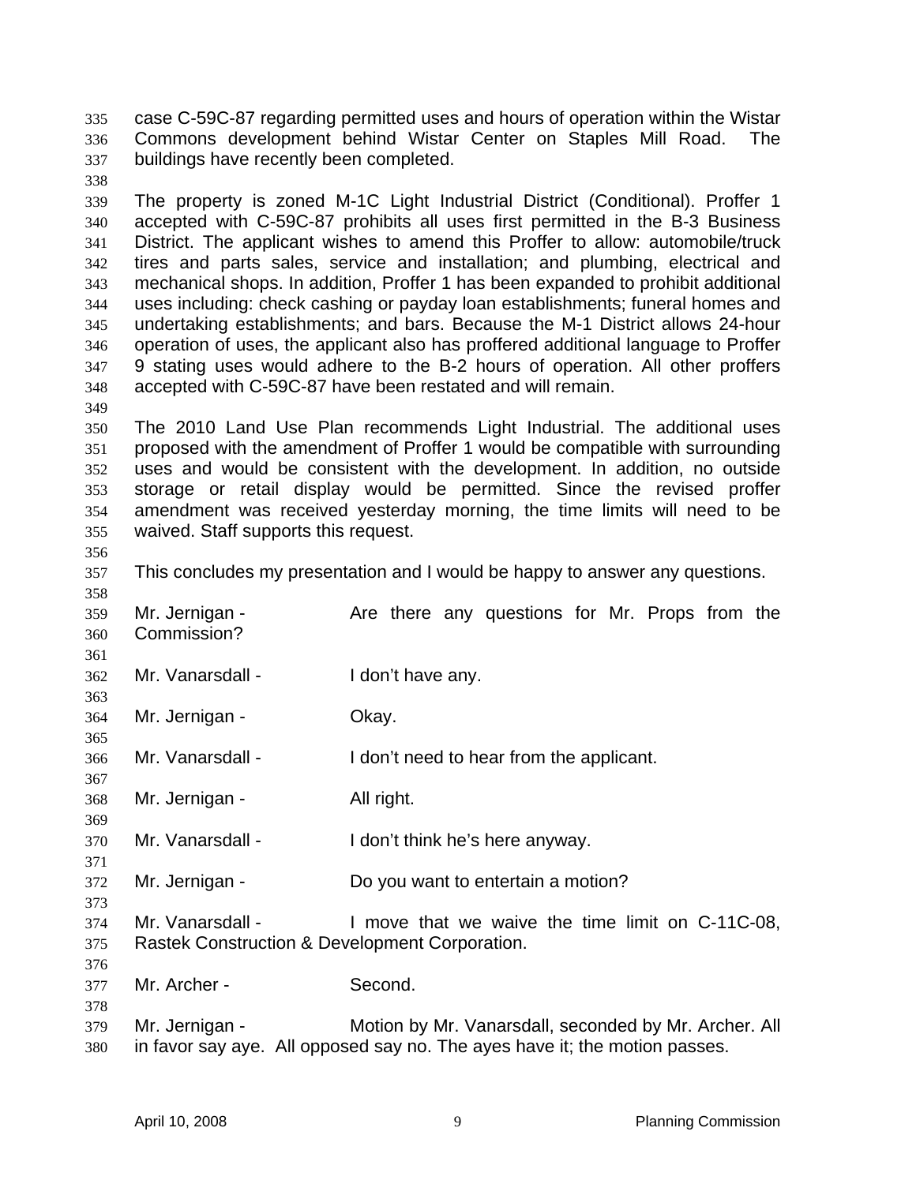case C-59C-87 regarding permitted uses and hours of operation within the Wistar Commons development behind Wistar Center on Staples Mill Road. The buildings have recently been completed.

The property is zoned M-1C Light Industrial District (Conditional). Proffer 1 accepted with C-59C-87 prohibits all uses first permitted in the B-3 Business District. The applicant wishes to amend this Proffer to allow: automobile/truck tires and parts sales, service and installation; and plumbing, electrical and mechanical shops. In addition, Proffer 1 has been expanded to prohibit additional uses including: check cashing or payday loan establishments; funeral homes and undertaking establishments; and bars. Because the M-1 District allows 24-hour operation of uses, the applicant also has proffered additional language to Proffer 9 stating uses would adhere to the B-2 hours of operation. All other proffers accepted with C-59C-87 have been restated and will remain.

The 2010 Land Use Plan recommends Light Industrial. The additional uses proposed with the amendment of Proffer 1 would be compatible with surrounding uses and would be consistent with the development. In addition, no outside storage or retail display would be permitted. Since the revised proffer amendment was received yesterday morning, the time limits will need to be waived. Staff supports this request.

This concludes my presentation and I would be happy to answer any questions.

Mr. Jernigan - Are there any questions for Mr. Props from the Commission?

Mr. Vanarsdall - I don't have any.

Mr. Jernigan - Okay.

Mr. Vanarsdall - I don't need to hear from the applicant.

Mr. Jernigan - All right.

Mr. Vanarsdall - I don't think he's here anyway.

Mr. Jernigan - Do you want to entertain a motion?

Mr. Vanarsdall - I move that we waive the time limit on C-11C-08, Rastek Construction & Development Corporation.

Mr. Archer - Second.

Mr. Jernigan - Motion by Mr. Vanarsdall, seconded by Mr. Archer. All in favor say aye. All opposed say no. The ayes have it; the motion passes.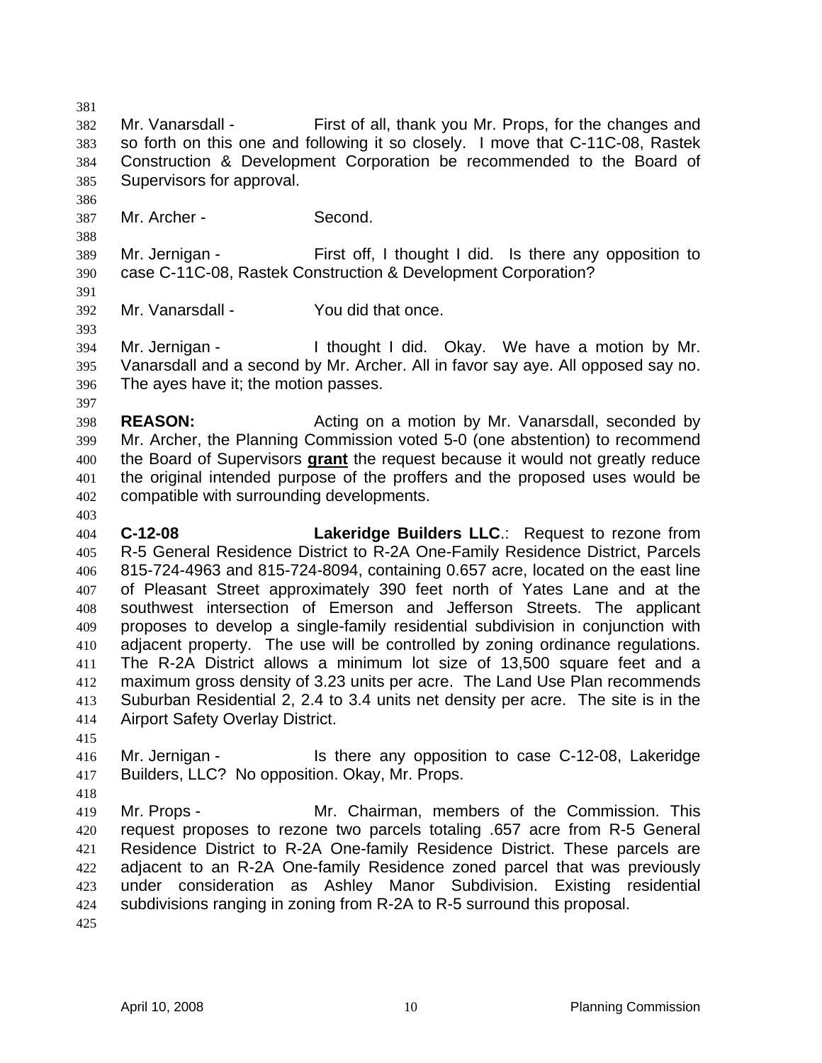Mr. Vanarsdall - First of all, thank you Mr. Props, for the changes and so forth on this one and following it so closely. I move that C-11C-08, Rastek Construction & Development Corporation be recommended to the Board of Supervisors for approval.

Mr. Archer - Second.

Mr. Jernigan - First off, I thought I did. Is there any opposition to case C-11C-08, Rastek Construction & Development Corporation?

Mr. Vanarsdall - You did that once.

Mr. Jernigan - I thought I did. Okay. We have a motion by Mr. Vanarsdall and a second by Mr. Archer. All in favor say aye. All opposed say no. The ayes have it; the motion passes.

**REASON:** Acting on a motion by Mr. Vanarsdall, seconded by Mr. Archer, the Planning Commission voted 5-0 (one abstention) to recommend the Board of Supervisors **grant** the request because it would not greatly reduce the original intended purpose of the proffers and the proposed uses would be compatible with surrounding developments.

**C-12-08** **Lakeridge Builders LLC**.: Request to rezone from R-5 General Residence District to R-2A One-Family Residence District, Parcels 815-724-4963 and 815-724-8094, containing 0.657 acre, located on the east line of Pleasant Street approximately 390 feet north of Yates Lane and at the southwest intersection of Emerson and Jefferson Streets. The applicant proposes to develop a single-family residential subdivision in conjunction with adjacent property. The use will be controlled by zoning ordinance regulations. The R-2A District allows a minimum lot size of 13,500 square feet and a maximum gross density of 3.23 units per acre. The Land Use Plan recommends Suburban Residential 2, 2.4 to 3.4 units net density per acre. The site is in the Airport Safety Overlay District.

Mr. Jernigan - Is there any opposition to case C-12-08, Lakeridge Builders, LLC? No opposition. Okay, Mr. Props.

Mr. Props - Mr. Chairman, members of the Commission. This request proposes to rezone two parcels totaling .657 acre from R-5 General Residence District to R-2A One-family Residence District. These parcels are adjacent to an R-2A One-family Residence zoned parcel that was previously under consideration as Ashley Manor Subdivision. Existing residential subdivisions ranging in zoning from R-2A to R-5 surround this proposal.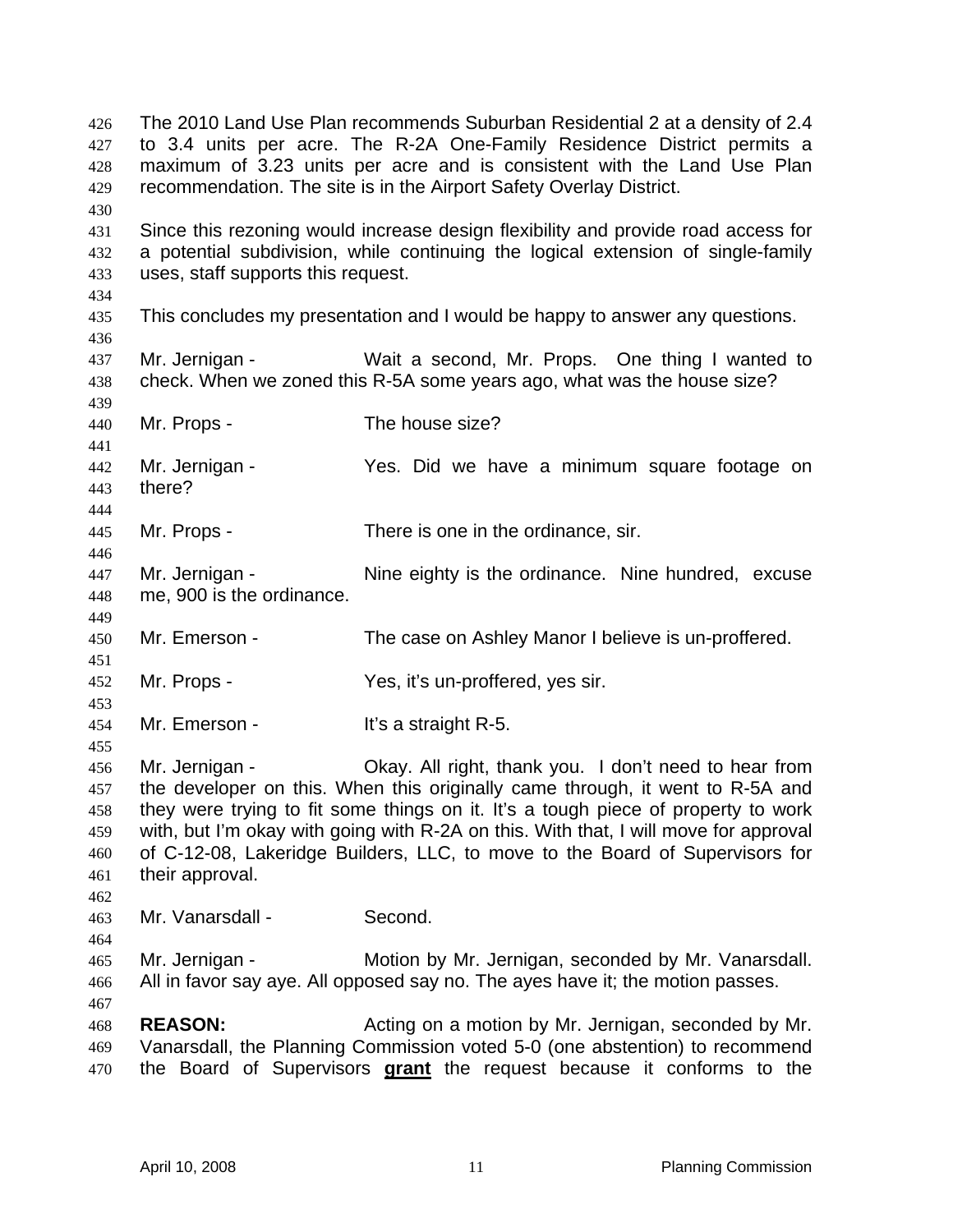The 2010 Land Use Plan recommends Suburban Residential 2 at a density of 2.4 to 3.4 units per acre. The R-2A One-Family Residence District permits a maximum of 3.23 units per acre and is consistent with the Land Use Plan recommendation. The site is in the Airport Safety Overlay District.

Since this rezoning would increase design flexibility and provide road access for a potential subdivision, while continuing the logical extension of single-family uses, staff supports this request.

This concludes my presentation and I would be happy to answer any questions.

Mr. Jernigan - Wait a second, Mr. Props. One thing I wanted to check. When we zoned this R-5A some years ago, what was the house size?

Mr. Props - The house size?

Mr. Jernigan - Yes. Did we have a minimum square footage on there?

Mr. Props - There is one in the ordinance, sir.

Mr. Jernigan - Nine eighty is the ordinance. Nine hundred, excuse me, 900 is the ordinance.

Mr. Emerson - The case on Ashley Manor I believe is un-proffered.

Mr. Props - Yes, it's un-proffered, yes sir.

Mr. Emerson - It's a straight R-5.

Mr. Jernigan - Okay. All right, thank you. I don't need to hear from the developer on this. When this originally came through, it went to R-5A and they were trying to fit some things on it. It's a tough piece of property to work with, but I'm okay with going with R-2A on this. With that, I will move for approval of C-12-08, Lakeridge Builders, LLC, to move to the Board of Supervisors for their approval.

Mr. Vanarsdall - Second.

Mr. Jernigan - Motion by Mr. Jernigan, seconded by Mr. Vanarsdall. All in favor say aye. All opposed say no. The ayes have it; the motion passes.

**REASON:** Acting on a motion by Mr. Jernigan, seconded by Mr. Vanarsdall, the Planning Commission voted 5-0 (one abstention) to recommend the Board of Supervisors **grant** the request because it conforms to the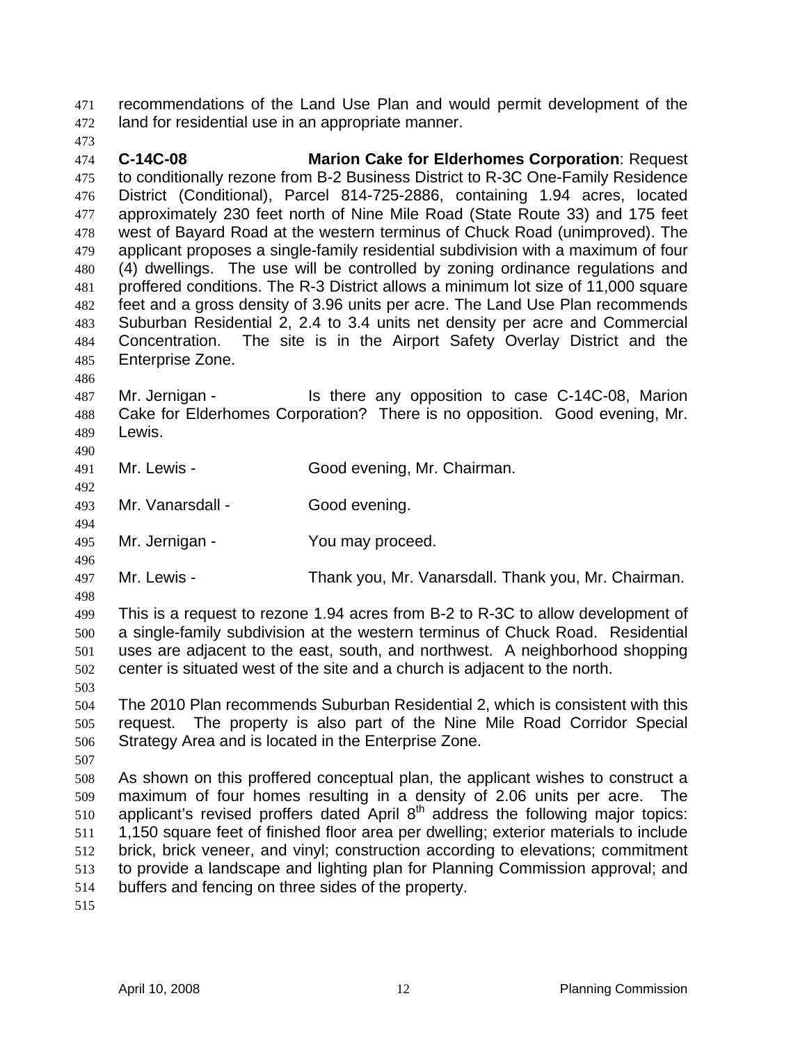recommendations of the Land Use Plan and would permit development of the land for residential use in an appropriate manner.

**C-14C-08** **Marion Cake for Elderhomes Corporation**: Request to conditionally rezone from B-2 Business District to R-3C One-Family Residence District (Conditional), Parcel 814-725-2886, containing 1.94 acres, located approximately 230 feet north of Nine Mile Road (State Route 33) and 175 feet west of Bayard Road at the western terminus of Chuck Road (unimproved). The applicant proposes a single-family residential subdivision with a maximum of four (4) dwellings. The use will be controlled by zoning ordinance regulations and proffered conditions. The R-3 District allows a minimum lot size of 11,000 square feet and a gross density of 3.96 units per acre. The Land Use Plan recommends Suburban Residential 2, 2.4 to 3.4 units net density per acre and Commercial Concentration. The site is in the Airport Safety Overlay District and the Enterprise Zone.

Mr. Jernigan - Is there any opposition to case C-14C-08, Marion Cake for Elderhomes Corporation? There is no opposition. Good evening, Mr. Lewis.

Mr. Lewis - Good evening, Mr. Chairman.

Mr. Vanarsdall - Good evening.

Mr. Jernigan - You may proceed.

Mr. Lewis - Thank you, Mr. Vanarsdall. Thank you, Mr. Chairman.

This is a request to rezone 1.94 acres from B-2 to R-3C to allow development of a single-family subdivision at the western terminus of Chuck Road. Residential uses are adjacent to the east, south, and northwest. A neighborhood shopping center is situated west of the site and a church is adjacent to the north.

The 2010 Plan recommends Suburban Residential 2, which is consistent with this request. The property is also part of the Nine Mile Road Corridor Special Strategy Area and is located in the Enterprise Zone.

As shown on this proffered conceptual plan, the applicant wishes to construct a maximum of four homes resulting in a density of 2.06 units per acre. The applicant's revised proffers dated April 8th address the following major topics: 1,150 square feet of finished floor area per dwelling; exterior materials to include brick, brick veneer, and vinyl; construction according to elevations; commitment to provide a landscape and lighting plan for Planning Commission approval; and buffers and fencing on three sides of the property.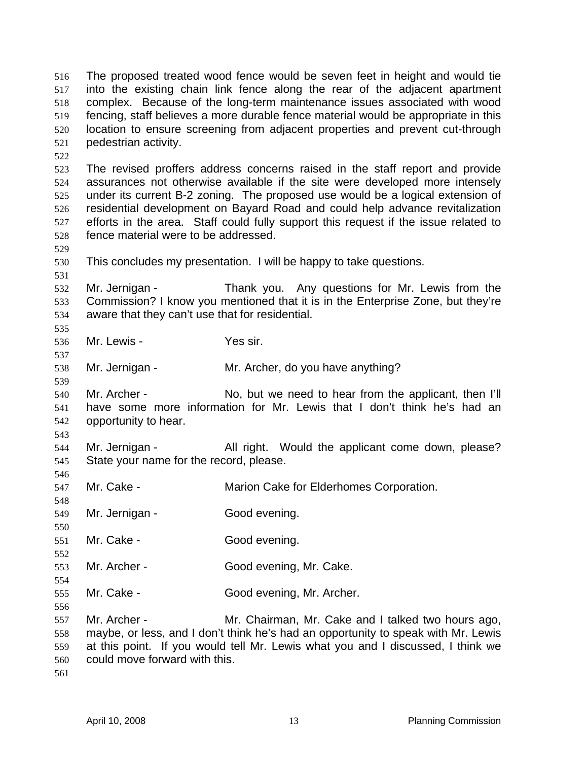The proposed treated wood fence would be seven feet in height and would tie into the existing chain link fence along the rear of the adjacent apartment complex. Because of the long-term maintenance issues associated with wood fencing, staff believes a more durable fence material would be appropriate in this location to ensure screening from adjacent properties and prevent cut-through pedestrian activity.

The revised proffers address concerns raised in the staff report and provide assurances not otherwise available if the site were developed more intensely under its current B-2 zoning. The proposed use would be a logical extension of residential development on Bayard Road and could help advance revitalization efforts in the area. Staff could fully support this request if the issue related to fence material were to be addressed.

This concludes my presentation. I will be happy to take questions.

Mr. Jernigan - Thank you. Any questions for Mr. Lewis from the Commission? I know you mentioned that it is in the Enterprise Zone, but they're aware that they can't use that for residential.

Mr. Lewis - Yes sir.

Mr. Jernigan - Mr. Archer, do you have anything?

Mr. Archer - No, but we need to hear from the applicant, then I'll have some more information for Mr. Lewis that I don't think he's had an opportunity to hear.

Mr. Jernigan - All right. Would the applicant come down, please? State your name for the record, please.

Mr. Cake - Marion Cake for Elderhomes Corporation.

Mr. Jernigan - Good evening.

Mr. Cake - Good evening.

Mr. Archer - Good evening, Mr. Cake.

Mr. Cake - Good evening, Mr. Archer.

Mr. Archer - Mr. Chairman, Mr. Cake and I talked two hours ago, maybe, or less, and I don't think he's had an opportunity to speak with Mr. Lewis at this point. If you would tell Mr. Lewis what you and I discussed, I think we could move forward with this.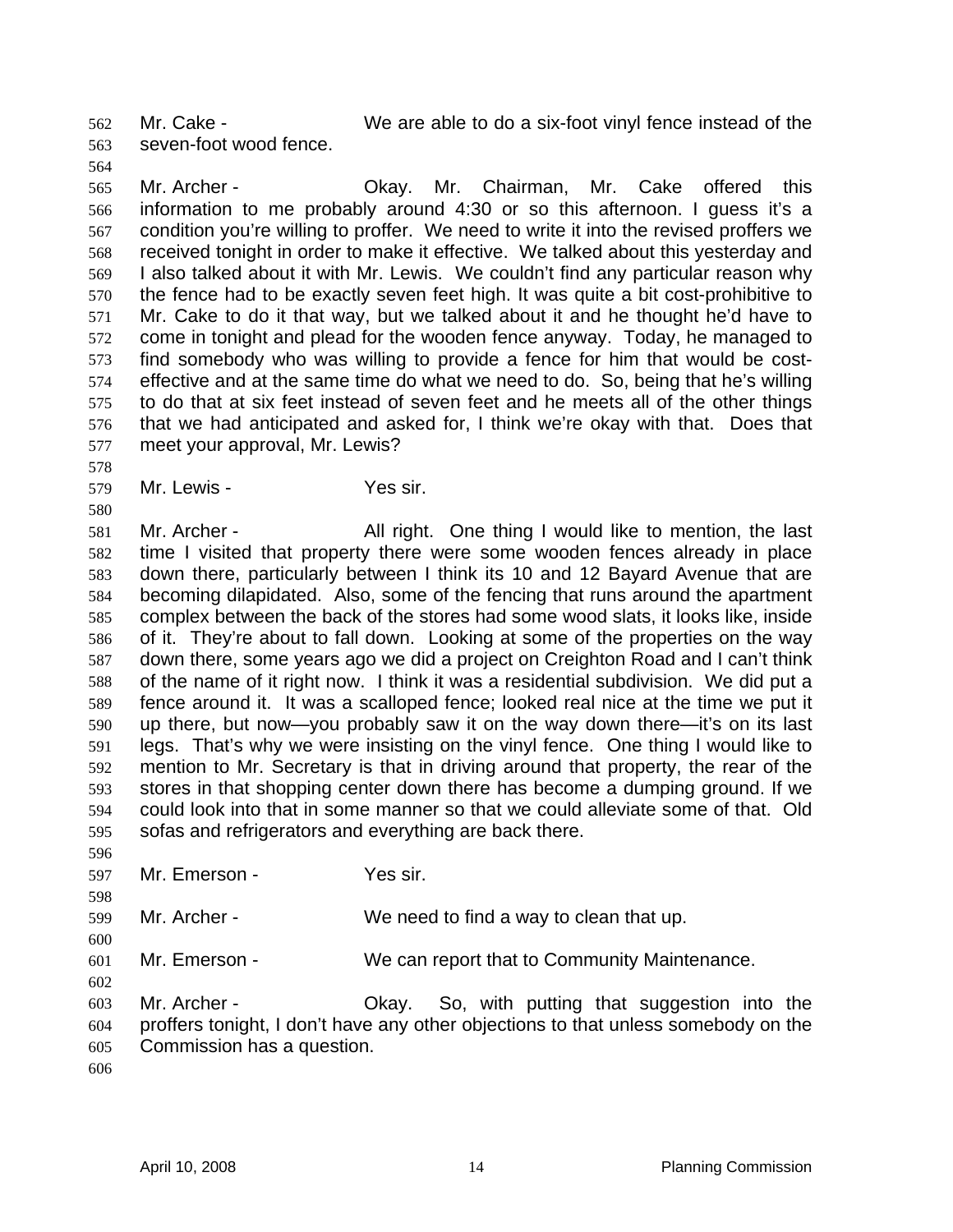Mr. Cake - We are able to do a six-foot vinyl fence instead of the seven-foot wood fence.

Mr. Archer - Okay. Mr. Chairman, Mr. Cake offered this information to me probably around 4:30 or so this afternoon. I guess it's a condition you're willing to proffer. We need to write it into the revised proffers we received tonight in order to make it effective. We talked about this yesterday and I also talked about it with Mr. Lewis. We couldn't find any particular reason why the fence had to be exactly seven feet high. It was quite a bit cost-prohibitive to Mr. Cake to do it that way, but we talked about it and he thought he'd have to come in tonight and plead for the wooden fence anyway. Today, he managed to find somebody who was willing to provide a fence for him that would be cost-effective and at the same time do what we need to do. So, being that he's willing to do that at six feet instead of seven feet and he meets all of the other things that we had anticipated and asked for, I think we're okay with that. Does that meet your approval, Mr. Lewis?

Mr. Lewis - Yes sir.

Mr. Archer - All right. One thing I would like to mention, the last time I visited that property there were some wooden fences already in place down there, particularly between I think its 10 and 12 Bayard Avenue that are becoming dilapidated. Also, some of the fencing that runs around the apartment complex between the back of the stores had some wood slats, it looks like, inside of it. They're about to fall down. Looking at some of the properties on the way down there, some years ago we did a project on Creighton Road and I can't think of the name of it right now. I think it was a residential subdivision. We did put a fence around it. It was a scalloped fence; looked real nice at the time we put it up there, but now—you probably saw it on the way down there—it's on its last legs. That's why we were insisting on the vinyl fence. One thing I would like to mention to Mr. Secretary is that in driving around that property, the rear of the stores in that shopping center down there has become a dumping ground. If we could look into that in some manner so that we could alleviate some of that. Old sofas and refrigerators and everything are back there.

Mr. Emerson - Yes sir.

Mr. Archer - We need to find a way to clean that up.

Mr. Emerson - We can report that to Community Maintenance.

Mr. Archer - Okay. So, with putting that suggestion into the proffers tonight, I don't have any other objections to that unless somebody on the Commission has a question.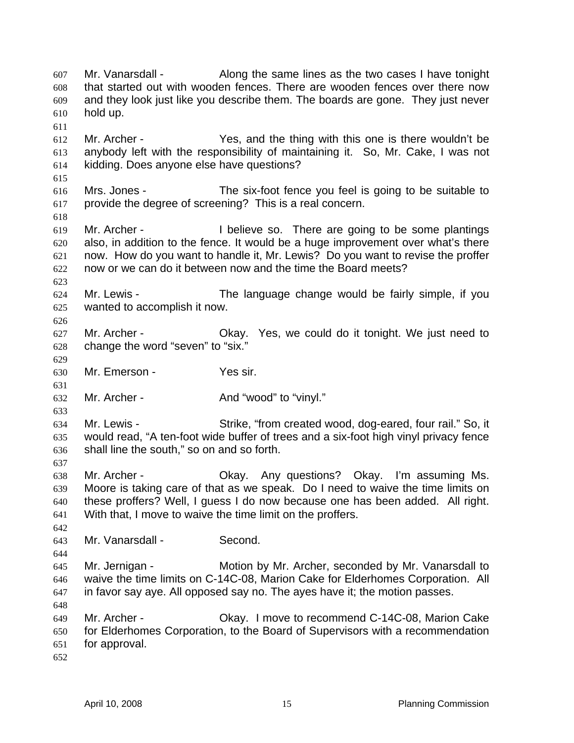Mr. Vanarsdall - Along the same lines as the two cases I have tonight that started out with wooden fences. There are wooden fences over there now and they look just like you describe them. The boards are gone. They just never hold up.

Mr. Archer - Yes, and the thing with this one is there wouldn't be anybody left with the responsibility of maintaining it. So, Mr. Cake, I was not kidding. Does anyone else have questions?

Mrs. Jones - The six-foot fence you feel is going to be suitable to provide the degree of screening? This is a real concern.

Mr. Archer - I believe so. There are going to be some plantings also, in addition to the fence. It would be a huge improvement over what's there now. How do you want to handle it, Mr. Lewis? Do you want to revise the proffer now or we can do it between now and the time the Board meets?

Mr. Lewis - The language change would be fairly simple, if you wanted to accomplish it now.

Mr. Archer - Okay. Yes, we could do it tonight. We just need to change the word "seven" to "six."

Mr. Emerson - Yes sir.

Mr. Archer - And "wood" to "vinyl."

Mr. Lewis - Strike, "from created wood, dog-eared, four rail." So, it would read, "A ten-foot wide buffer of trees and a six-foot high vinyl privacy fence shall line the south," so on and so forth.

Mr. Archer - Okay. Any questions? Okay. I'm assuming Ms. Moore is taking care of that as we speak. Do I need to waive the time limits on these proffers? Well, I guess I do now because one has been added. All right. With that, I move to waive the time limit on the proffers.

Mr. Vanarsdall - Second.

Mr. Jernigan - Motion by Mr. Archer, seconded by Mr. Vanarsdall to waive the time limits on C-14C-08, Marion Cake for Elderhomes Corporation. All in favor say aye. All opposed say no. The ayes have it; the motion passes.

Mr. Archer - Okay. I move to recommend C-14C-08, Marion Cake for Elderhomes Corporation, to the Board of Supervisors with a recommendation for approval.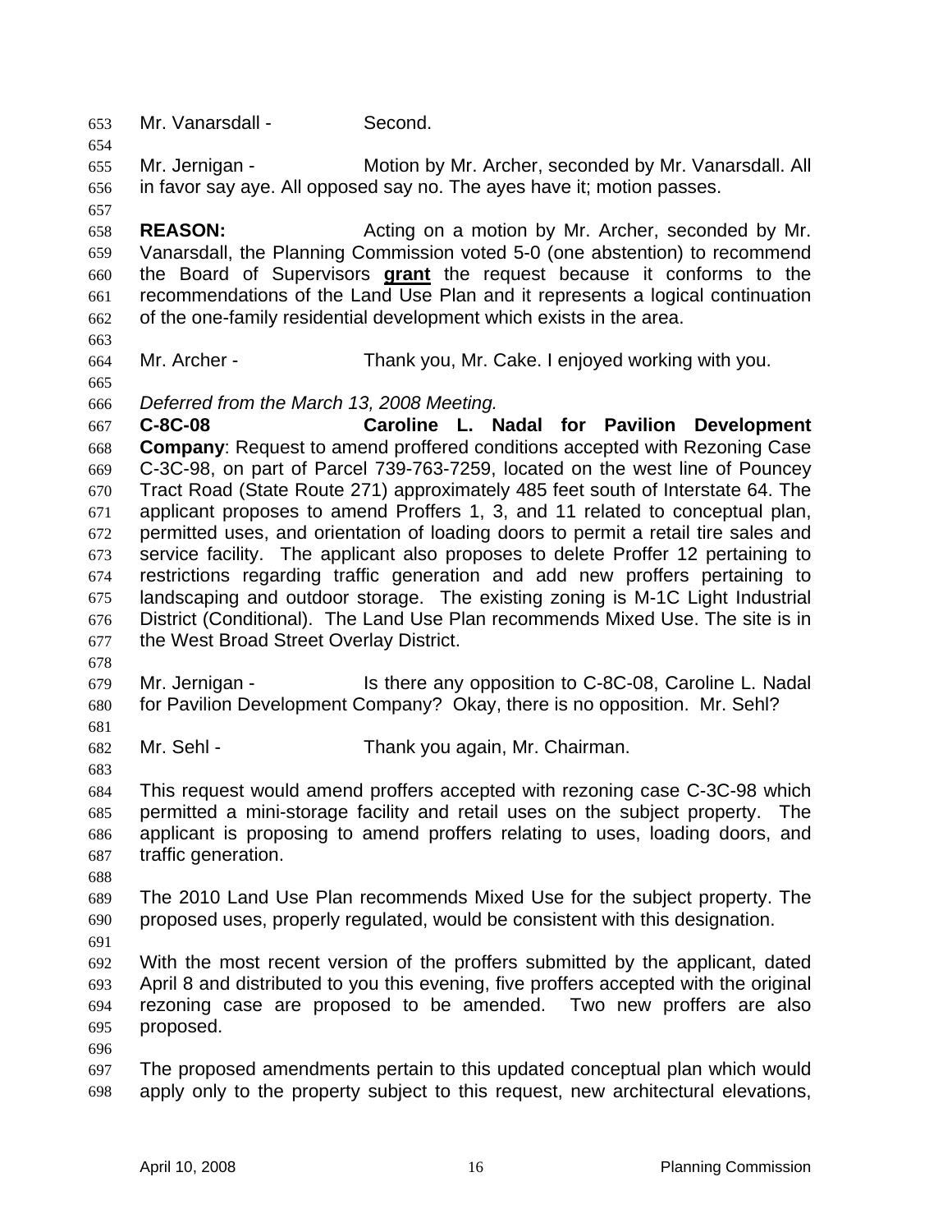Mr. Vanarsdall - Second.

Mr. Jernigan - Motion by Mr. Archer, seconded by Mr. Vanarsdall. All in favor say aye. All opposed say no. The ayes have it; motion passes.

**REASON:** Acting on a motion by Mr. Archer, seconded by Mr. Vanarsdall, the Planning Commission voted 5-0 (one abstention) to recommend the Board of Supervisors **grant** the request because it conforms to the recommendations of the Land Use Plan and it represents a logical continuation of the one-family residential development which exists in the area.

Mr. Archer - Thank you, Mr. Cake. I enjoyed working with you.

*Deferred from the March 13, 2008 Meeting.*

**C-8C-08 Caroline L. Nadal for Pavilion Development Company**: Request to amend proffered conditions accepted with Rezoning Case C-3C-98, on part of Parcel 739-763-7259, located on the west line of Pouncey Tract Road (State Route 271) approximately 485 feet south of Interstate 64. The applicant proposes to amend Proffers 1, 3, and 11 related to conceptual plan, permitted uses, and orientation of loading doors to permit a retail tire sales and service facility. The applicant also proposes to delete Proffer 12 pertaining to restrictions regarding traffic generation and add new proffers pertaining to landscaping and outdoor storage. The existing zoning is M-1C Light Industrial District (Conditional). The Land Use Plan recommends Mixed Use. The site is in the West Broad Street Overlay District.

Mr. Jernigan - Is there any opposition to C-8C-08, Caroline L. Nadal for Pavilion Development Company? Okay, there is no opposition. Mr. Sehl?

Mr. Sehl - Thank you again, Mr. Chairman.

This request would amend proffers accepted with rezoning case C-3C-98 which permitted a mini-storage facility and retail uses on the subject property. The applicant is proposing to amend proffers relating to uses, loading doors, and traffic generation.

The 2010 Land Use Plan recommends Mixed Use for the subject property. The proposed uses, properly regulated, would be consistent with this designation.

With the most recent version of the proffers submitted by the applicant, dated April 8 and distributed to you this evening, five proffers accepted with the original rezoning case are proposed to be amended. Two new proffers are also proposed.

The proposed amendments pertain to this updated conceptual plan which would apply only to the property subject to this request, new architectural elevations,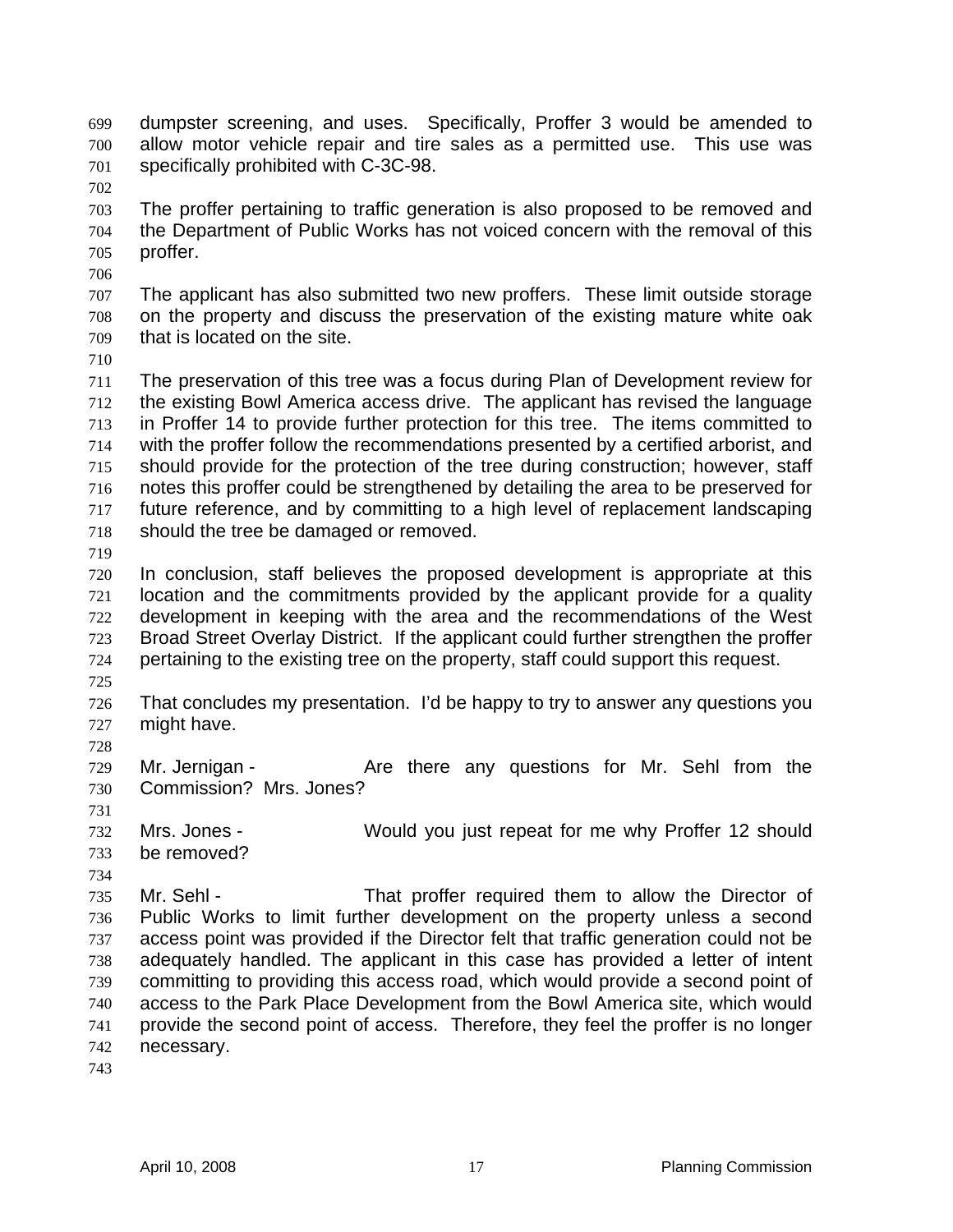dumpster screening, and uses. Specifically, Proffer 3 would be amended to allow motor vehicle repair and tire sales as a permitted use. This use was specifically prohibited with C-3C-98.

The proffer pertaining to traffic generation is also proposed to be removed and the Department of Public Works has not voiced concern with the removal of this proffer.

The applicant has also submitted two new proffers. These limit outside storage on the property and discuss the preservation of the existing mature white oak that is located on the site.

The preservation of this tree was a focus during Plan of Development review for the existing Bowl America access drive. The applicant has revised the language in Proffer 14 to provide further protection for this tree. The items committed to with the proffer follow the recommendations presented by a certified arborist, and should provide for the protection of the tree during construction; however, staff notes this proffer could be strengthened by detailing the area to be preserved for future reference, and by committing to a high level of replacement landscaping should the tree be damaged or removed.

In conclusion, staff believes the proposed development is appropriate at this location and the commitments provided by the applicant provide for a quality development in keeping with the area and the recommendations of the West Broad Street Overlay District. If the applicant could further strengthen the proffer pertaining to the existing tree on the property, staff could support this request.

That concludes my presentation. I'd be happy to try to answer any questions you might have.

Mr. Jernigan - Are there any questions for Mr. Sehl from the Commission? Mrs. Jones?

Mrs. Jones - Would you just repeat for me why Proffer 12 should be removed?

Mr. Sehl - That proffer required them to allow the Director of Public Works to limit further development on the property unless a second access point was provided if the Director felt that traffic generation could not be adequately handled. The applicant in this case has provided a letter of intent committing to providing this access road, which would provide a second point of access to the Park Place Development from the Bowl America site, which would provide the second point of access. Therefore, they feel the proffer is no longer necessary.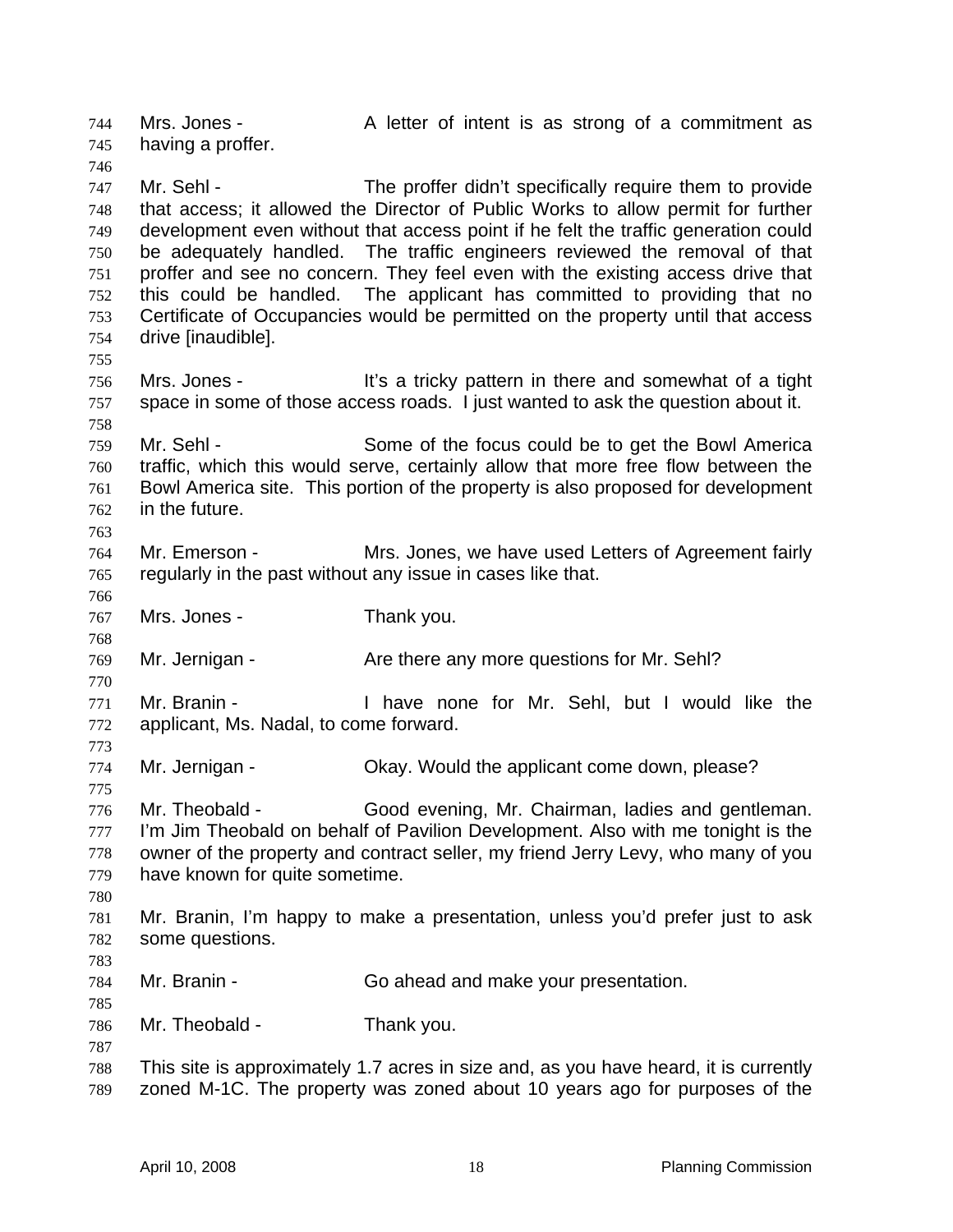Mrs. Jones - A letter of intent is as strong of a commitment as having a proffer.

Mr. Sehl - The proffer didn't specifically require them to provide that access; it allowed the Director of Public Works to allow permit for further development even without that access point if he felt the traffic generation could be adequately handled. The traffic engineers reviewed the removal of that proffer and see no concern. They feel even with the existing access drive that this could be handled. The applicant has committed to providing that no Certificate of Occupancies would be permitted on the property until that access drive [inaudible].

Mrs. Jones - It's a tricky pattern in there and somewhat of a tight space in some of those access roads. I just wanted to ask the question about it.

Mr. Sehl - Some of the focus could be to get the Bowl America traffic, which this would serve, certainly allow that more free flow between the Bowl America site. This portion of the property is also proposed for development in the future.

Mr. Emerson - Mrs. Jones, we have used Letters of Agreement fairly regularly in the past without any issue in cases like that.

Mrs. Jones - Thank you.

Mr. Jernigan - Are there any more questions for Mr. Sehl?

Mr. Branin - I have none for Mr. Sehl, but I would like the applicant, Ms. Nadal, to come forward.

Mr. Jernigan - Okay. Would the applicant come down, please?

Mr. Theobald - Good evening, Mr. Chairman, ladies and gentleman. I'm Jim Theobald on behalf of Pavilion Development. Also with me tonight is the owner of the property and contract seller, my friend Jerry Levy, who many of you have known for quite sometime.

Mr. Branin, I'm happy to make a presentation, unless you'd prefer just to ask some questions.

Mr. Branin - Go ahead and make your presentation.

Mr. Theobald - Thank you.

This site is approximately 1.7 acres in size and, as you have heard, it is currently zoned M-1C. The property was zoned about 10 years ago for purposes of the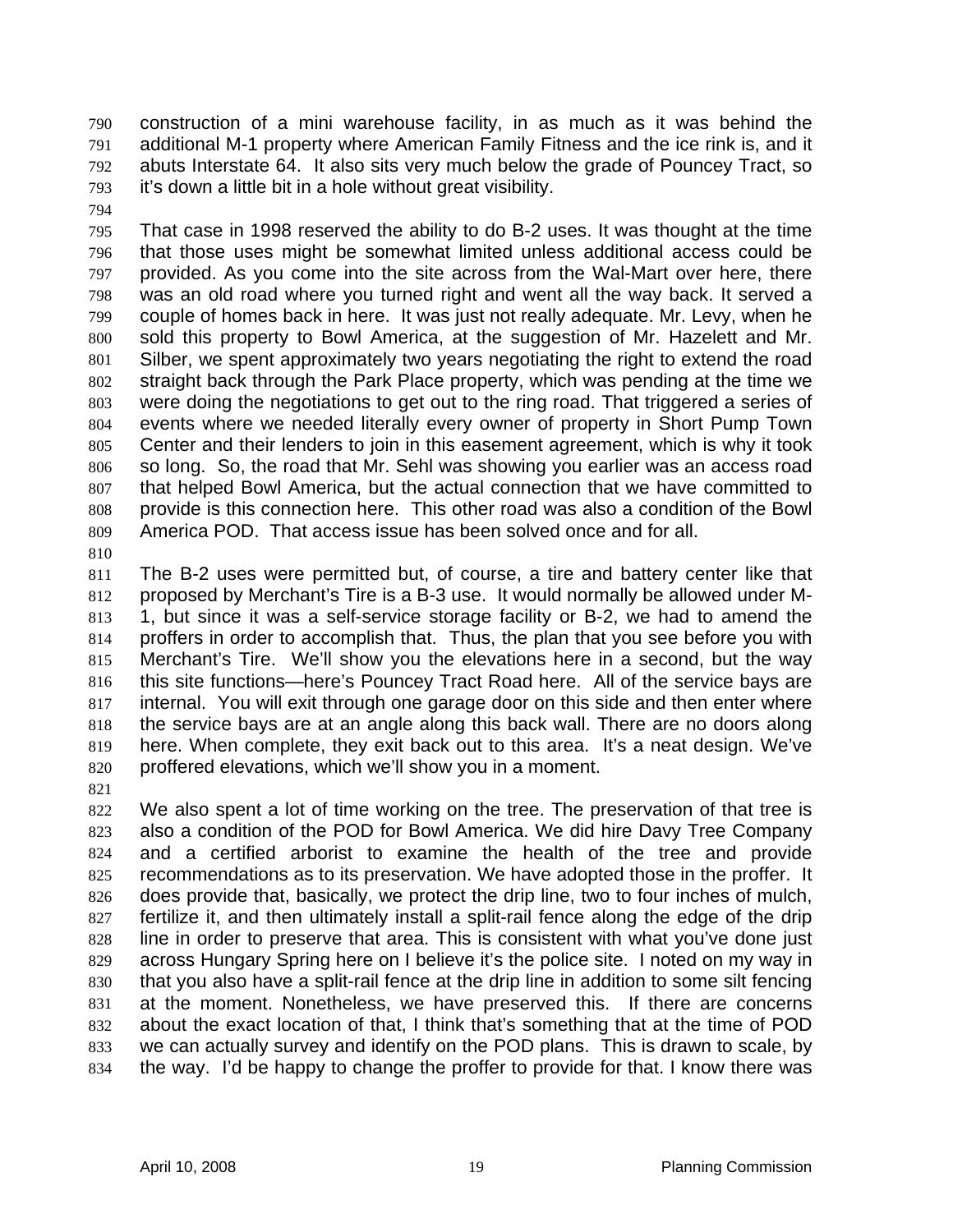construction of a mini warehouse facility, in as much as it was behind the additional M-1 property where American Family Fitness and the ice rink is, and it abuts Interstate 64. It also sits very much below the grade of Pouncey Tract, so it's down a little bit in a hole without great visibility.

That case in 1998 reserved the ability to do B-2 uses. It was thought at the time that those uses might be somewhat limited unless additional access could be provided. As you come into the site across from the Wal-Mart over here, there was an old road where you turned right and went all the way back. It served a couple of homes back in here. It was just not really adequate. Mr. Levy, when he sold this property to Bowl America, at the suggestion of Mr. Hazelett and Mr. Silber, we spent approximately two years negotiating the right to extend the road straight back through the Park Place property, which was pending at the time we were doing the negotiations to get out to the ring road. That triggered a series of events where we needed literally every owner of property in Short Pump Town Center and their lenders to join in this easement agreement, which is why it took so long. So, the road that Mr. Sehl was showing you earlier was an access road that helped Bowl America, but the actual connection that we have committed to provide is this connection here. This other road was also a condition of the Bowl America POD. That access issue has been solved once and for all.

The B-2 uses were permitted but, of course, a tire and battery center like that proposed by Merchant's Tire is a B-3 use. It would normally be allowed under M-1, but since it was a self-service storage facility or B-2, we had to amend the proffers in order to accomplish that. Thus, the plan that you see before you with Merchant's Tire. We'll show you the elevations here in a second, but the way this site functions—here's Pouncey Tract Road here. All of the service bays are internal. You will exit through one garage door on this side and then enter where the service bays are at an angle along this back wall. There are no doors along here. When complete, they exit back out to this area. It's a neat design. We've proffered elevations, which we'll show you in a moment.

We also spent a lot of time working on the tree. The preservation of that tree is also a condition of the POD for Bowl America. We did hire Davy Tree Company and a certified arborist to examine the health of the tree and provide recommendations as to its preservation. We have adopted those in the proffer. It does provide that, basically, we protect the drip line, two to four inches of mulch, fertilize it, and then ultimately install a split-rail fence along the edge of the drip line in order to preserve that area. This is consistent with what you've done just across Hungary Spring here on I believe it's the police site. I noted on my way in that you also have a split-rail fence at the drip line in addition to some silt fencing at the moment. Nonetheless, we have preserved this. If there are concerns about the exact location of that, I think that's something that at the time of POD we can actually survey and identify on the POD plans. This is drawn to scale, by the way. I'd be happy to change the proffer to provide for that. I know there was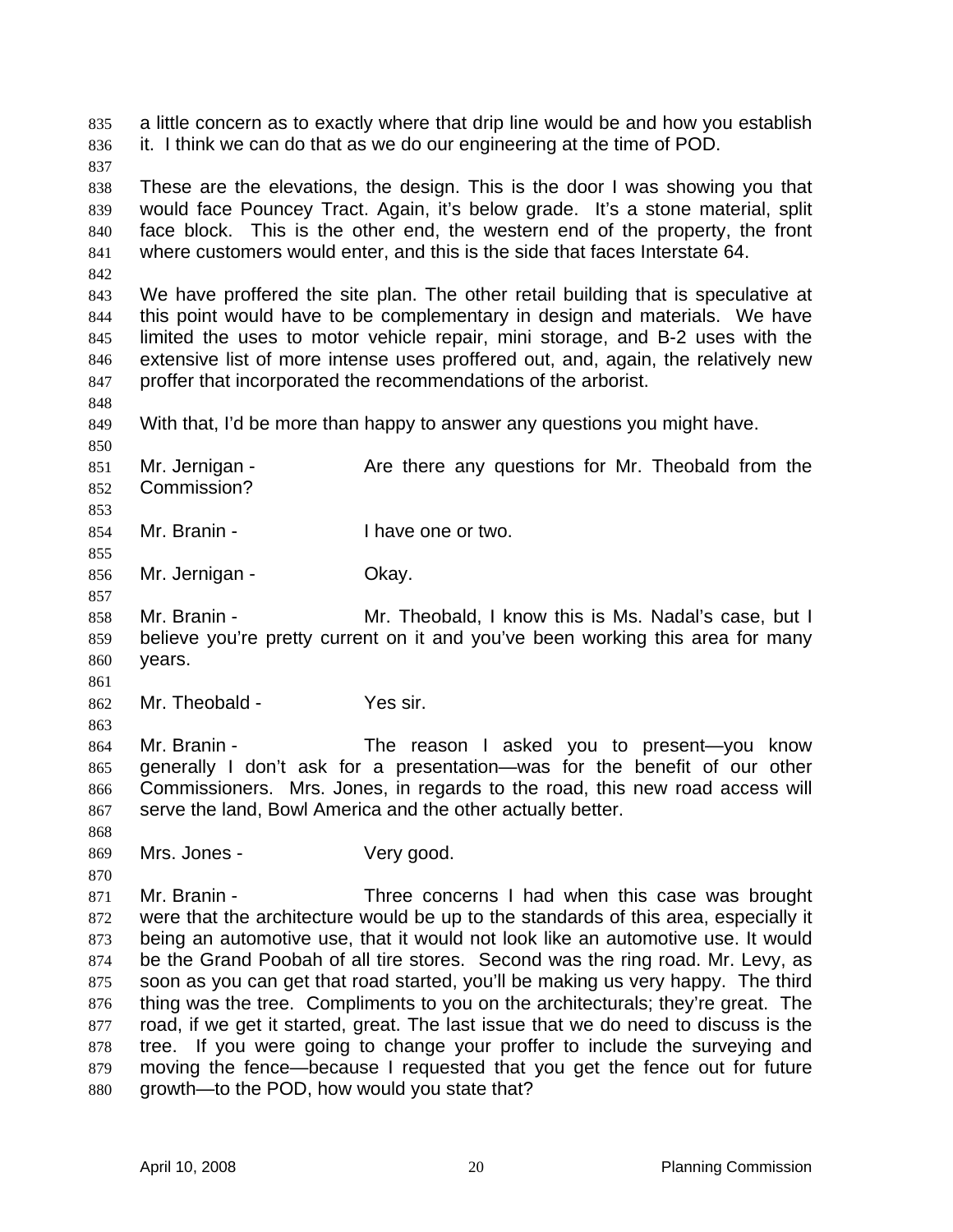a little concern as to exactly where that drip line would be and how you establish it. I think we can do that as we do our engineering at the time of POD.

These are the elevations, the design. This is the door I was showing you that would face Pouncey Tract. Again, it's below grade. It's a stone material, split face block. This is the other end, the western end of the property, the front where customers would enter, and this is the side that faces Interstate 64.

We have proffered the site plan. The other retail building that is speculative at this point would have to be complementary in design and materials. We have limited the uses to motor vehicle repair, mini storage, and B-2 uses with the extensive list of more intense uses proffered out, and, again, the relatively new proffer that incorporated the recommendations of the arborist.

With that, I'd be more than happy to answer any questions you might have.

Mr. Jernigan - Are there any questions for Mr. Theobald from the Commission?

Mr. Branin - I have one or two.

Mr. Jernigan - Okay.

Mr. Branin - Mr. Theobald, I know this is Ms. Nadal's case, but I believe you're pretty current on it and you've been working this area for many years.

Mr. Theobald - Yes sir.

Mr. Branin - The reason I asked you to present—you know generally I don't ask for a presentation—was for the benefit of our other Commissioners. Mrs. Jones, in regards to the road, this new road access will serve the land, Bowl America and the other actually better.

Mrs. Jones - Very good.

Mr. Branin - Three concerns I had when this case was brought were that the architecture would be up to the standards of this area, especially it being an automotive use, that it would not look like an automotive use. It would be the Grand Poobah of all tire stores. Second was the ring road. Mr. Levy, as soon as you can get that road started, you'll be making us very happy. The third thing was the tree. Compliments to you on the architecturals; they're great. The road, if we get it started, great. The last issue that we do need to discuss is the tree. If you were going to change your proffer to include the surveying and moving the fence—because I requested that you get the fence out for future growth—to the POD, how would you state that?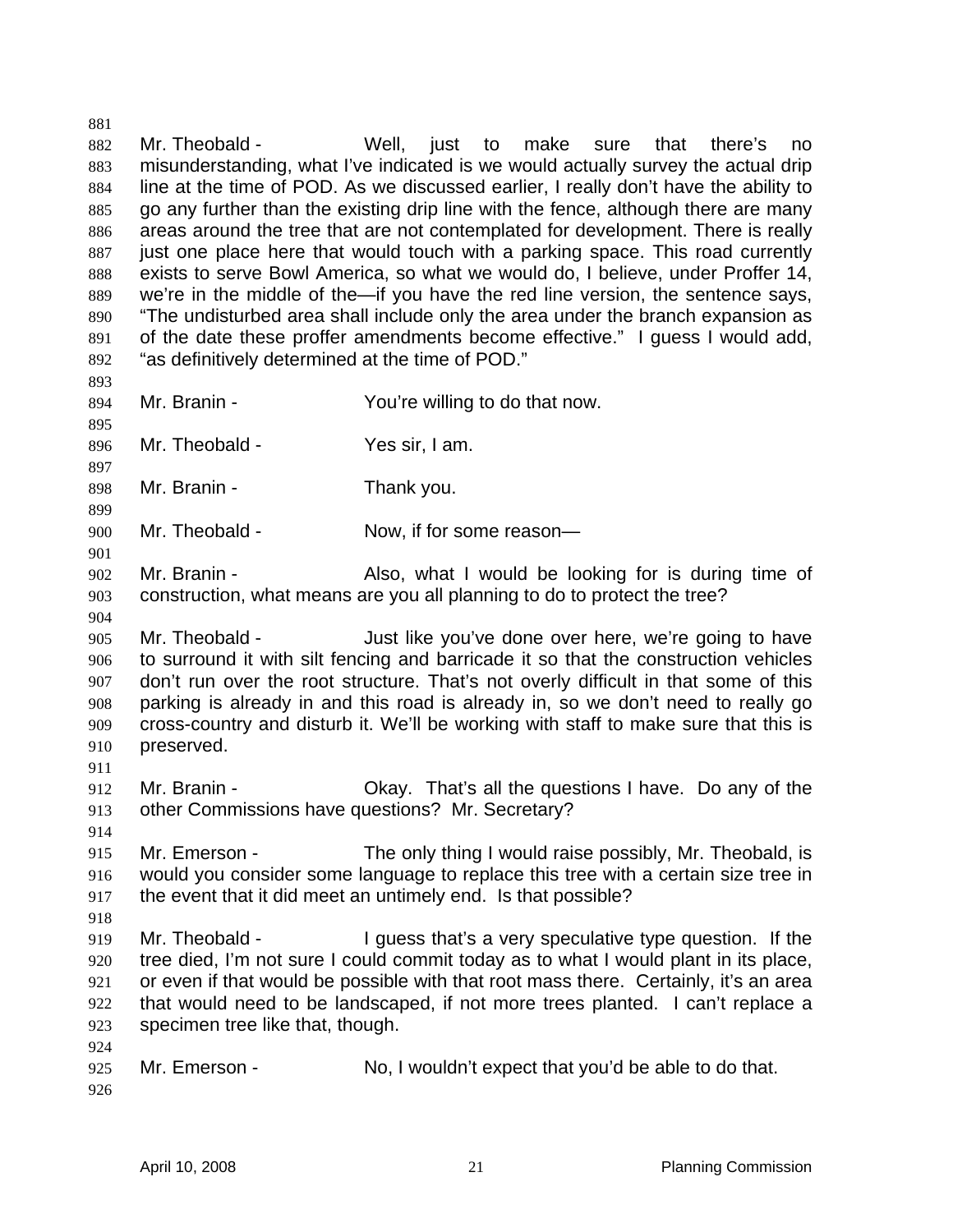Mr. Theobald - Well, just to make sure that there's no misunderstanding, what I've indicated is we would actually survey the actual drip line at the time of POD. As we discussed earlier, I really don't have the ability to go any further than the existing drip line with the fence, although there are many areas around the tree that are not contemplated for development. There is really just one place here that would touch with a parking space. This road currently exists to serve Bowl America, so what we would do, I believe, under Proffer 14, we're in the middle of the—if you have the red line version, the sentence says, "The undisturbed area shall include only the area under the branch expansion as of the date these proffer amendments become effective." I guess I would add, "as definitively determined at the time of POD."

Mr. Branin - You're willing to do that now.

Mr. Theobald - Yes sir, I am.

Mr. Branin - Thank you.

Mr. Theobald - Now, if for some reason—

Mr. Branin - Also, what I would be looking for is during time of construction, what means are you all planning to do to protect the tree?

Mr. Theobald - Just like you've done over here, we're going to have to surround it with silt fencing and barricade it so that the construction vehicles don't run over the root structure. That's not overly difficult in that some of this parking is already in and this road is already in, so we don't need to really go cross-country and disturb it. We'll be working with staff to make sure that this is preserved.

Mr. Branin - Okay. That's all the questions I have. Do any of the other Commissions have questions? Mr. Secretary?

Mr. Emerson - The only thing I would raise possibly, Mr. Theobald, is would you consider some language to replace this tree with a certain size tree in the event that it did meet an untimely end. Is that possible?

Mr. Theobald - I guess that's a very speculative type question. If the tree died, I'm not sure I could commit today as to what I would plant in its place, or even if that would be possible with that root mass there. Certainly, it's an area that would need to be landscaped, if not more trees planted. I can't replace a specimen tree like that, though.

Mr. Emerson - No, I wouldn't expect that you'd be able to do that.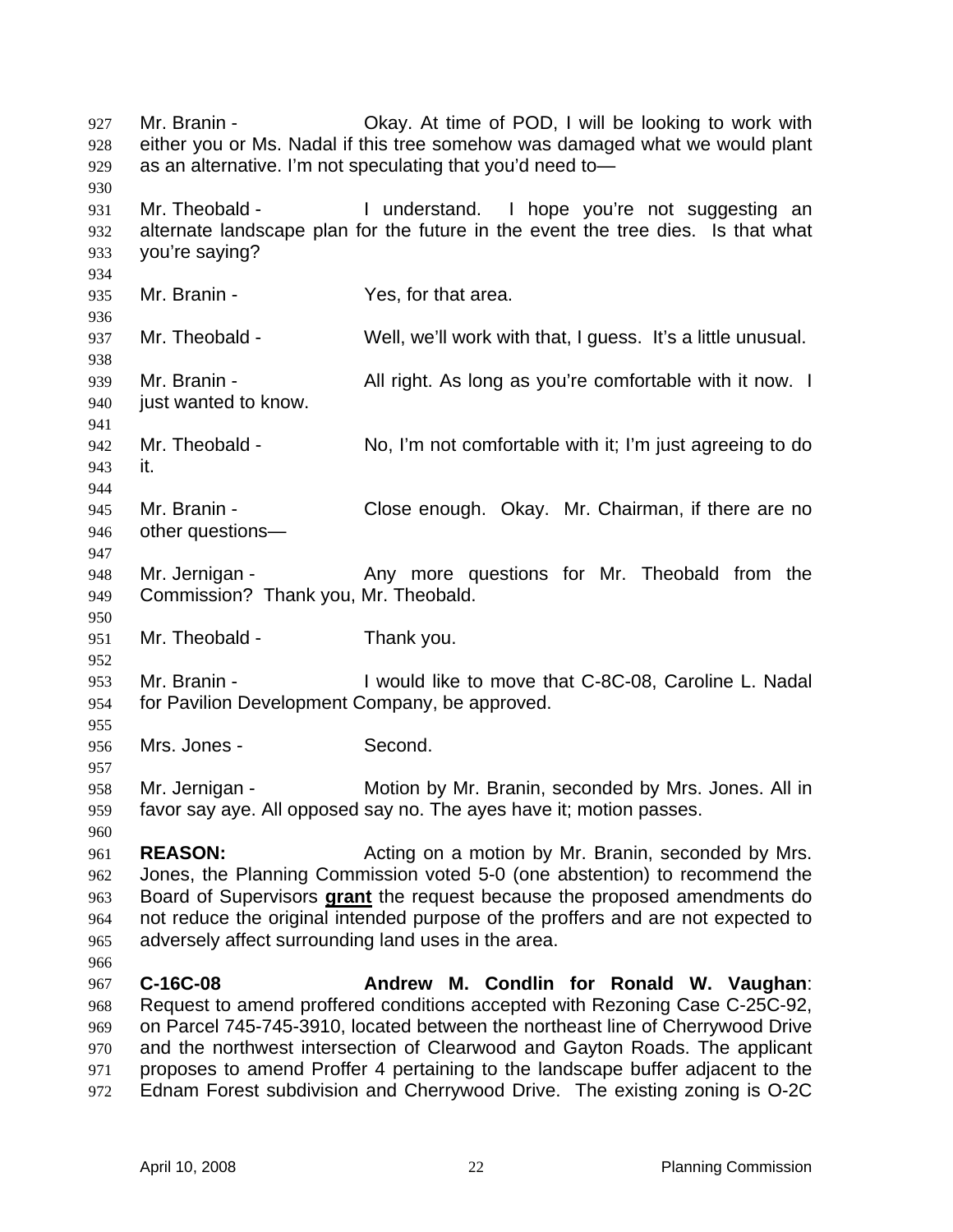Mr. Branin - Okay. At time of POD, I will be looking to work with either you or Ms. Nadal if this tree somehow was damaged what we would plant as an alternative. I'm not speculating that you'd need to—

Mr. Theobald - I understand. I hope you're not suggesting an alternate landscape plan for the future in the event the tree dies. Is that what you're saying?

Mr. Branin - Yes, for that area.

Mr. Theobald - Well, we'll work with that, I guess. It's a little unusual.

Mr. Branin - All right. As long as you're comfortable with it now. I just wanted to know.

Mr. Theobald - No, I'm not comfortable with it; I'm just agreeing to do it.

Mr. Branin - Close enough. Okay. Mr. Chairman, if there are no other questions—

Mr. Jernigan - Any more questions for Mr. Theobald from the Commission? Thank you, Mr. Theobald.

Mr. Theobald - Thank you.

Mr. Branin - I would like to move that C-8C-08, Caroline L. Nadal for Pavilion Development Company, be approved.

Mrs. Jones - Second.

Mr. Jernigan - Motion by Mr. Branin, seconded by Mrs. Jones. All in favor say aye. All opposed say no. The ayes have it; motion passes.

**REASON:** Acting on a motion by Mr. Branin, seconded by Mrs. Jones, the Planning Commission voted 5-0 (one abstention) to recommend the Board of Supervisors **grant** the request because the proposed amendments do not reduce the original intended purpose of the proffers and are not expected to adversely affect surrounding land uses in the area.

**C-16C-08** **Andrew M. Condlin for Ronald W. Vaughan**: Request to amend proffered conditions accepted with Rezoning Case C-25C-92, on Parcel 745-745-3910, located between the northeast line of Cherrywood Drive and the northwest intersection of Clearwood and Gayton Roads. The applicant proposes to amend Proffer 4 pertaining to the landscape buffer adjacent to the Ednam Forest subdivision and Cherrywood Drive. The existing zoning is O-2C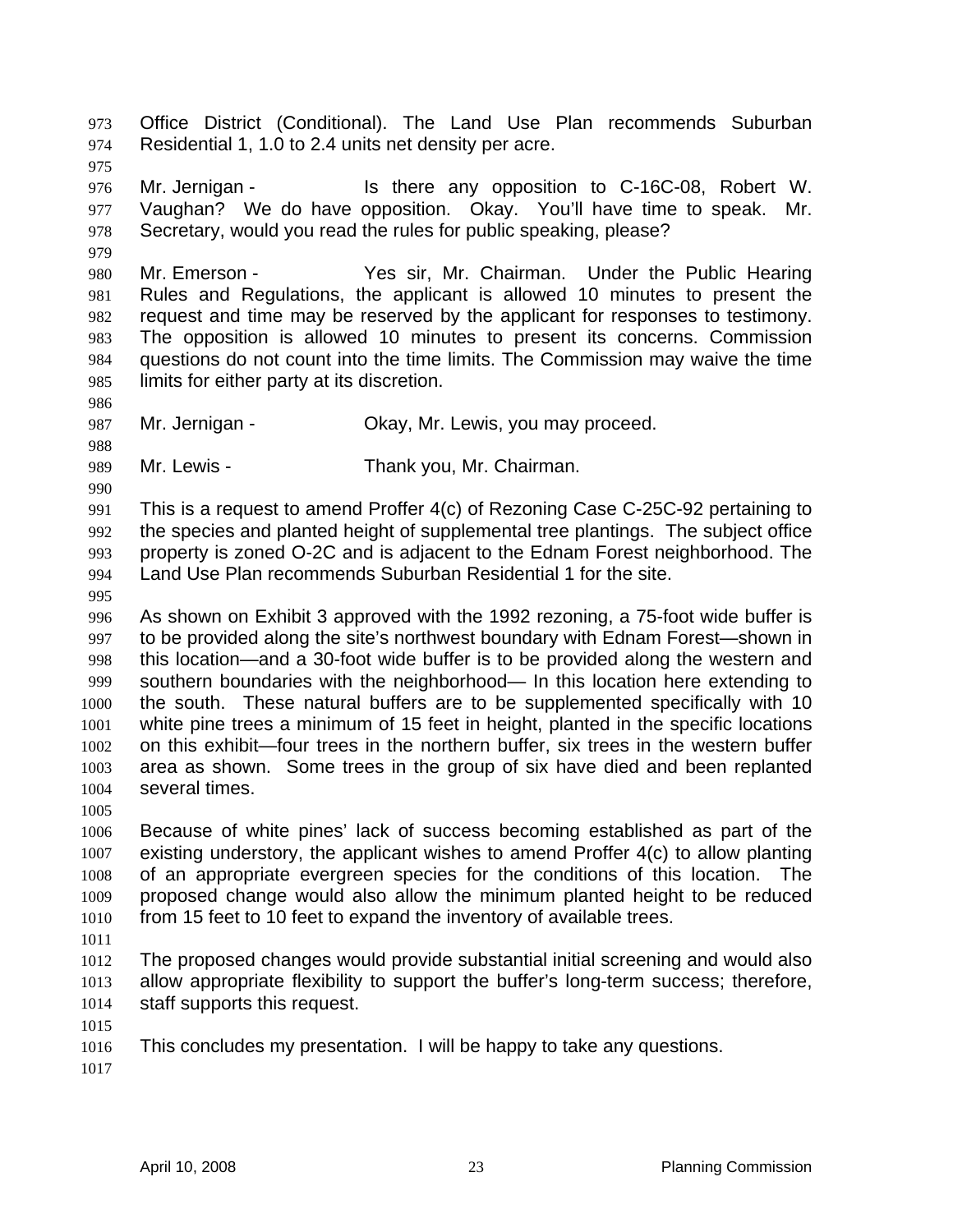Office District (Conditional). The Land Use Plan recommends Suburban Residential 1, 1.0 to 2.4 units net density per acre.

Mr. Jernigan - Is there any opposition to C-16C-08, Robert W. Vaughan? We do have opposition. Okay. You'll have time to speak. Mr. Secretary, would you read the rules for public speaking, please?

Mr. Emerson - Yes sir, Mr. Chairman. Under the Public Hearing Rules and Regulations, the applicant is allowed 10 minutes to present the request and time may be reserved by the applicant for responses to testimony. The opposition is allowed 10 minutes to present its concerns. Commission questions do not count into the time limits. The Commission may waive the time limits for either party at its discretion.

Mr. Jernigan - Okay, Mr. Lewis, you may proceed.

Mr. Lewis - Thank you, Mr. Chairman.

This is a request to amend Proffer 4(c) of Rezoning Case C-25C-92 pertaining to the species and planted height of supplemental tree plantings. The subject office property is zoned O-2C and is adjacent to the Ednam Forest neighborhood. The Land Use Plan recommends Suburban Residential 1 for the site.

As shown on Exhibit 3 approved with the 1992 rezoning, a 75-foot wide buffer is to be provided along the site's northwest boundary with Ednam Forest—shown in this location—and a 30-foot wide buffer is to be provided along the western and southern boundaries with the neighborhood— In this location here extending to the south. These natural buffers are to be supplemented specifically with 10 white pine trees a minimum of 15 feet in height, planted in the specific locations on this exhibit—four trees in the northern buffer, six trees in the western buffer area as shown. Some trees in the group of six have died and been replanted several times.

Because of white pines' lack of success becoming established as part of the existing understory, the applicant wishes to amend Proffer 4(c) to allow planting of an appropriate evergreen species for the conditions of this location. The proposed change would also allow the minimum planted height to be reduced from 15 feet to 10 feet to expand the inventory of available trees.

The proposed changes would provide substantial initial screening and would also allow appropriate flexibility to support the buffer's long-term success; therefore, staff supports this request.

This concludes my presentation. I will be happy to take any questions.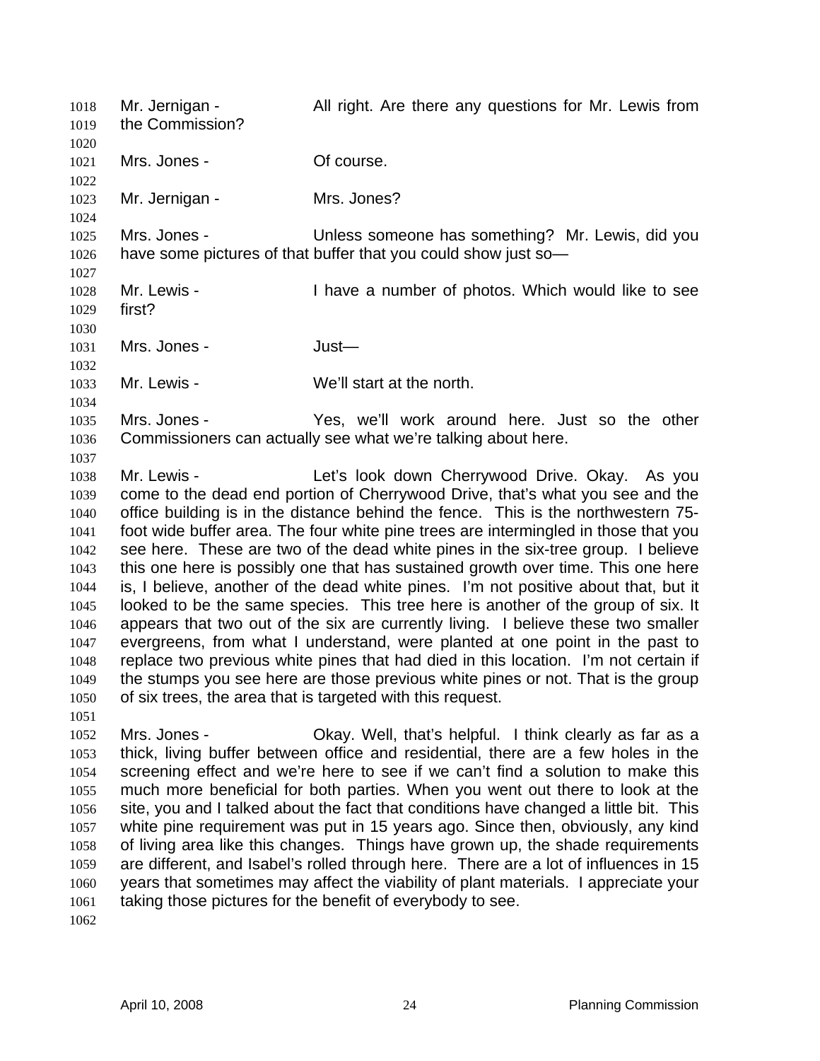Mr. Jernigan - All right. Are there any questions for Mr. Lewis from the Commission?

Mrs. Jones - Of course.

Mr. Jernigan - Mrs. Jones?

Mrs. Jones - Unless someone has something? Mr. Lewis, did you have some pictures of that buffer that you could show just so—

Mr. Lewis - I have a number of photos. Which would like to see first?

Mrs. Jones - Just—

Mr. Lewis - We'll start at the north.

Mrs. Jones - Yes, we'll work around here. Just so the other Commissioners can actually see what we're talking about here.

Mr. Lewis - Let's look down Cherrywood Drive. Okay. As you come to the dead end portion of Cherrywood Drive, that's what you see and the office building is in the distance behind the fence. This is the northwestern 75-foot wide buffer area. The four white pine trees are intermingled in those that you see here. These are two of the dead white pines in the six-tree group. I believe this one here is possibly one that has sustained growth over time. This one here is, I believe, another of the dead white pines. I'm not positive about that, but it looked to be the same species. This tree here is another of the group of six. It appears that two out of the six are currently living. I believe these two smaller evergreens, from what I understand, were planted at one point in the past to replace two previous white pines that had died in this location. I'm not certain if the stumps you see here are those previous white pines or not. That is the group of six trees, the area that is targeted with this request.

Mrs. Jones - Okay. Well, that's helpful. I think clearly as far as a thick, living buffer between office and residential, there are a few holes in the screening effect and we're here to see if we can't find a solution to make this much more beneficial for both parties. When you went out there to look at the site, you and I talked about the fact that conditions have changed a little bit. This white pine requirement was put in 15 years ago. Since then, obviously, any kind of living area like this changes. Things have grown up, the shade requirements are different, and Isabel's rolled through here. There are a lot of influences in 15 years that sometimes may affect the viability of plant materials. I appreciate your taking those pictures for the benefit of everybody to see.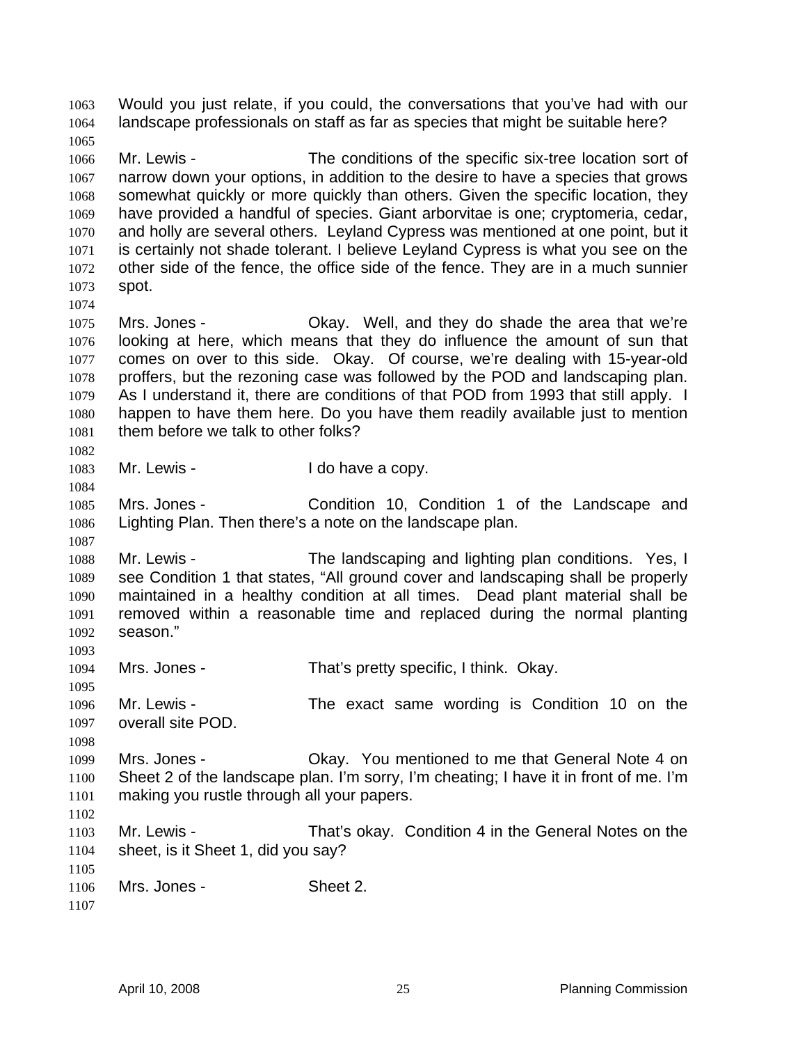Would you just relate, if you could, the conversations that you've had with our landscape professionals on staff as far as species that might be suitable here?

Mr. Lewis - The conditions of the specific six-tree location sort of narrow down your options, in addition to the desire to have a species that grows somewhat quickly or more quickly than others. Given the specific location, they have provided a handful of species. Giant arborvitae is one; cryptomeria, cedar, and holly are several others. Leyland Cypress was mentioned at one point, but it is certainly not shade tolerant. I believe Leyland Cypress is what you see on the other side of the fence, the office side of the fence. They are in a much sunnier spot.

Mrs. Jones - Okay. Well, and they do shade the area that we're looking at here, which means that they do influence the amount of sun that comes on over to this side. Okay. Of course, we're dealing with 15-year-old proffers, but the rezoning case was followed by the POD and landscaping plan. As I understand it, there are conditions of that POD from 1993 that still apply. I happen to have them here. Do you have them readily available just to mention them before we talk to other folks?

Mr. Lewis - I do have a copy.

Mrs. Jones - Condition 10, Condition 1 of the Landscape and Lighting Plan. Then there's a note on the landscape plan.

Mr. Lewis - The landscaping and lighting plan conditions. Yes, I see Condition 1 that states, "All ground cover and landscaping shall be properly maintained in a healthy condition at all times. Dead plant material shall be removed within a reasonable time and replaced during the normal planting season."

Mrs. Jones - That's pretty specific, I think. Okay.

Mr. Lewis - The exact same wording is Condition 10 on the overall site POD.

Mrs. Jones - Okay. You mentioned to me that General Note 4 on Sheet 2 of the landscape plan. I'm sorry, I'm cheating; I have it in front of me. I'm making you rustle through all your papers.

Mr. Lewis - That's okay. Condition 4 in the General Notes on the sheet, is it Sheet 1, did you say?

Mrs. Jones - Sheet 2.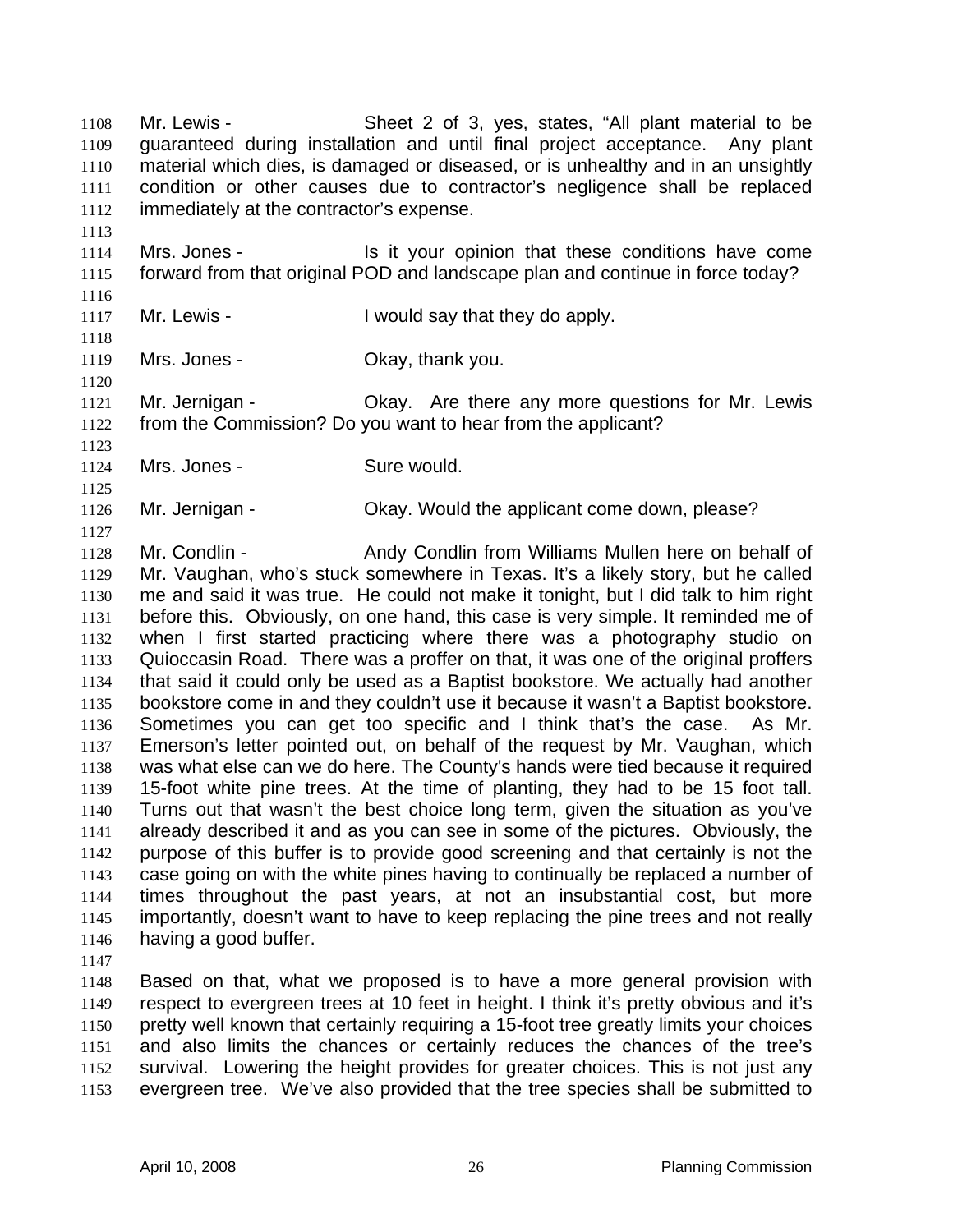Mr. Lewis - Sheet 2 of 3, yes, states, "All plant material to be guaranteed during installation and until final project acceptance. Any plant material which dies, is damaged or diseased, or is unhealthy and in an unsightly condition or other causes due to contractor's negligence shall be replaced immediately at the contractor's expense.

Mrs. Jones - Is it your opinion that these conditions have come forward from that original POD and landscape plan and continue in force today?

Mr. Lewis - I would say that they do apply.

Mrs. Jones - Okay, thank you.

Mr. Jernigan - Okay. Are there any more questions for Mr. Lewis from the Commission? Do you want to hear from the applicant?

Mrs. Jones - Sure would.

Mr. Jernigan - Okay. Would the applicant come down, please?

Mr. Condlin - Andy Condlin from Williams Mullen here on behalf of Mr. Vaughan, who's stuck somewhere in Texas. It's a likely story, but he called me and said it was true. He could not make it tonight, but I did talk to him right before this. Obviously, on one hand, this case is very simple. It reminded me of when I first started practicing where there was a photography studio on Quioccasin Road. There was a proffer on that, it was one of the original proffers that said it could only be used as a Baptist bookstore. We actually had another bookstore come in and they couldn't use it because it wasn't a Baptist bookstore. Sometimes you can get too specific and I think that's the case. As Mr. Emerson's letter pointed out, on behalf of the request by Mr. Vaughan, which was what else can we do here. The County's hands were tied because it required 15-foot white pine trees. At the time of planting, they had to be 15 foot tall. Turns out that wasn't the best choice long term, given the situation as you've already described it and as you can see in some of the pictures. Obviously, the purpose of this buffer is to provide good screening and that certainly is not the case going on with the white pines having to continually be replaced a number of times throughout the past years, at not an insubstantial cost, but more importantly, doesn't want to have to keep replacing the pine trees and not really having a good buffer.

Based on that, what we proposed is to have a more general provision with respect to evergreen trees at 10 feet in height. I think it's pretty obvious and it's pretty well known that certainly requiring a 15-foot tree greatly limits your choices and also limits the chances or certainly reduces the chances of the tree's survival. Lowering the height provides for greater choices. This is not just any evergreen tree. We've also provided that the tree species shall be submitted to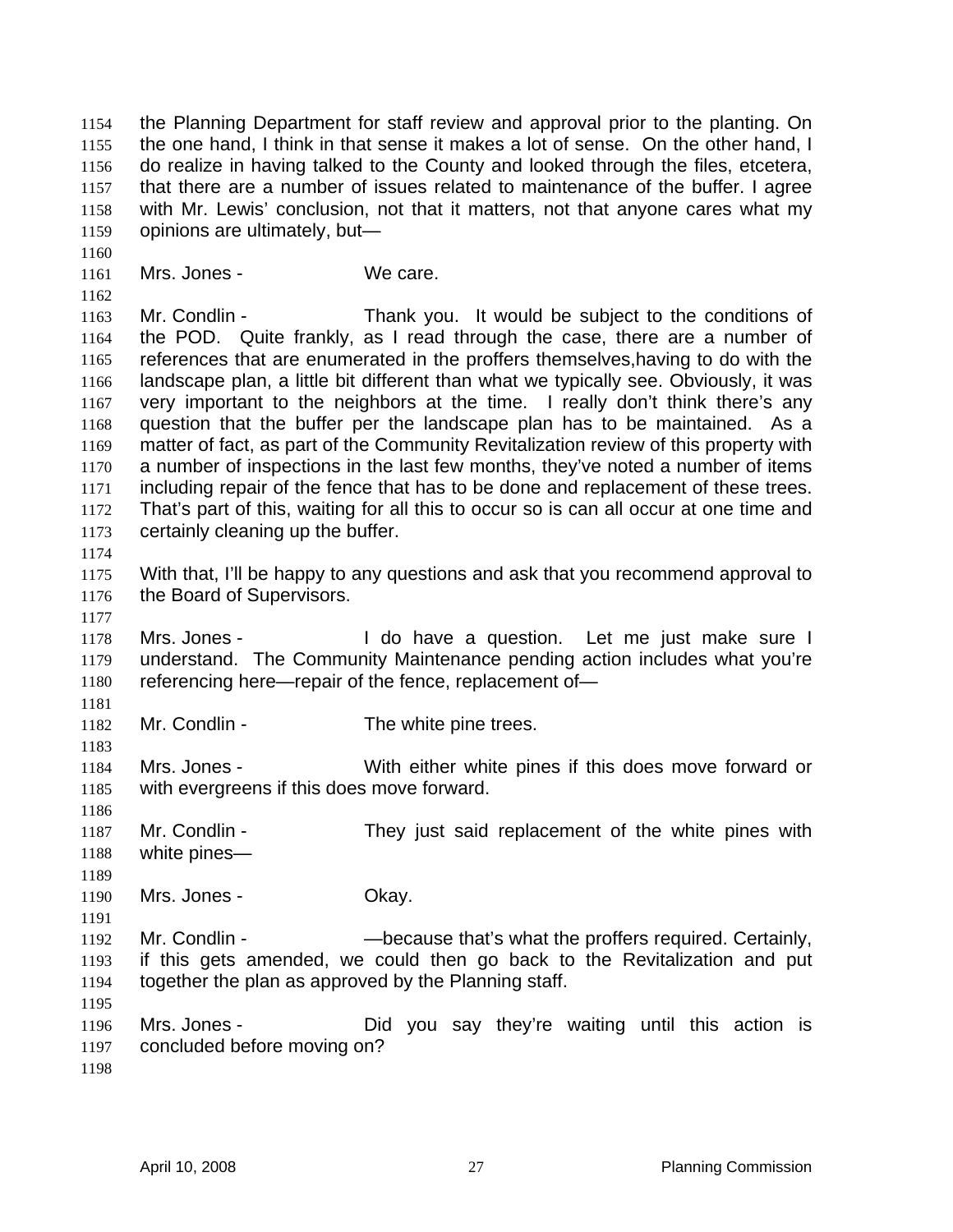the Planning Department for staff review and approval prior to the planting. On the one hand, I think in that sense it makes a lot of sense. On the other hand, I do realize in having talked to the County and looked through the files, etcetera, that there are a number of issues related to maintenance of the buffer. I agree with Mr. Lewis' conclusion, not that it matters, not that anyone cares what my opinions are ultimately, but—

Mrs. Jones - We care.

Mr. Condlin - Thank you. It would be subject to the conditions of the POD. Quite frankly, as I read through the case, there are a number of references that are enumerated in the proffers themselves,having to do with the landscape plan, a little bit different than what we typically see. Obviously, it was very important to the neighbors at the time. I really don't think there's any question that the buffer per the landscape plan has to be maintained. As a matter of fact, as part of the Community Revitalization review of this property with a number of inspections in the last few months, they've noted a number of items including repair of the fence that has to be done and replacement of these trees. That's part of this, waiting for all this to occur so is can all occur at one time and certainly cleaning up the buffer.

With that, I'll be happy to any questions and ask that you recommend approval to the Board of Supervisors.

Mrs. Jones - I do have a question. Let me just make sure I understand. The Community Maintenance pending action includes what you're referencing here—repair of the fence, replacement of—

Mr. Condlin - The white pine trees.

Mrs. Jones - With either white pines if this does move forward or with evergreens if this does move forward.

Mr. Condlin - They just said replacement of the white pines with white pines—

Mrs. Jones - Okay.

Mr. Condlin - —because that's what the proffers required. Certainly, if this gets amended, we could then go back to the Revitalization and put together the plan as approved by the Planning staff.

Mrs. Jones - Did you say they're waiting until this action is concluded before moving on?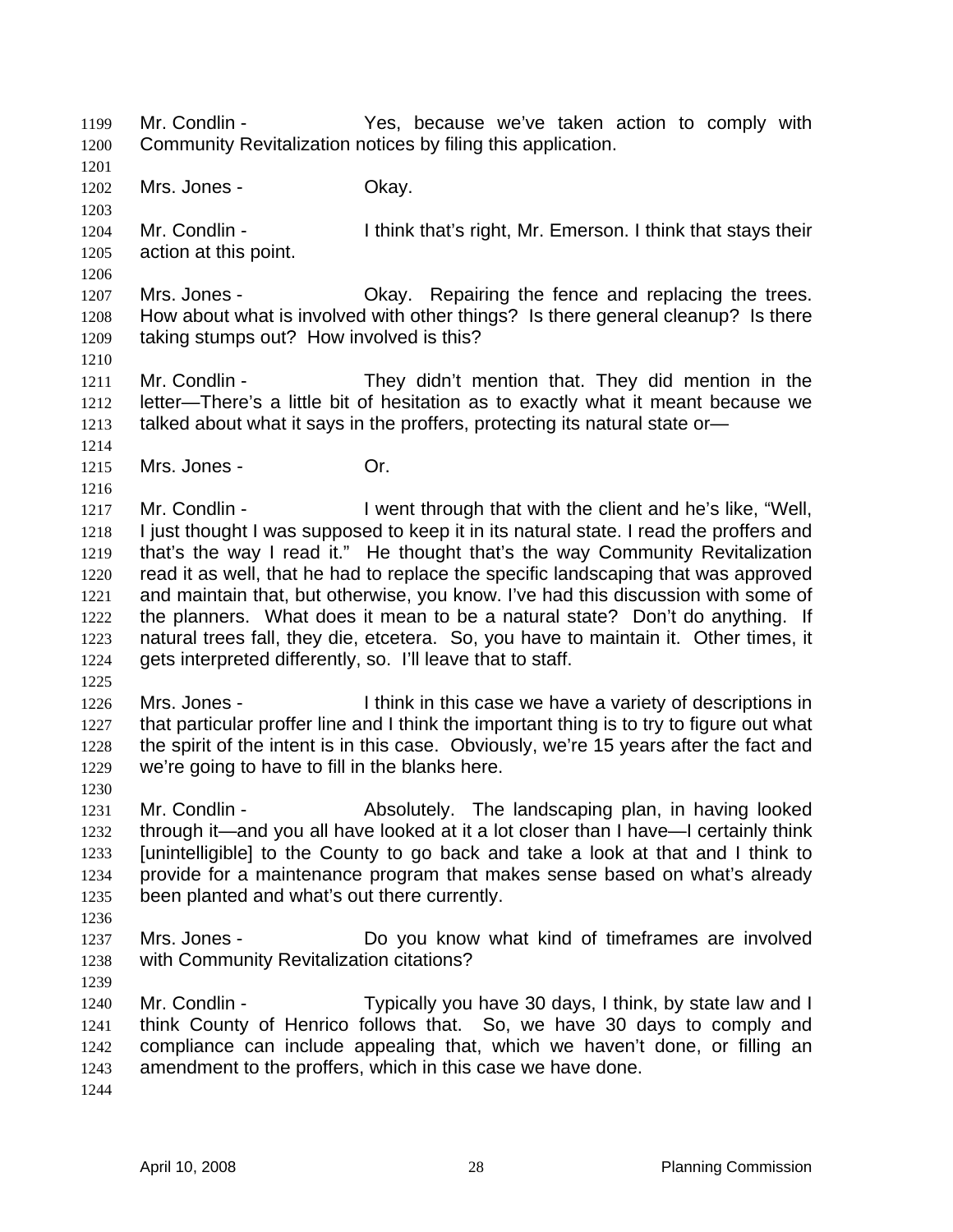1199 Mr. Condlin - Yes, because we've taken action to comply with
1200 Community Revitalization notices by filing this application.
1201
1202 Mrs. Jones - Okay.
1203
1204 Mr. Condlin - I think that's right, Mr. Emerson. I think that stays their
1205 action at this point.
1206
1207 Mrs. Jones - Okay. Repairing the fence and replacing the trees.
1208 How about what is involved with other things? Is there general cleanup? Is there
1209 taking stumps out? How involved is this?
1210
1211 Mr. Condlin - They didn't mention that. They did mention in the
1212 letter—There's a little bit of hesitation as to exactly what it meant because we
1213 talked about what it says in the proffers, protecting its natural state or—
1214
1215 Mrs. Jones - Or.
1216
1217 Mr. Condlin - I went through that with the client and he's like, "Well,
1218 I just thought I was supposed to keep it in its natural state. I read the proffers and
1219 that's the way I read it." He thought that's the way Community Revitalization
1220 read it as well, that he had to replace the specific landscaping that was approved
1221 and maintain that, but otherwise, you know. I've had this discussion with some of
1222 the planners. What does it mean to be a natural state? Don't do anything. If
1223 natural trees fall, they die, etcetera. So, you have to maintain it. Other times, it
1224 gets interpreted differently, so. I'll leave that to staff.
1225
1226 Mrs. Jones - I think in this case we have a variety of descriptions in
1227 that particular proffer line and I think the important thing is to try to figure out what
1228 the spirit of the intent is in this case. Obviously, we're 15 years after the fact and
1229 we're going to have to fill in the blanks here.
1230
1231 Mr. Condlin - Absolutely. The landscaping plan, in having looked
1232 through it—and you all have looked at it a lot closer than I have—I certainly think
1233 [unintelligible] to the County to go back and take a look at that and I think to
1234 provide for a maintenance program that makes sense based on what's already
1235 been planted and what's out there currently.
1236
1237 Mrs. Jones - Do you know what kind of timeframes are involved
1238 with Community Revitalization citations?
1239
1240 Mr. Condlin - Typically you have 30 days, I think, by state law and I
1241 think County of Henrico follows that. So, we have 30 days to comply and
1242 compliance can include appealing that, which we haven't done, or filling an
1243 amendment to the proffers, which in this case we have done.
1244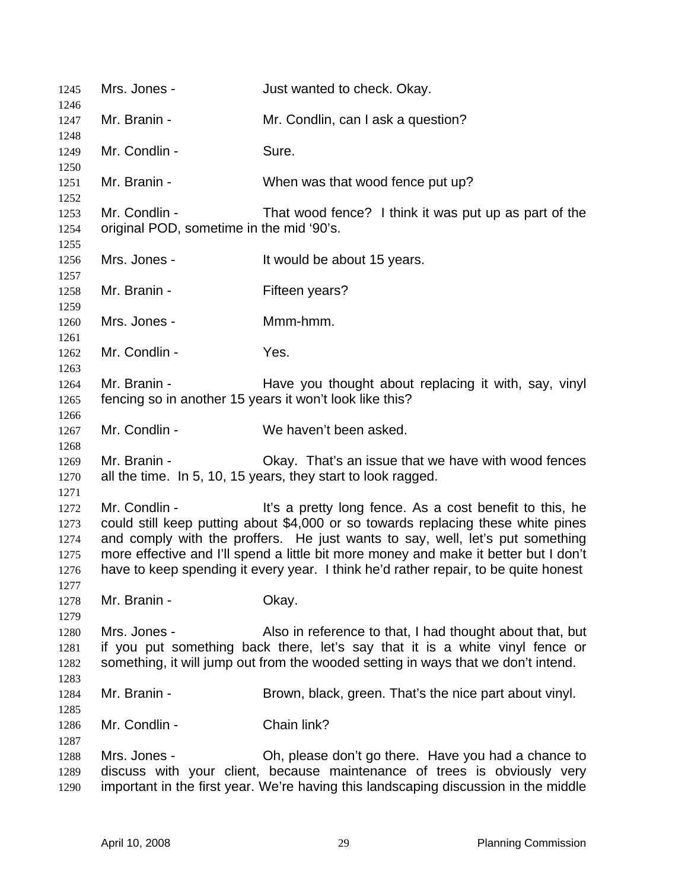Mrs. Jones - Just wanted to check. Okay.

Mr. Branin - Mr. Condlin, can I ask a question?

Mr. Condlin - Sure.

Mr. Branin - When was that wood fence put up?

Mr. Condlin - That wood fence? I think it was put up as part of the original POD, sometime in the mid '90's.

Mrs. Jones - It would be about 15 years.

Mr. Branin - Fifteen years?

Mrs. Jones - Mmm-hmm.

Mr. Condlin - Yes.

Mr. Branin - Have you thought about replacing it with, say, vinyl fencing so in another 15 years it won't look like this?

Mr. Condlin - We haven't been asked.

Mr. Branin - Okay. That's an issue that we have with wood fences all the time. In 5, 10, 15 years, they start to look ragged.

Mr. Condlin - It's a pretty long fence. As a cost benefit to this, he could still keep putting about $4,000 or so towards replacing these white pines and comply with the proffers. He just wants to say, well, let's put something more effective and I'll spend a little bit more money and make it better but I don't have to keep spending it every year. I think he'd rather repair, to be quite honest

Mr. Branin - Okay.

Mrs. Jones - Also in reference to that, I had thought about that, but if you put something back there, let's say that it is a white vinyl fence or something, it will jump out from the wooded setting in ways that we don't intend.

Mr. Branin - Brown, black, green. That's the nice part about vinyl.

Mr. Condlin - Chain link?

Mrs. Jones - Oh, please don't go there. Have you had a chance to discuss with your client, because maintenance of trees is obviously very important in the first year. We're having this landscaping discussion in the middle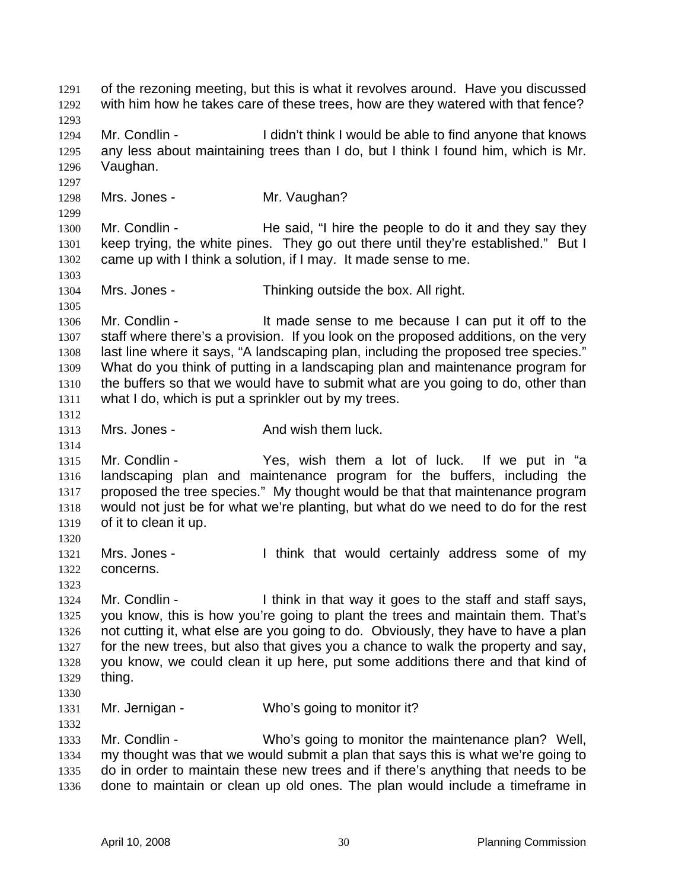of the rezoning meeting, but this is what it revolves around. Have you discussed with him how he takes care of these trees, how are they watered with that fence?

Mr. Condlin - I didn't think I would be able to find anyone that knows any less about maintaining trees than I do, but I think I found him, which is Mr. Vaughan.

Mrs. Jones - Mr. Vaughan?

Mr. Condlin - He said, "I hire the people to do it and they say they keep trying, the white pines. They go out there until they're established." But I came up with I think a solution, if I may. It made sense to me.

Mrs. Jones - Thinking outside the box. All right.

Mr. Condlin - It made sense to me because I can put it off to the staff where there's a provision. If you look on the proposed additions, on the very last line where it says, "A landscaping plan, including the proposed tree species." What do you think of putting in a landscaping plan and maintenance program for the buffers so that we would have to submit what are you going to do, other than what I do, which is put a sprinkler out by my trees.

Mrs. Jones - And wish them luck.

Mr. Condlin - Yes, wish them a lot of luck. If we put in "a landscaping plan and maintenance program for the buffers, including the proposed the tree species." My thought would be that that maintenance program would not just be for what we're planting, but what do we need to do for the rest of it to clean it up.

Mrs. Jones - I think that would certainly address some of my concerns.

Mr. Condlin - I think in that way it goes to the staff and staff says, you know, this is how you're going to plant the trees and maintain them. That's not cutting it, what else are you going to do. Obviously, they have to have a plan for the new trees, but also that gives you a chance to walk the property and say, you know, we could clean it up here, put some additions there and that kind of thing.

Mr. Jernigan - Who's going to monitor it?

Mr. Condlin - Who's going to monitor the maintenance plan? Well, my thought was that we would submit a plan that says this is what we're going to do in order to maintain these new trees and if there's anything that needs to be done to maintain or clean up old ones. The plan would include a timeframe in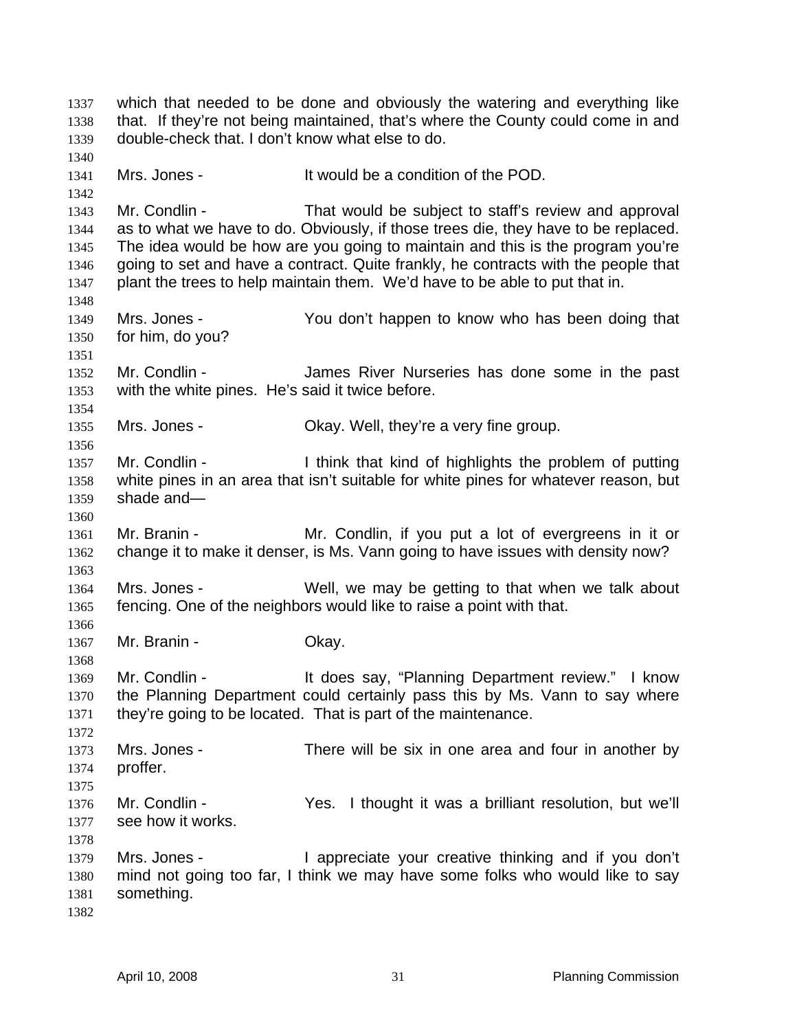which that needed to be done and obviously the watering and everything like that. If they're not being maintained, that's where the County could come in and double-check that. I don't know what else to do.

Mrs. Jones - It would be a condition of the POD.

Mr. Condlin - That would be subject to staff's review and approval as to what we have to do. Obviously, if those trees die, they have to be replaced. The idea would be how are you going to maintain and this is the program you're going to set and have a contract. Quite frankly, he contracts with the people that plant the trees to help maintain them. We'd have to be able to put that in.

Mrs. Jones - You don't happen to know who has been doing that for him, do you?

Mr. Condlin - James River Nurseries has done some in the past with the white pines. He's said it twice before.

Mrs. Jones - Okay. Well, they're a very fine group.

Mr. Condlin - I think that kind of highlights the problem of putting white pines in an area that isn't suitable for white pines for whatever reason, but shade and—

Mr. Branin - Mr. Condlin, if you put a lot of evergreens in it or change it to make it denser, is Ms. Vann going to have issues with density now?

Mrs. Jones - Well, we may be getting to that when we talk about fencing. One of the neighbors would like to raise a point with that.

Mr. Branin - Okay.

Mr. Condlin - It does say, "Planning Department review." I know the Planning Department could certainly pass this by Ms. Vann to say where they're going to be located. That is part of the maintenance.

Mrs. Jones - There will be six in one area and four in another by proffer.

Mr. Condlin - Yes. I thought it was a brilliant resolution, but we'll see how it works.

Mrs. Jones - I appreciate your creative thinking and if you don't mind not going too far, I think we may have some folks who would like to say something.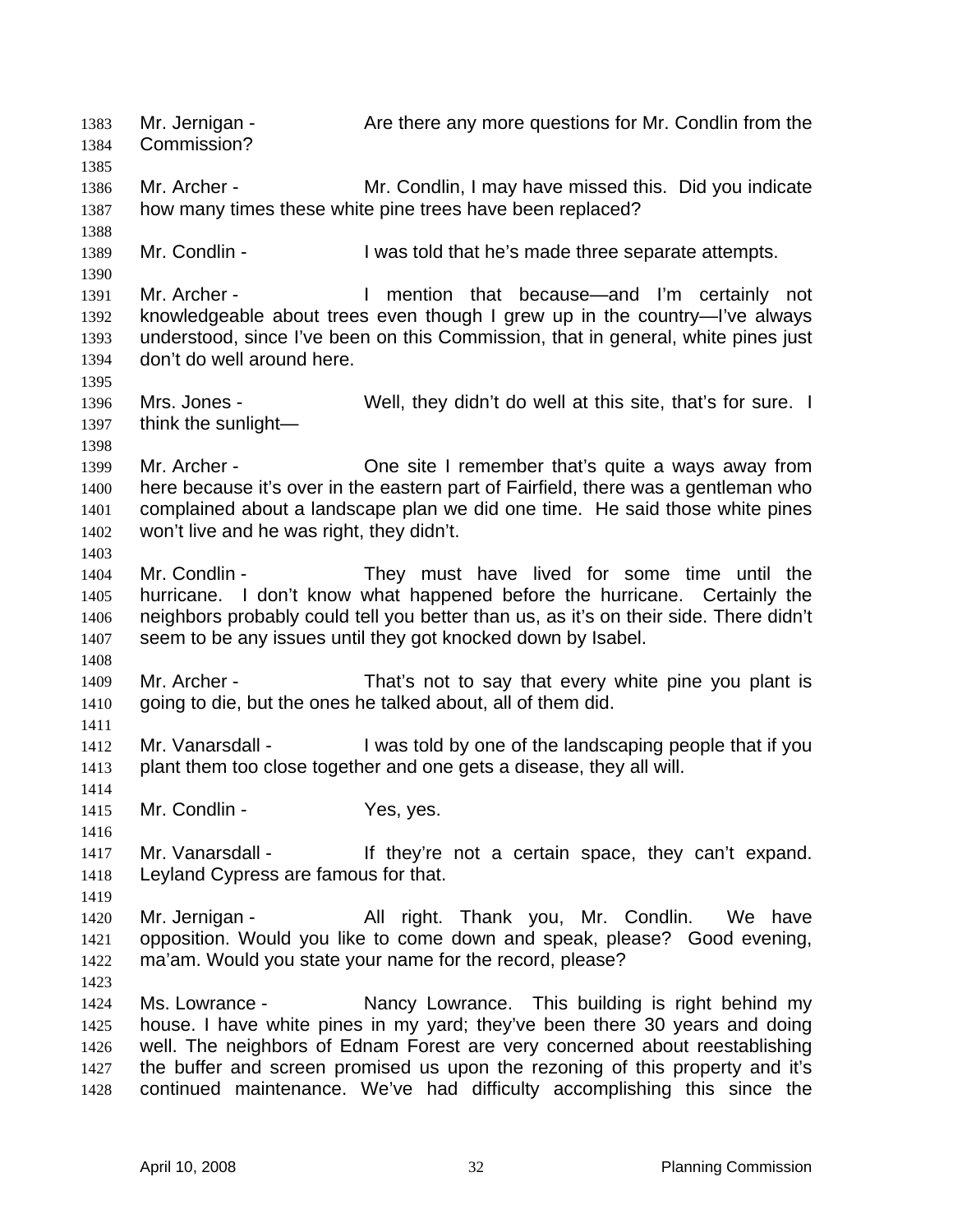Mr. Jernigan - Are there any more questions for Mr. Condlin from the Commission?

Mr. Archer - Mr. Condlin, I may have missed this. Did you indicate how many times these white pine trees have been replaced?

Mr. Condlin - I was told that he's made three separate attempts.

Mr. Archer - I mention that because—and I'm certainly not knowledgeable about trees even though I grew up in the country—I've always understood, since I've been on this Commission, that in general, white pines just don't do well around here.

Mrs. Jones - Well, they didn't do well at this site, that's for sure. I think the sunlight—

Mr. Archer - One site I remember that's quite a ways away from here because it's over in the eastern part of Fairfield, there was a gentleman who complained about a landscape plan we did one time. He said those white pines won't live and he was right, they didn't.

Mr. Condlin - They must have lived for some time until the hurricane. I don't know what happened before the hurricane. Certainly the neighbors probably could tell you better than us, as it's on their side. There didn't seem to be any issues until they got knocked down by Isabel.

Mr. Archer - That's not to say that every white pine you plant is going to die, but the ones he talked about, all of them did.

Mr. Vanarsdall - I was told by one of the landscaping people that if you plant them too close together and one gets a disease, they all will.

Mr. Condlin - Yes, yes.

Mr. Vanarsdall - If they're not a certain space, they can't expand. Leyland Cypress are famous for that.

Mr. Jernigan - All right. Thank you, Mr. Condlin. We have opposition. Would you like to come down and speak, please? Good evening, ma'am. Would you state your name for the record, please?

Ms. Lowrance - Nancy Lowrance. This building is right behind my house. I have white pines in my yard; they've been there 30 years and doing well. The neighbors of Ednam Forest are very concerned about reestablishing the buffer and screen promised us upon the rezoning of this property and it's continued maintenance. We've had difficulty accomplishing this since the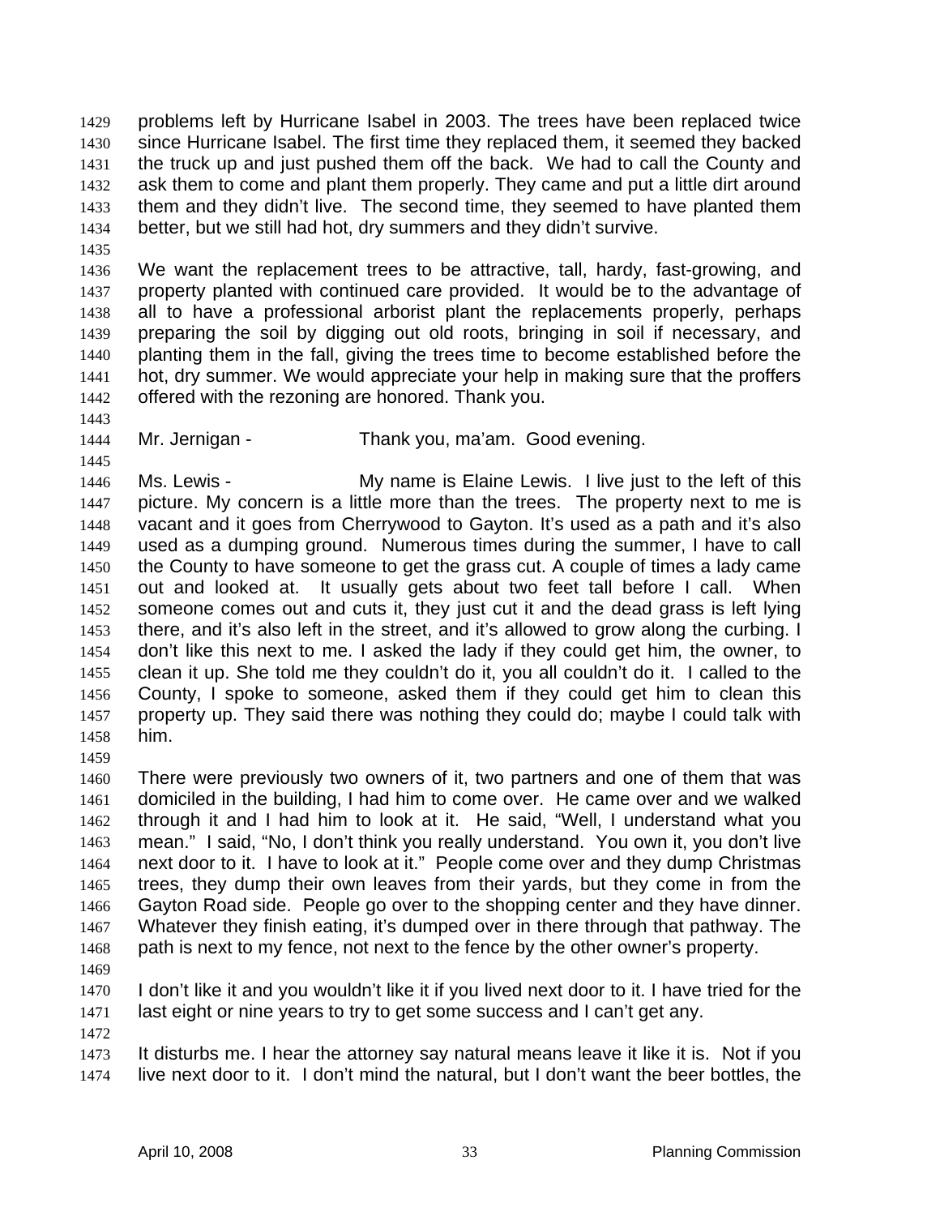problems left by Hurricane Isabel in 2003. The trees have been replaced twice since Hurricane Isabel. The first time they replaced them, it seemed they backed the truck up and just pushed them off the back. We had to call the County and ask them to come and plant them properly. They came and put a little dirt around them and they didn't live. The second time, they seemed to have planted them better, but we still had hot, dry summers and they didn't survive.

We want the replacement trees to be attractive, tall, hardy, fast-growing, and property planted with continued care provided. It would be to the advantage of all to have a professional arborist plant the replacements properly, perhaps preparing the soil by digging out old roots, bringing in soil if necessary, and planting them in the fall, giving the trees time to become established before the hot, dry summer. We would appreciate your help in making sure that the proffers offered with the rezoning are honored. Thank you.

Mr. Jernigan - Thank you, ma'am. Good evening.

Ms. Lewis - My name is Elaine Lewis. I live just to the left of this picture. My concern is a little more than the trees. The property next to me is vacant and it goes from Cherrywood to Gayton. It's used as a path and it's also used as a dumping ground. Numerous times during the summer, I have to call the County to have someone to get the grass cut. A couple of times a lady came out and looked at. It usually gets about two feet tall before I call. When someone comes out and cuts it, they just cut it and the dead grass is left lying there, and it's also left in the street, and it's allowed to grow along the curbing. I don't like this next to me. I asked the lady if they could get him, the owner, to clean it up. She told me they couldn't do it, you all couldn't do it. I called to the County, I spoke to someone, asked them if they could get him to clean this property up. They said there was nothing they could do; maybe I could talk with him.

There were previously two owners of it, two partners and one of them that was domiciled in the building, I had him to come over. He came over and we walked through it and I had him to look at it. He said, "Well, I understand what you mean." I said, "No, I don't think you really understand. You own it, you don't live next door to it. I have to look at it." People come over and they dump Christmas trees, they dump their own leaves from their yards, but they come in from the Gayton Road side. People go over to the shopping center and they have dinner. Whatever they finish eating, it's dumped over in there through that pathway. The path is next to my fence, not next to the fence by the other owner's property.

I don't like it and you wouldn't like it if you lived next door to it. I have tried for the last eight or nine years to try to get some success and I can't get any.

It disturbs me. I hear the attorney say natural means leave it like it is. Not if you live next door to it. I don't mind the natural, but I don't want the beer bottles, the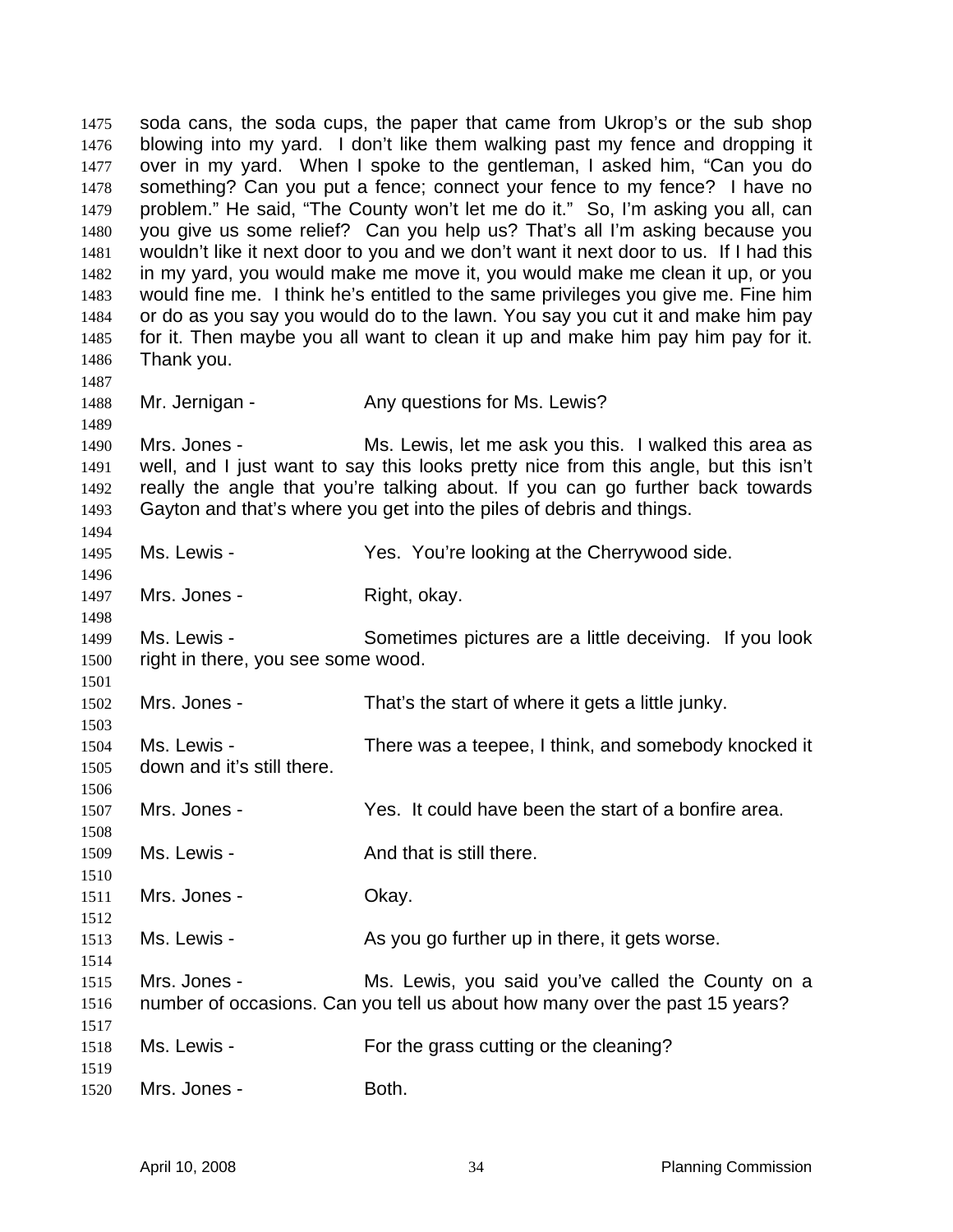soda cans, the soda cups, the paper that came from Ukrop's or the sub shop blowing into my yard. I don't like them walking past my fence and dropping it over in my yard. When I spoke to the gentleman, I asked him, "Can you do something? Can you put a fence; connect your fence to my fence? I have no problem." He said, "The County won't let me do it." So, I'm asking you all, can you give us some relief? Can you help us? That's all I'm asking because you wouldn't like it next door to you and we don't want it next door to us. If I had this in my yard, you would make me move it, you would make me clean it up, or you would fine me. I think he's entitled to the same privileges you give me. Fine him or do as you say you would do to the lawn. You say you cut it and make him pay for it. Then maybe you all want to clean it up and make him pay him pay for it. Thank you.

Mr. Jernigan - Any questions for Ms. Lewis?

Mrs. Jones - Ms. Lewis, let me ask you this. I walked this area as well, and I just want to say this looks pretty nice from this angle, but this isn't really the angle that you're talking about. If you can go further back towards Gayton and that's where you get into the piles of debris and things.

Ms. Lewis - Yes. You're looking at the Cherrywood side.

Mrs. Jones - Right, okay.

Ms. Lewis - Sometimes pictures are a little deceiving. If you look right in there, you see some wood.

Mrs. Jones - That's the start of where it gets a little junky.

Ms. Lewis - There was a teepee, I think, and somebody knocked it down and it's still there.

Mrs. Jones - Yes. It could have been the start of a bonfire area.

Ms. Lewis - And that is still there.

Mrs. Jones - Okay.

Ms. Lewis - As you go further up in there, it gets worse.

Mrs. Jones - Ms. Lewis, you said you've called the County on a number of occasions. Can you tell us about how many over the past 15 years?

Ms. Lewis - For the grass cutting or the cleaning?

Mrs. Jones - Both.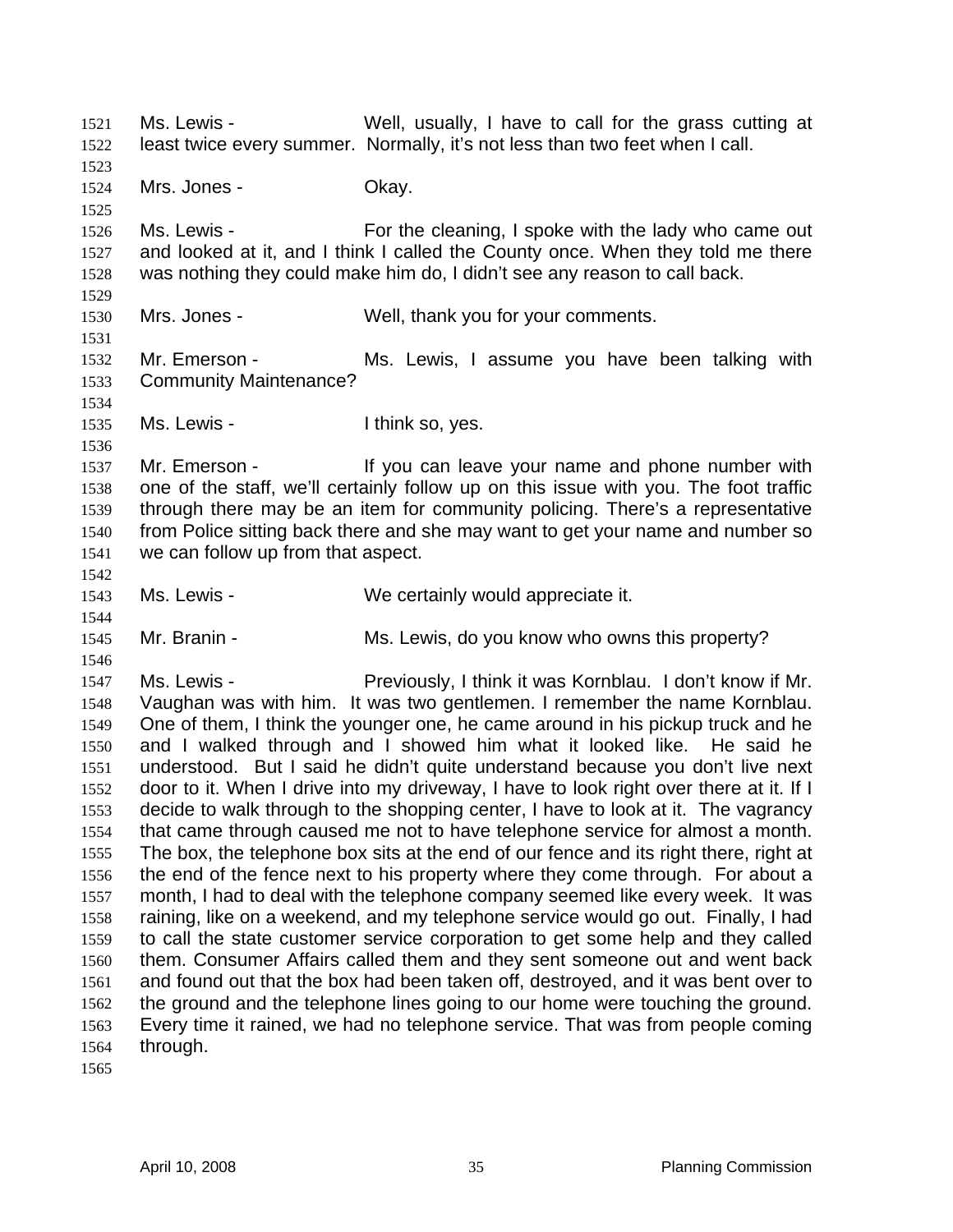Ms. Lewis - Well, usually, I have to call for the grass cutting at least twice every summer. Normally, it's not less than two feet when I call.

Mrs. Jones - Okay.

Ms. Lewis - For the cleaning, I spoke with the lady who came out and looked at it, and I think I called the County once. When they told me there was nothing they could make him do, I didn't see any reason to call back.

Mrs. Jones - Well, thank you for your comments.

Mr. Emerson - Ms. Lewis, I assume you have been talking with Community Maintenance?

Ms. Lewis - I think so, yes.

Mr. Emerson - If you can leave your name and phone number with one of the staff, we'll certainly follow up on this issue with you. The foot traffic through there may be an item for community policing. There's a representative from Police sitting back there and she may want to get your name and number so we can follow up from that aspect.

Ms. Lewis - We certainly would appreciate it.

Mr. Branin - Ms. Lewis, do you know who owns this property?

Ms. Lewis - Previously, I think it was Kornblau. I don't know if Mr. Vaughan was with him. It was two gentlemen. I remember the name Kornblau. One of them, I think the younger one, he came around in his pickup truck and he and I walked through and I showed him what it looked like. He said he understood. But I said he didn't quite understand because you don't live next door to it. When I drive into my driveway, I have to look right over there at it. If I decide to walk through to the shopping center, I have to look at it. The vagrancy that came through caused me not to have telephone service for almost a month. The box, the telephone box sits at the end of our fence and its right there, right at the end of the fence next to his property where they come through. For about a month, I had to deal with the telephone company seemed like every week. It was raining, like on a weekend, and my telephone service would go out. Finally, I had to call the state customer service corporation to get some help and they called them. Consumer Affairs called them and they sent someone out and went back and found out that the box had been taken off, destroyed, and it was bent over to the ground and the telephone lines going to our home were touching the ground. Every time it rained, we had no telephone service. That was from people coming through.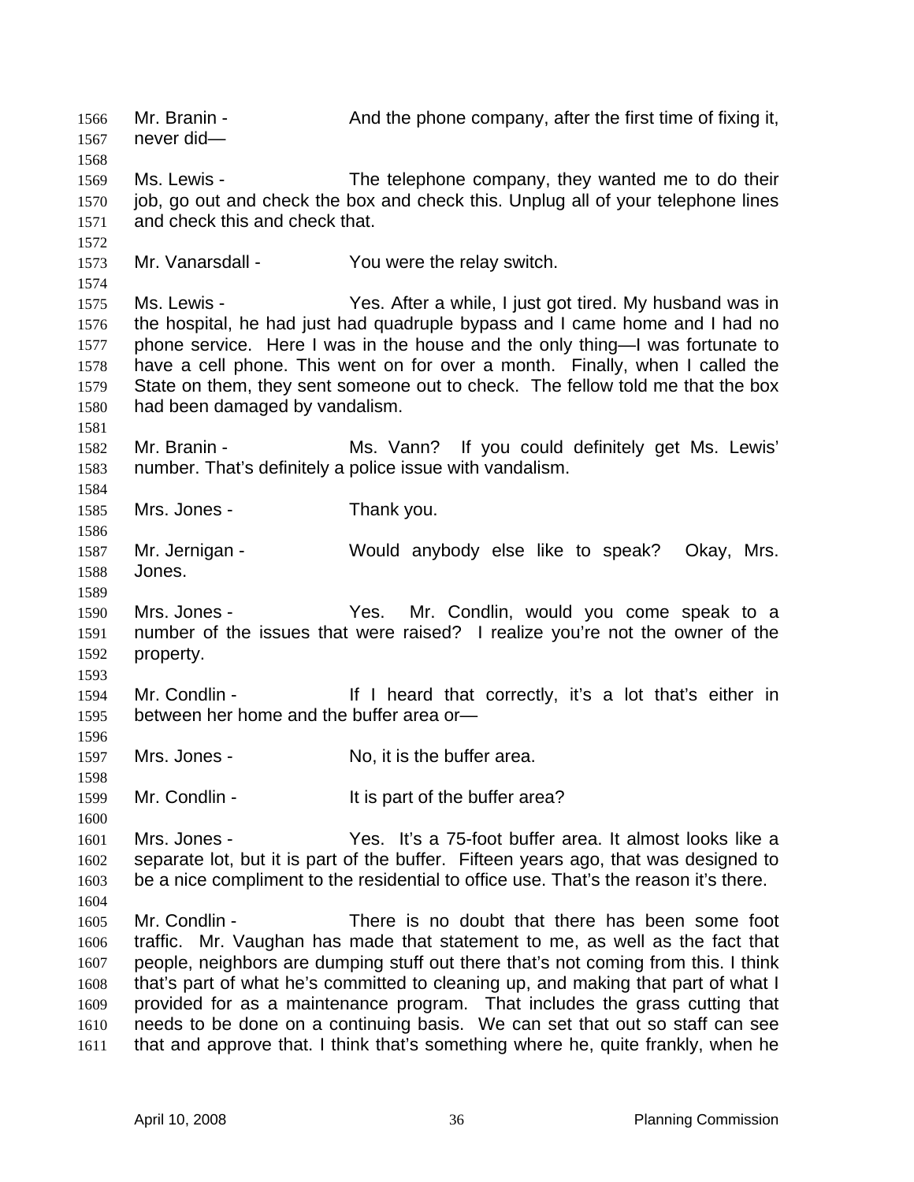Mr. Branin - And the phone company, after the first time of fixing it, never did—

Ms. Lewis - The telephone company, they wanted me to do their job, go out and check the box and check this. Unplug all of your telephone lines and check this and check that.

Mr. Vanarsdall - You were the relay switch.

Ms. Lewis - Yes. After a while, I just got tired. My husband was in the hospital, he had just had quadruple bypass and I came home and I had no phone service. Here I was in the house and the only thing—I was fortunate to have a cell phone. This went on for over a month. Finally, when I called the State on them, they sent someone out to check. The fellow told me that the box had been damaged by vandalism.

Mr. Branin - Ms. Vann? If you could definitely get Ms. Lewis' number. That's definitely a police issue with vandalism.

Mrs. Jones - Thank you.

Mr. Jernigan - Would anybody else like to speak? Okay, Mrs. Jones.

Mrs. Jones - Yes. Mr. Condlin, would you come speak to a number of the issues that were raised? I realize you're not the owner of the property.

Mr. Condlin - If I heard that correctly, it's a lot that's either in between her home and the buffer area or—

Mrs. Jones - No, it is the buffer area.

Mr. Condlin - It is part of the buffer area?

Mrs. Jones - Yes. It's a 75-foot buffer area. It almost looks like a separate lot, but it is part of the buffer. Fifteen years ago, that was designed to be a nice compliment to the residential to office use. That's the reason it's there.

Mr. Condlin - There is no doubt that there has been some foot traffic. Mr. Vaughan has made that statement to me, as well as the fact that people, neighbors are dumping stuff out there that's not coming from this. I think that's part of what he's committed to cleaning up, and making that part of what I provided for as a maintenance program. That includes the grass cutting that needs to be done on a continuing basis. We can set that out so staff can see that and approve that. I think that's something where he, quite frankly, when he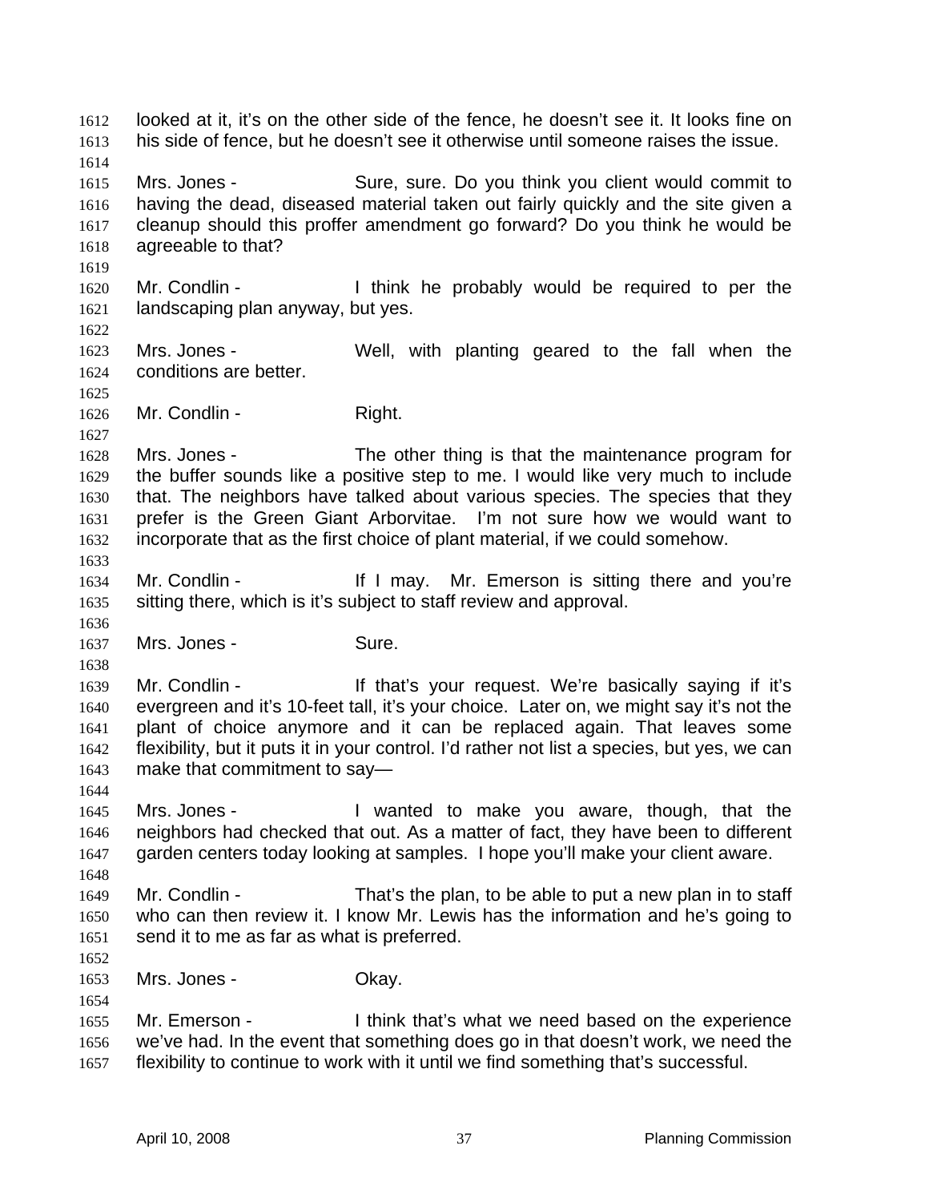looked at it, it's on the other side of the fence, he doesn't see it. It looks fine on his side of fence, but he doesn't see it otherwise until someone raises the issue.

Mrs. Jones - Sure, sure. Do you think you client would commit to having the dead, diseased material taken out fairly quickly and the site given a cleanup should this proffer amendment go forward? Do you think he would be agreeable to that?

Mr. Condlin - I think he probably would be required to per the landscaping plan anyway, but yes.

Mrs. Jones - Well, with planting geared to the fall when the conditions are better.

Mr. Condlin - Right.

Mrs. Jones - The other thing is that the maintenance program for the buffer sounds like a positive step to me. I would like very much to include that. The neighbors have talked about various species. The species that they prefer is the Green Giant Arborvitae. I'm not sure how we would want to incorporate that as the first choice of plant material, if we could somehow.

Mr. Condlin - If I may. Mr. Emerson is sitting there and you're sitting there, which is it's subject to staff review and approval.

Mrs. Jones - Sure.

Mr. Condlin - If that's your request. We're basically saying if it's evergreen and it's 10-feet tall, it's your choice. Later on, we might say it's not the plant of choice anymore and it can be replaced again. That leaves some flexibility, but it puts it in your control. I'd rather not list a species, but yes, we can make that commitment to say—

Mrs. Jones - I wanted to make you aware, though, that the neighbors had checked that out. As a matter of fact, they have been to different garden centers today looking at samples. I hope you'll make your client aware.

Mr. Condlin - That's the plan, to be able to put a new plan in to staff who can then review it. I know Mr. Lewis has the information and he's going to send it to me as far as what is preferred.

Mrs. Jones - Okay.

Mr. Emerson - I think that's what we need based on the experience we've had. In the event that something does go in that doesn't work, we need the flexibility to continue to work with it until we find something that's successful.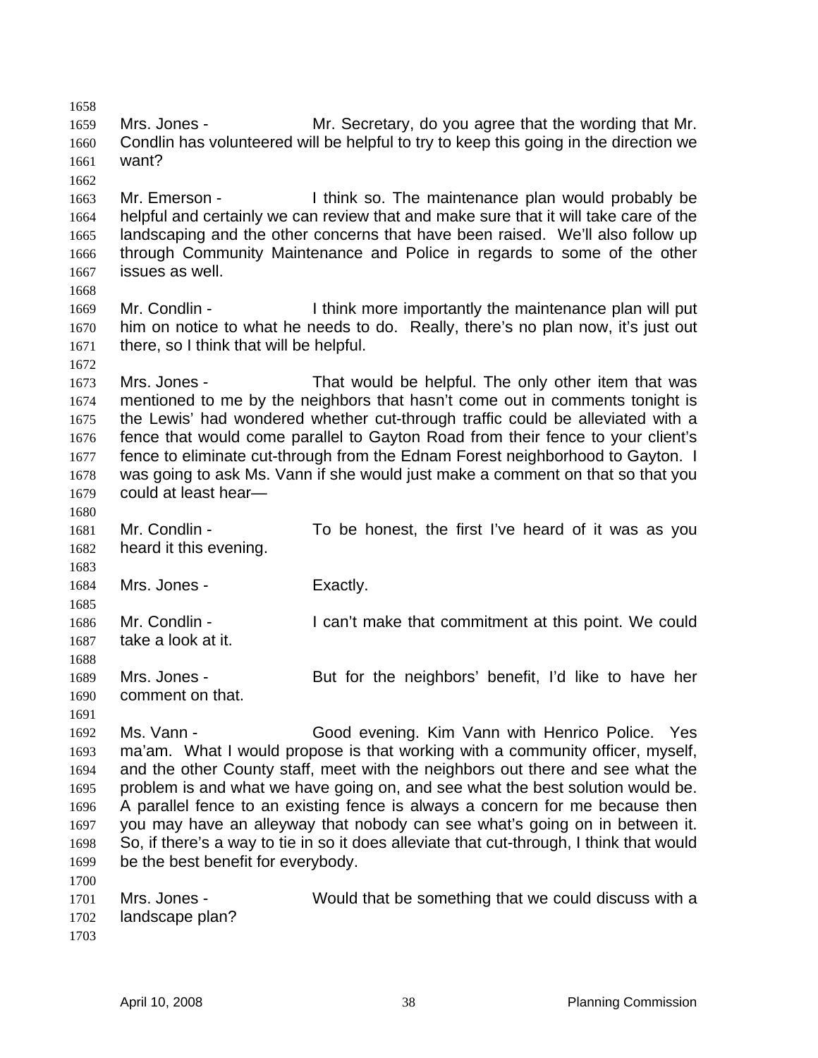Mrs. Jones - Mr. Secretary, do you agree that the wording that Mr. Condlin has volunteered will be helpful to try to keep this going in the direction we want?

Mr. Emerson - I think so. The maintenance plan would probably be helpful and certainly we can review that and make sure that it will take care of the landscaping and the other concerns that have been raised. We'll also follow up through Community Maintenance and Police in regards to some of the other issues as well.

Mr. Condlin - I think more importantly the maintenance plan will put him on notice to what he needs to do. Really, there's no plan now, it's just out there, so I think that will be helpful.

Mrs. Jones - That would be helpful. The only other item that was mentioned to me by the neighbors that hasn't come out in comments tonight is the Lewis' had wondered whether cut-through traffic could be alleviated with a fence that would come parallel to Gayton Road from their fence to your client's fence to eliminate cut-through from the Ednam Forest neighborhood to Gayton. I was going to ask Ms. Vann if she would just make a comment on that so that you could at least hear—

Mr. Condlin - To be honest, the first I've heard of it was as you heard it this evening.

Mrs. Jones - Exactly.

Mr. Condlin - I can't make that commitment at this point. We could take a look at it.

Mrs. Jones - But for the neighbors' benefit, I'd like to have her comment on that.

Ms. Vann - Good evening. Kim Vann with Henrico Police. Yes ma'am. What I would propose is that working with a community officer, myself, and the other County staff, meet with the neighbors out there and see what the problem is and what we have going on, and see what the best solution would be. A parallel fence to an existing fence is always a concern for me because then you may have an alleyway that nobody can see what's going on in between it. So, if there's a way to tie in so it does alleviate that cut-through, I think that would be the best benefit for everybody.

Mrs. Jones - Would that be something that we could discuss with a landscape plan?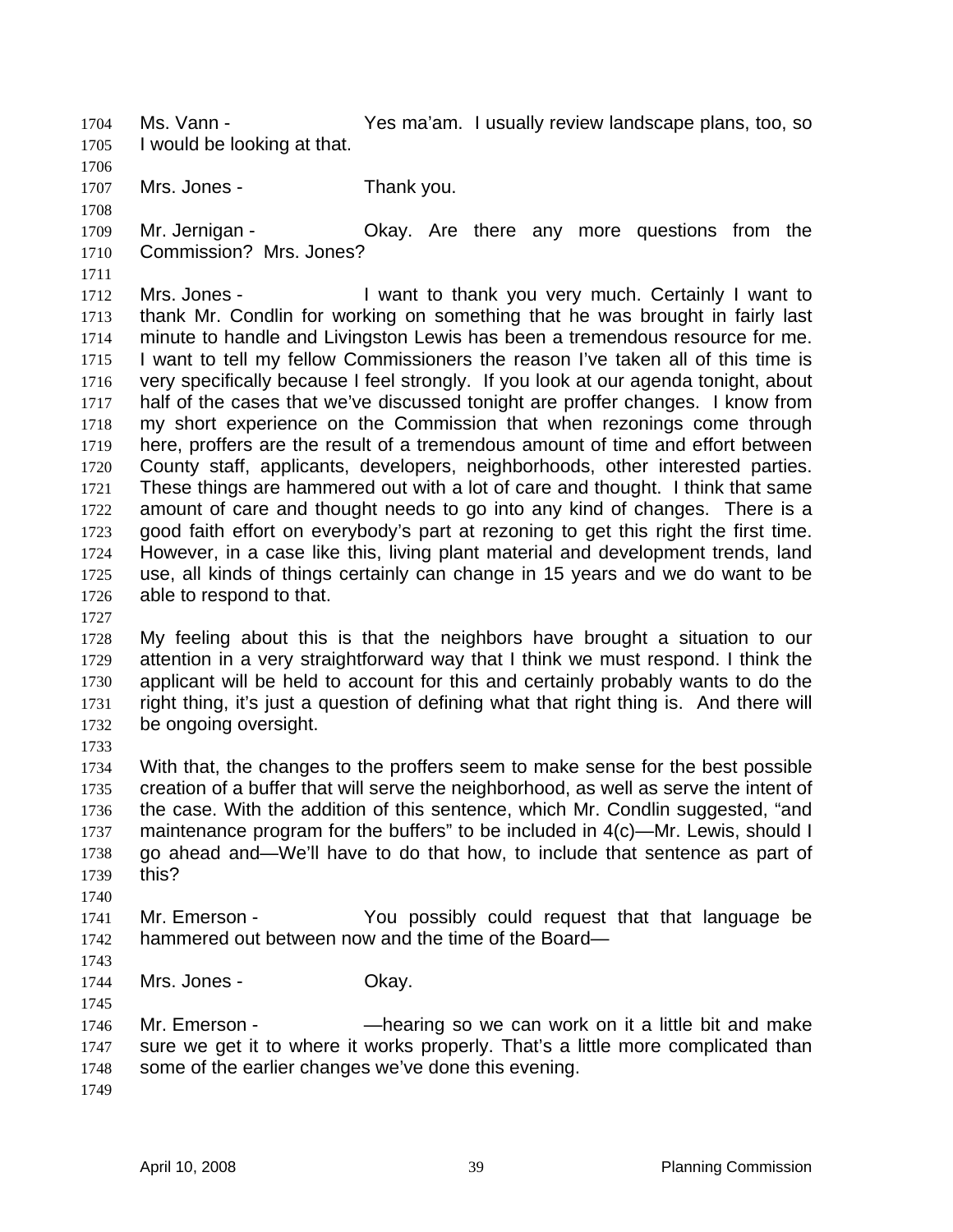Ms. Vann - Yes ma'am. I usually review landscape plans, too, so I would be looking at that.

Mrs. Jones - Thank you.

Mr. Jernigan - Okay. Are there any more questions from the Commission? Mrs. Jones?

Mrs. Jones - I want to thank you very much. Certainly I want to thank Mr. Condlin for working on something that he was brought in fairly last minute to handle and Livingston Lewis has been a tremendous resource for me. I want to tell my fellow Commissioners the reason I've taken all of this time is very specifically because I feel strongly. If you look at our agenda tonight, about half of the cases that we've discussed tonight are proffer changes. I know from my short experience on the Commission that when rezonings come through here, proffers are the result of a tremendous amount of time and effort between County staff, applicants, developers, neighborhoods, other interested parties. These things are hammered out with a lot of care and thought. I think that same amount of care and thought needs to go into any kind of changes. There is a good faith effort on everybody's part at rezoning to get this right the first time. However, in a case like this, living plant material and development trends, land use, all kinds of things certainly can change in 15 years and we do want to be able to respond to that.

My feeling about this is that the neighbors have brought a situation to our attention in a very straightforward way that I think we must respond. I think the applicant will be held to account for this and certainly probably wants to do the right thing, it's just a question of defining what that right thing is. And there will be ongoing oversight.

With that, the changes to the proffers seem to make sense for the best possible creation of a buffer that will serve the neighborhood, as well as serve the intent of the case. With the addition of this sentence, which Mr. Condlin suggested, "and maintenance program for the buffers" to be included in 4(c)—Mr. Lewis, should I go ahead and—We'll have to do that how, to include that sentence as part of this?

Mr. Emerson - You possibly could request that that language be hammered out between now and the time of the Board—

Mrs. Jones - Okay.

Mr. Emerson - —hearing so we can work on it a little bit and make sure we get it to where it works properly. That's a little more complicated than some of the earlier changes we've done this evening.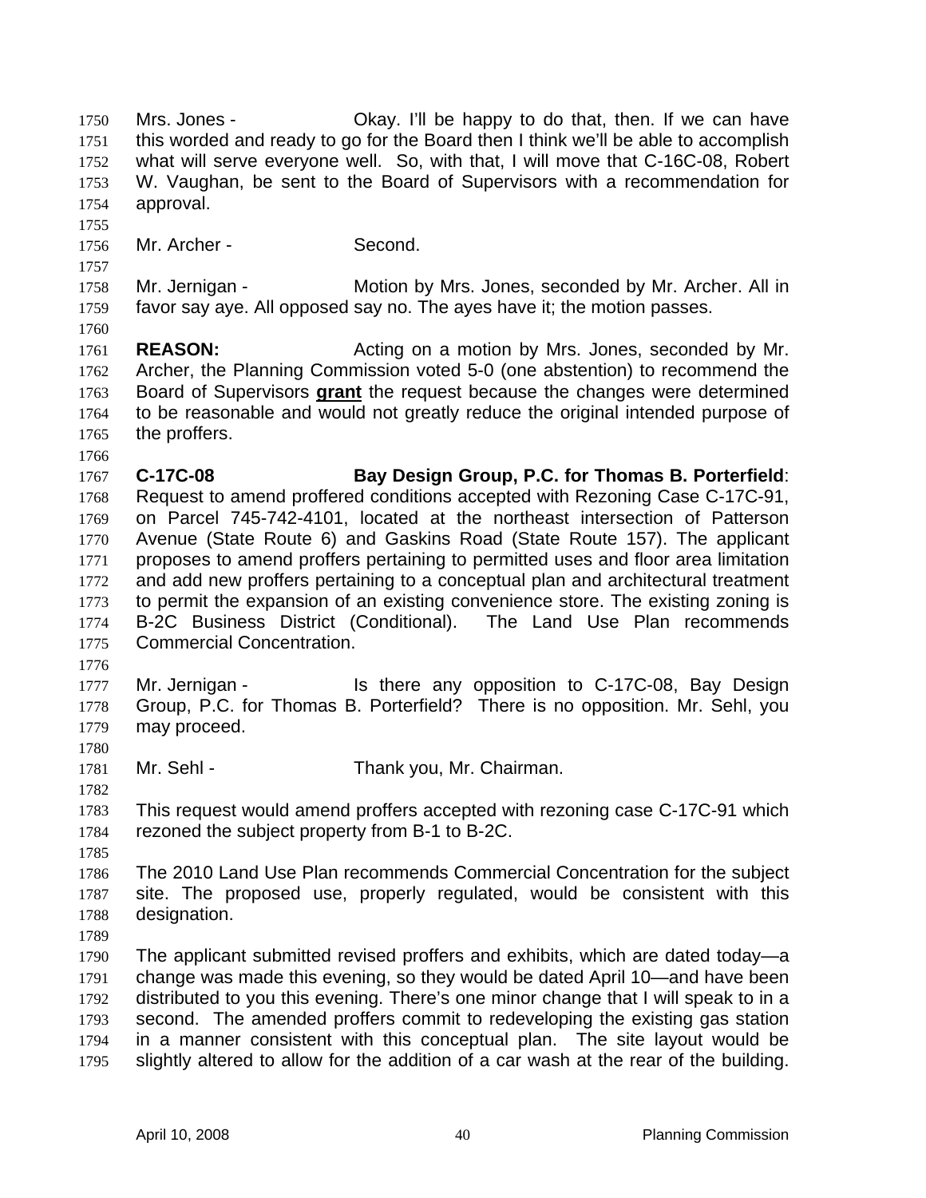Mrs. Jones - Okay. I'll be happy to do that, then. If we can have this worded and ready to go for the Board then I think we'll be able to accomplish what will serve everyone well. So, with that, I will move that C-16C-08, Robert W. Vaughan, be sent to the Board of Supervisors with a recommendation for approval.

Mr. Archer - Second.

Mr. Jernigan - Motion by Mrs. Jones, seconded by Mr. Archer. All in favor say aye. All opposed say no. The ayes have it; the motion passes.

**REASON:** Acting on a motion by Mrs. Jones, seconded by Mr. Archer, the Planning Commission voted 5-0 (one abstention) to recommend the Board of Supervisors **grant** the request because the changes were determined to be reasonable and would not greatly reduce the original intended purpose of the proffers.

**C-17C-08 Bay Design Group, P.C. for Thomas B. Porterfield**: Request to amend proffered conditions accepted with Rezoning Case C-17C-91, on Parcel 745-742-4101, located at the northeast intersection of Patterson Avenue (State Route 6) and Gaskins Road (State Route 157). The applicant proposes to amend proffers pertaining to permitted uses and floor area limitation and add new proffers pertaining to a conceptual plan and architectural treatment to permit the expansion of an existing convenience store. The existing zoning is B-2C Business District (Conditional). The Land Use Plan recommends Commercial Concentration.

Mr. Jernigan - Is there any opposition to C-17C-08, Bay Design Group, P.C. for Thomas B. Porterfield? There is no opposition. Mr. Sehl, you may proceed.

Mr. Sehl - Thank you, Mr. Chairman.

This request would amend proffers accepted with rezoning case C-17C-91 which rezoned the subject property from B-1 to B-2C.

The 2010 Land Use Plan recommends Commercial Concentration for the subject site. The proposed use, properly regulated, would be consistent with this designation.

The applicant submitted revised proffers and exhibits, which are dated today—a change was made this evening, so they would be dated April 10—and have been distributed to you this evening. There's one minor change that I will speak to in a second. The amended proffers commit to redeveloping the existing gas station in a manner consistent with this conceptual plan. The site layout would be slightly altered to allow for the addition of a car wash at the rear of the building.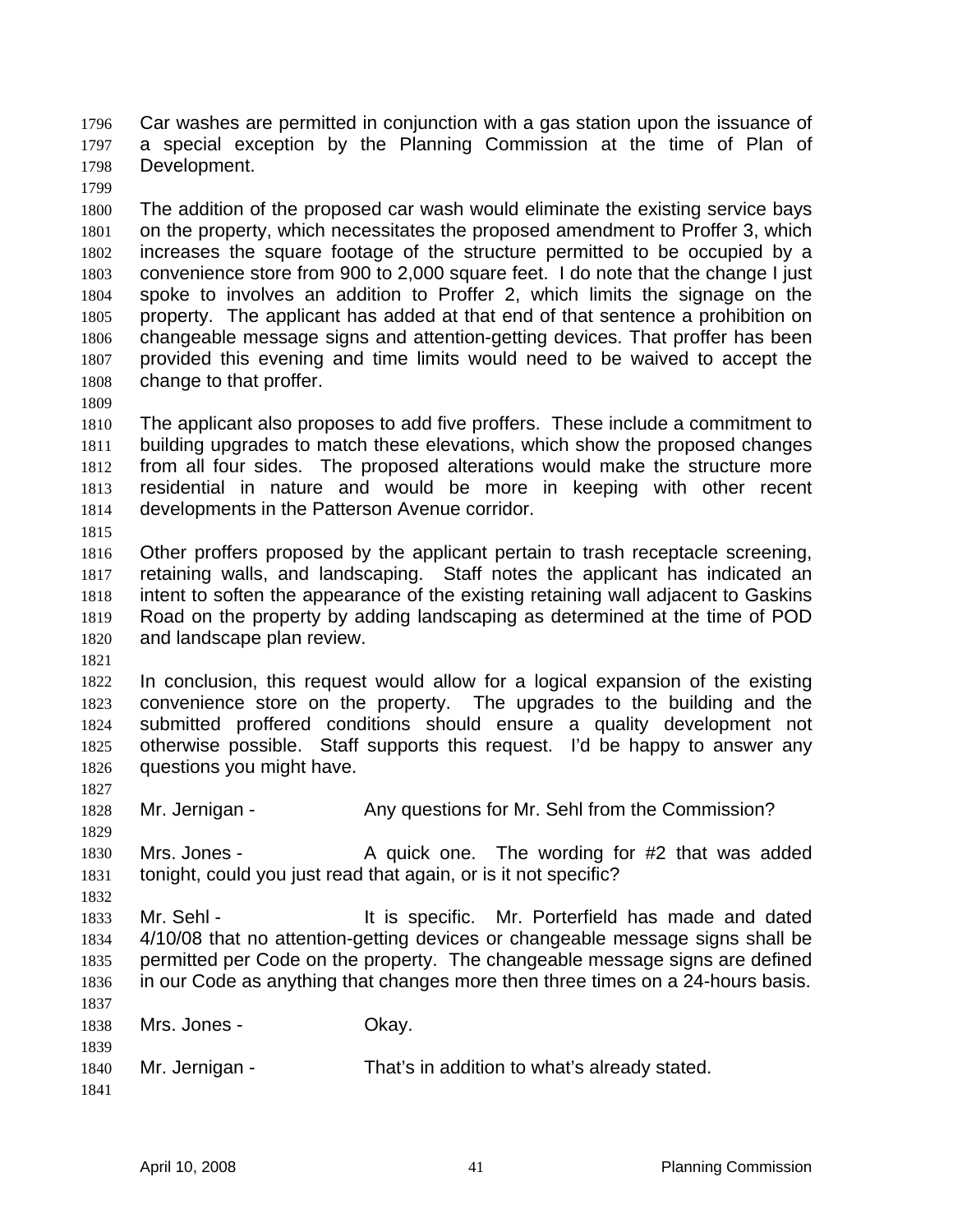Car washes are permitted in conjunction with a gas station upon the issuance of a special exception by the Planning Commission at the time of Plan of Development.

The addition of the proposed car wash would eliminate the existing service bays on the property, which necessitates the proposed amendment to Proffer 3, which increases the square footage of the structure permitted to be occupied by a convenience store from 900 to 2,000 square feet. I do note that the change I just spoke to involves an addition to Proffer 2, which limits the signage on the property. The applicant has added at that end of that sentence a prohibition on changeable message signs and attention-getting devices. That proffer has been provided this evening and time limits would need to be waived to accept the change to that proffer.

The applicant also proposes to add five proffers. These include a commitment to building upgrades to match these elevations, which show the proposed changes from all four sides. The proposed alterations would make the structure more residential in nature and would be more in keeping with other recent developments in the Patterson Avenue corridor.

Other proffers proposed by the applicant pertain to trash receptacle screening, retaining walls, and landscaping. Staff notes the applicant has indicated an intent to soften the appearance of the existing retaining wall adjacent to Gaskins Road on the property by adding landscaping as determined at the time of POD and landscape plan review.

In conclusion, this request would allow for a logical expansion of the existing convenience store on the property. The upgrades to the building and the submitted proffered conditions should ensure a quality development not otherwise possible. Staff supports this request. I'd be happy to answer any questions you might have.

Mr. Jernigan - Any questions for Mr. Sehl from the Commission?

Mrs. Jones - A quick one. The wording for #2 that was added tonight, could you just read that again, or is it not specific?

Mr. Sehl - It is specific. Mr. Porterfield has made and dated 4/10/08 that no attention-getting devices or changeable message signs shall be permitted per Code on the property. The changeable message signs are defined in our Code as anything that changes more then three times on a 24-hours basis.

Mrs. Jones - Okay.

Mr. Jernigan - That's in addition to what's already stated.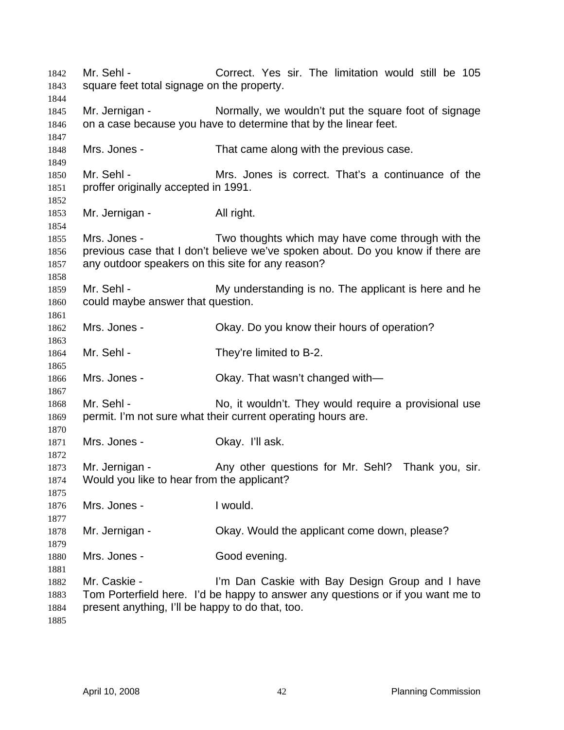Mr. Sehl - Correct. Yes sir. The limitation would still be 105 square feet total signage on the property.

Mr. Jernigan - Normally, we wouldn't put the square foot of signage on a case because you have to determine that by the linear feet.

Mrs. Jones - That came along with the previous case.

Mr. Sehl - Mrs. Jones is correct. That's a continuance of the proffer originally accepted in 1991.

Mr. Jernigan - All right.

Mrs. Jones - Two thoughts which may have come through with the previous case that I don't believe we've spoken about. Do you know if there are any outdoor speakers on this site for any reason?

Mr. Sehl - My understanding is no. The applicant is here and he could maybe answer that question.

Mrs. Jones - Okay. Do you know their hours of operation?

Mr. Sehl - They're limited to B-2.

Mrs. Jones - Okay. That wasn't changed with—

Mr. Sehl - No, it wouldn't. They would require a provisional use permit. I'm not sure what their current operating hours are.

Mrs. Jones - Okay. I'll ask.

Mr. Jernigan - Any other questions for Mr. Sehl? Thank you, sir. Would you like to hear from the applicant?

Mrs. Jones - I would.

Mr. Jernigan - Okay. Would the applicant come down, please?

Mrs. Jones - Good evening.

Mr. Caskie - I'm Dan Caskie with Bay Design Group and I have Tom Porterfield here. I'd be happy to answer any questions or if you want me to present anything, I'll be happy to do that, too.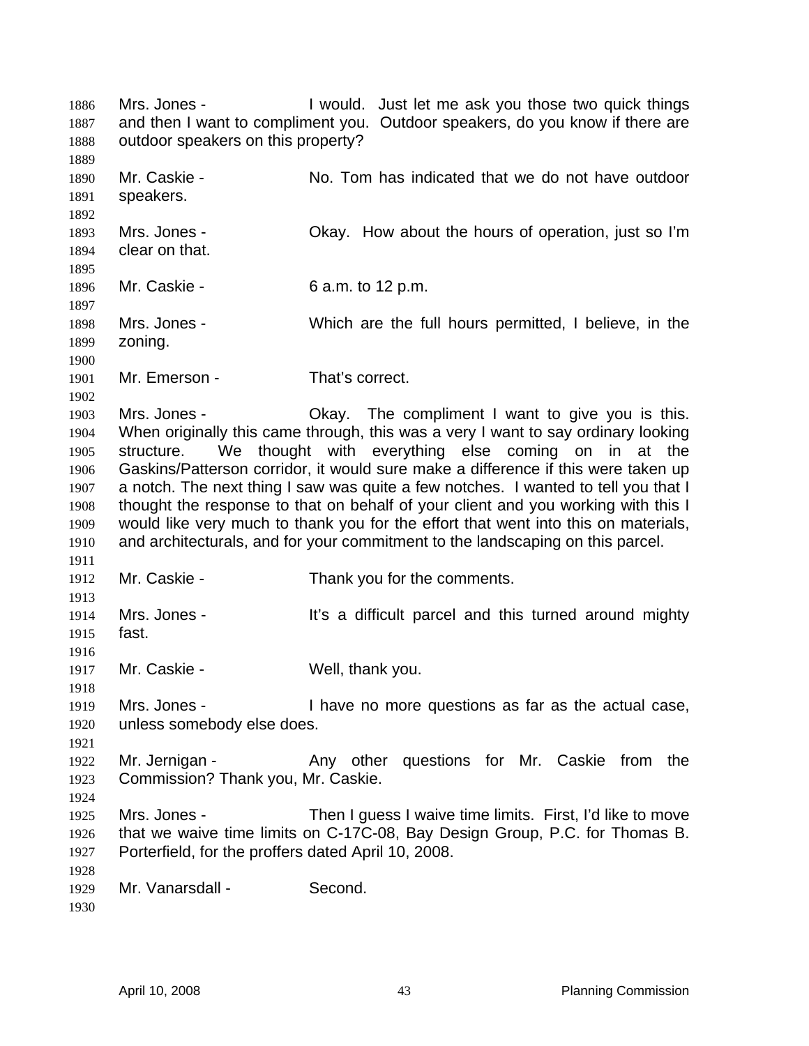Mrs. Jones - I would. Just let me ask you those two quick things and then I want to compliment you. Outdoor speakers, do you know if there are outdoor speakers on this property?

Mr. Caskie - No. Tom has indicated that we do not have outdoor speakers.

Mrs. Jones - Okay. How about the hours of operation, just so I'm clear on that.

Mr. Caskie - 6 a.m. to 12 p.m.

Mrs. Jones - Which are the full hours permitted, I believe, in the zoning.

Mr. Emerson - That's correct.

Mrs. Jones - Okay. The compliment I want to give you is this. When originally this came through, this was a very I want to say ordinary looking structure. We thought with everything else coming on in at the Gaskins/Patterson corridor, it would sure make a difference if this were taken up a notch. The next thing I saw was quite a few notches. I wanted to tell you that I thought the response to that on behalf of your client and you working with this I would like very much to thank you for the effort that went into this on materials, and architecturals, and for your commitment to the landscaping on this parcel.

Mr. Caskie - Thank you for the comments.

Mrs. Jones - It's a difficult parcel and this turned around mighty fast.

Mr. Caskie - Well, thank you.

Mrs. Jones - I have no more questions as far as the actual case, unless somebody else does.

Mr. Jernigan - Any other questions for Mr. Caskie from the Commission? Thank you, Mr. Caskie.

Mrs. Jones - Then I guess I waive time limits. First, I'd like to move that we waive time limits on C-17C-08, Bay Design Group, P.C. for Thomas B. Porterfield, for the proffers dated April 10, 2008.

Mr. Vanarsdall - Second.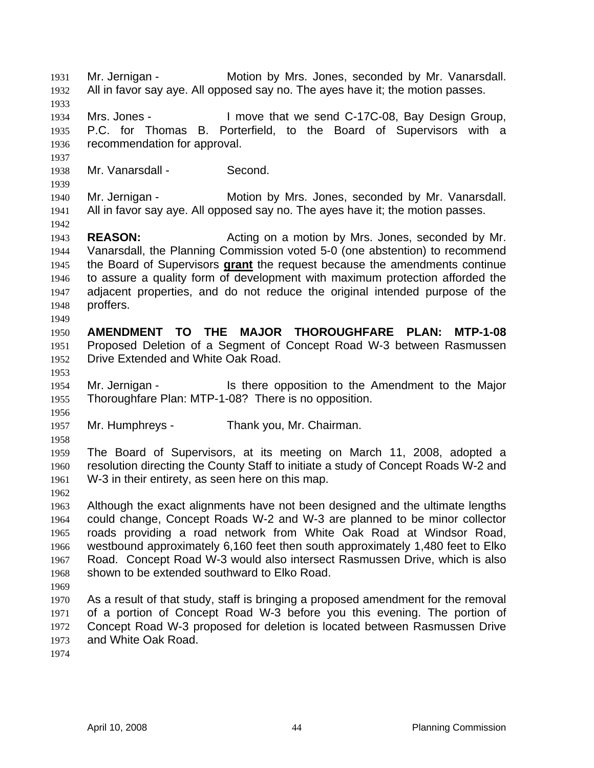Mr. Jernigan - Motion by Mrs. Jones, seconded by Mr. Vanarsdall. All in favor say aye. All opposed say no. The ayes have it; the motion passes.

Mrs. Jones - I move that we send C-17C-08, Bay Design Group, P.C. for Thomas B. Porterfield, to the Board of Supervisors with a recommendation for approval.

Mr. Vanarsdall - Second.

Mr. Jernigan - Motion by Mrs. Jones, seconded by Mr. Vanarsdall. All in favor say aye. All opposed say no. The ayes have it; the motion passes.

**REASON:** Acting on a motion by Mrs. Jones, seconded by Mr. Vanarsdall, the Planning Commission voted 5-0 (one abstention) to recommend the Board of Supervisors **grant** the request because the amendments continue to assure a quality form of development with maximum protection afforded the adjacent properties, and do not reduce the original intended purpose of the proffers.

**AMENDMENT TO THE MAJOR THOROUGHFARE PLAN: MTP-1-08** Proposed Deletion of a Segment of Concept Road W-3 between Rasmussen Drive Extended and White Oak Road.

Mr. Jernigan - Is there opposition to the Amendment to the Major Thoroughfare Plan: MTP-1-08? There is no opposition.

Mr. Humphreys - Thank you, Mr. Chairman.

The Board of Supervisors, at its meeting on March 11, 2008, adopted a resolution directing the County Staff to initiate a study of Concept Roads W-2 and W-3 in their entirety, as seen here on this map.

Although the exact alignments have not been designed and the ultimate lengths could change, Concept Roads W-2 and W-3 are planned to be minor collector roads providing a road network from White Oak Road at Windsor Road, westbound approximately 6,160 feet then south approximately 1,480 feet to Elko Road. Concept Road W-3 would also intersect Rasmussen Drive, which is also shown to be extended southward to Elko Road.

As a result of that study, staff is bringing a proposed amendment for the removal of a portion of Concept Road W-3 before you this evening. The portion of Concept Road W-3 proposed for deletion is located between Rasmussen Drive and White Oak Road.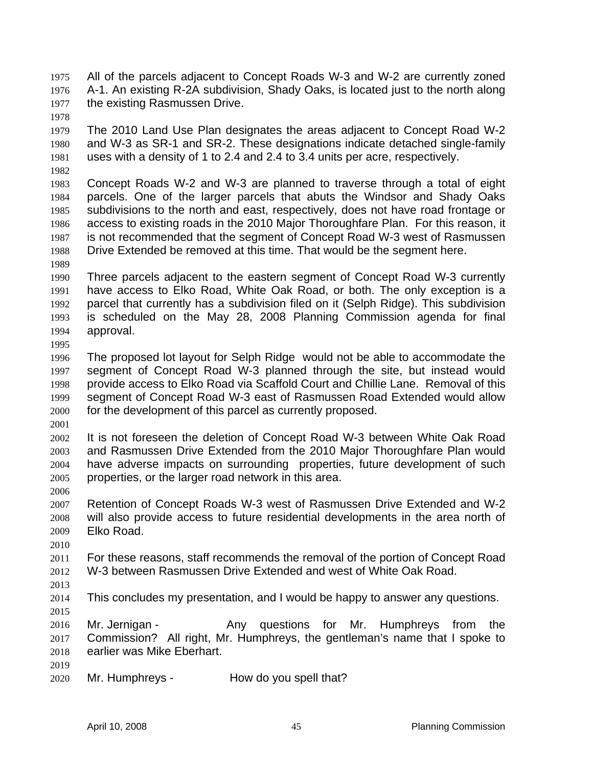All of the parcels adjacent to Concept Roads W-3 and W-2 are currently zoned A-1. An existing R-2A subdivision, Shady Oaks, is located just to the north along the existing Rasmussen Drive.

The 2010 Land Use Plan designates the areas adjacent to Concept Road W-2 and W-3 as SR-1 and SR-2. These designations indicate detached single-family uses with a density of 1 to 2.4 and 2.4 to 3.4 units per acre, respectively.

Concept Roads W-2 and W-3 are planned to traverse through a total of eight parcels. One of the larger parcels that abuts the Windsor and Shady Oaks subdivisions to the north and east, respectively, does not have road frontage or access to existing roads in the 2010 Major Thoroughfare Plan. For this reason, it is not recommended that the segment of Concept Road W-3 west of Rasmussen Drive Extended be removed at this time. That would be the segment here.

Three parcels adjacent to the eastern segment of Concept Road W-3 currently have access to Elko Road, White Oak Road, or both. The only exception is a parcel that currently has a subdivision filed on it (Selph Ridge). This subdivision is scheduled on the May 28, 2008 Planning Commission agenda for final approval.

The proposed lot layout for Selph Ridge would not be able to accommodate the segment of Concept Road W-3 planned through the site, but instead would provide access to Elko Road via Scaffold Court and Chillie Lane. Removal of this segment of Concept Road W-3 east of Rasmussen Road Extended would allow for the development of this parcel as currently proposed.

It is not foreseen the deletion of Concept Road W-3 between White Oak Road and Rasmussen Drive Extended from the 2010 Major Thoroughfare Plan would have adverse impacts on surrounding properties, future development of such properties, or the larger road network in this area.

Retention of Concept Roads W-3 west of Rasmussen Drive Extended and W-2 will also provide access to future residential developments in the area north of Elko Road.

For these reasons, staff recommends the removal of the portion of Concept Road W-3 between Rasmussen Drive Extended and west of White Oak Road.

This concludes my presentation, and I would be happy to answer any questions.

Mr. Jernigan - Any questions for Mr. Humphreys from the Commission? All right, Mr. Humphreys, the gentleman's name that I spoke to earlier was Mike Eberhart.

Mr. Humphreys - How do you spell that?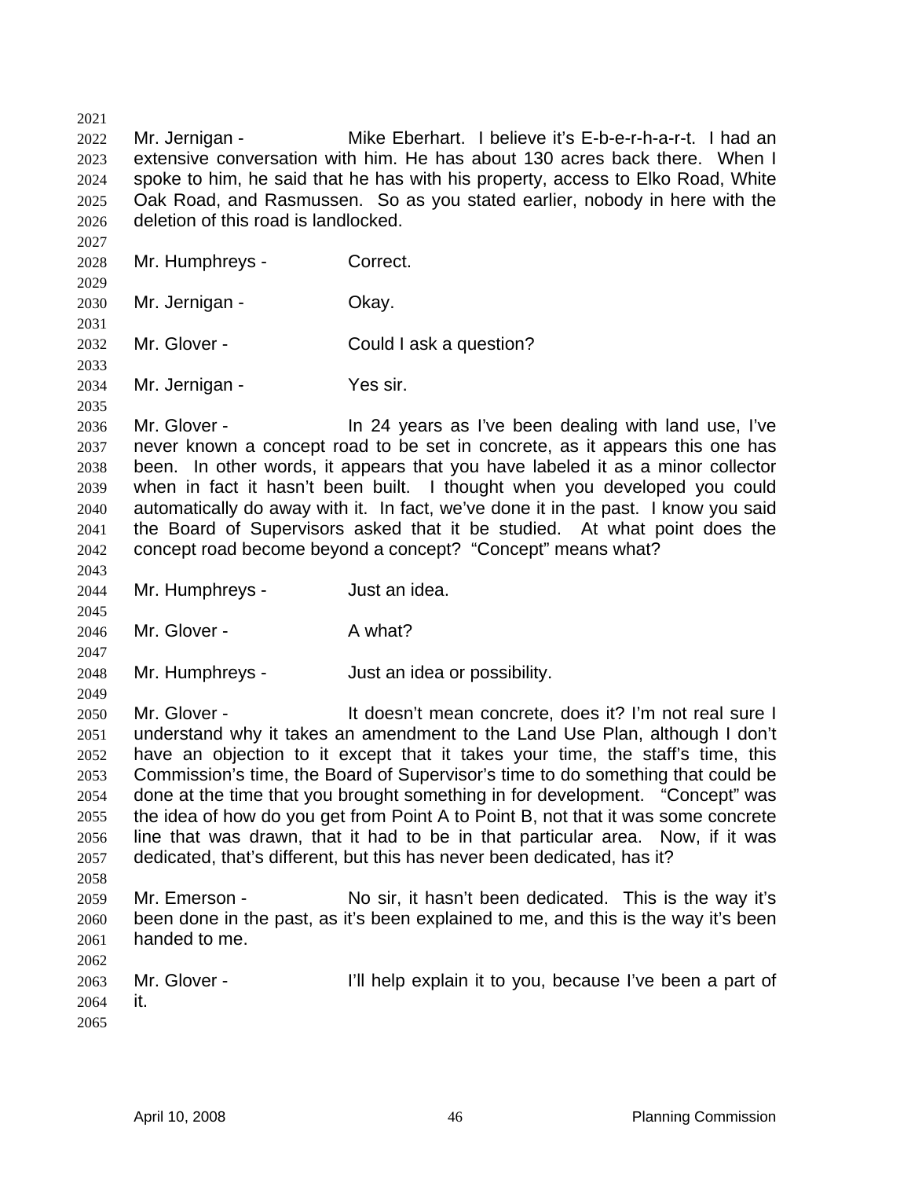Mr. Jernigan - Mike Eberhart. I believe it's E-b-e-r-h-a-r-t. I had an extensive conversation with him. He has about 130 acres back there. When I spoke to him, he said that he has with his property, access to Elko Road, White Oak Road, and Rasmussen. So as you stated earlier, nobody in here with the deletion of this road is landlocked.

Mr. Humphreys - Correct.

Mr. Jernigan - Okay.

Mr. Glover - Could I ask a question?

Mr. Jernigan - Yes sir.

Mr. Glover - In 24 years as I've been dealing with land use, I've never known a concept road to be set in concrete, as it appears this one has been. In other words, it appears that you have labeled it as a minor collector when in fact it hasn't been built. I thought when you developed you could automatically do away with it. In fact, we've done it in the past. I know you said the Board of Supervisors asked that it be studied. At what point does the concept road become beyond a concept? "Concept" means what?

Mr. Humphreys - Just an idea.

Mr. Glover - A what?

Mr. Humphreys - Just an idea or possibility.

Mr. Glover - It doesn't mean concrete, does it? I'm not real sure I understand why it takes an amendment to the Land Use Plan, although I don't have an objection to it except that it takes your time, the staff's time, this Commission's time, the Board of Supervisor's time to do something that could be done at the time that you brought something in for development. "Concept" was the idea of how do you get from Point A to Point B, not that it was some concrete line that was drawn, that it had to be in that particular area. Now, if it was dedicated, that's different, but this has never been dedicated, has it?

Mr. Emerson - No sir, it hasn't been dedicated. This is the way it's been done in the past, as it's been explained to me, and this is the way it's been handed to me.

Mr. Glover - I'll help explain it to you, because I've been a part of it.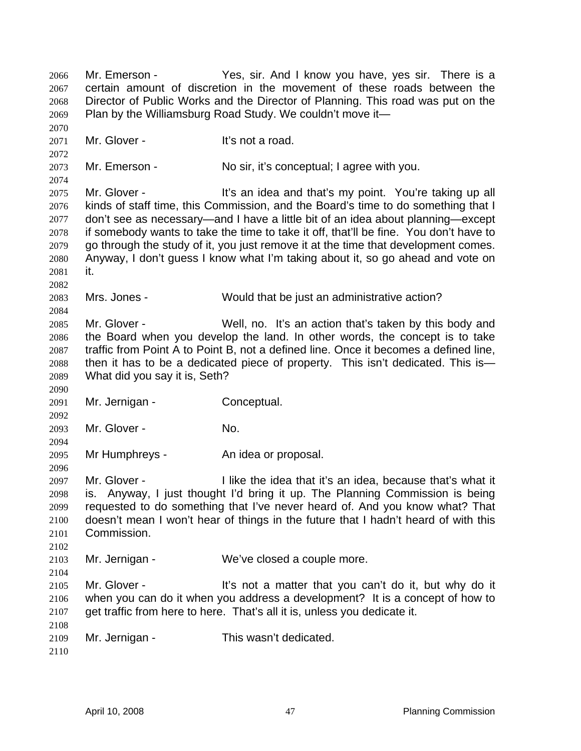Mr. Emerson - Yes, sir. And I know you have, yes sir. There is a certain amount of discretion in the movement of these roads between the Director of Public Works and the Director of Planning. This road was put on the Plan by the Williamsburg Road Study. We couldn't move it—

Mr. Glover - It's not a road.

Mr. Emerson - No sir, it's conceptual; I agree with you.

Mr. Glover - It's an idea and that's my point. You're taking up all kinds of staff time, this Commission, and the Board's time to do something that I don't see as necessary—and I have a little bit of an idea about planning—except if somebody wants to take the time to take it off, that'll be fine. You don't have to go through the study of it, you just remove it at the time that development comes. Anyway, I don't guess I know what I'm taking about it, so go ahead and vote on it.

Mrs. Jones - Would that be just an administrative action?

Mr. Glover - Well, no. It's an action that's taken by this body and the Board when you develop the land. In other words, the concept is to take traffic from Point A to Point B, not a defined line. Once it becomes a defined line, then it has to be a dedicated piece of property. This isn't dedicated. This is— What did you say it is, Seth?

Mr. Jernigan - Conceptual.

Mr. Glover - No.

Mr Humphreys - An idea or proposal.

Mr. Glover - I like the idea that it's an idea, because that's what it is. Anyway, I just thought I'd bring it up. The Planning Commission is being requested to do something that I've never heard of. And you know what? That doesn't mean I won't hear of things in the future that I hadn't heard of with this Commission.

Mr. Jernigan - We've closed a couple more.

Mr. Glover - It's not a matter that you can't do it, but why do it when you can do it when you address a development? It is a concept of how to get traffic from here to here. That's all it is, unless you dedicate it.

Mr. Jernigan - This wasn't dedicated.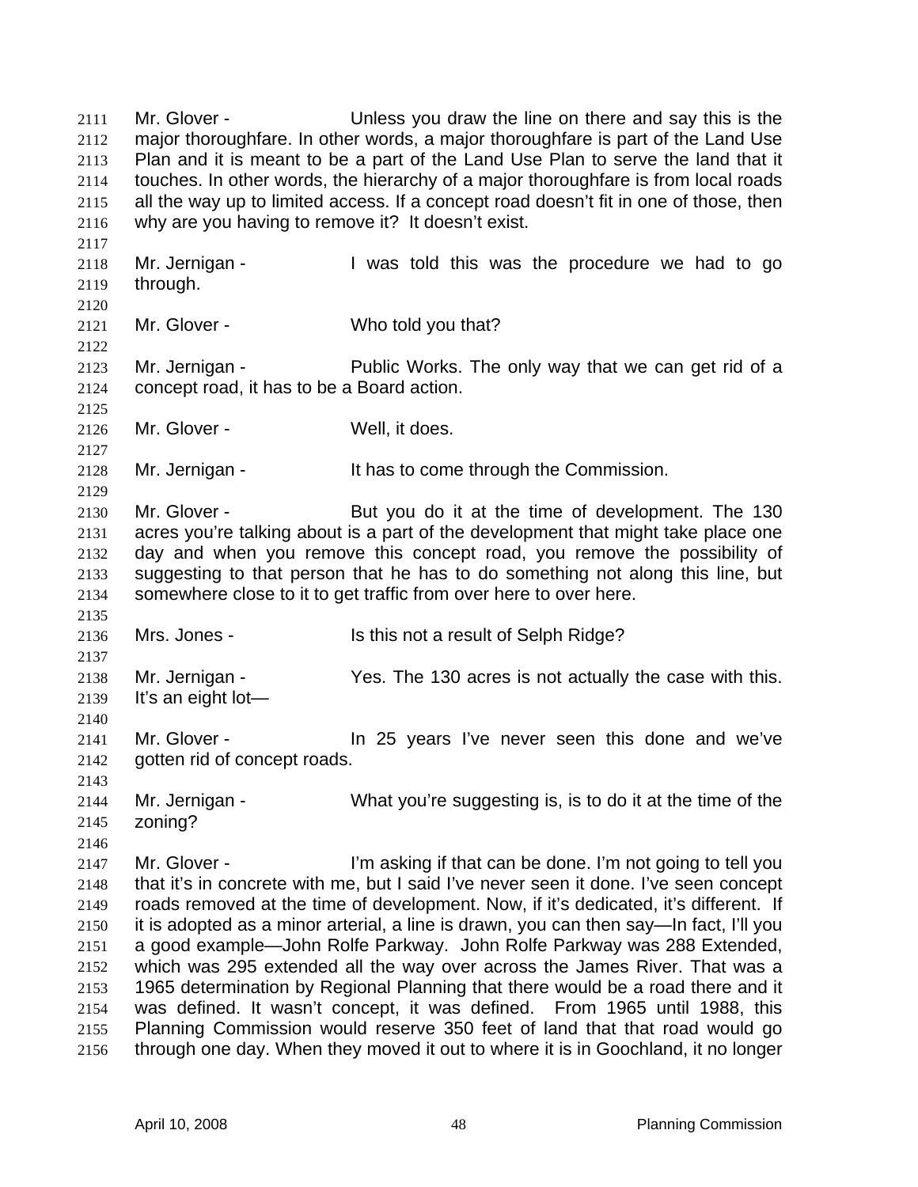Mr. Glover - Unless you draw the line on there and say this is the major thoroughfare. In other words, a major thoroughfare is part of the Land Use Plan and it is meant to be a part of the Land Use Plan to serve the land that it touches. In other words, the hierarchy of a major thoroughfare is from local roads all the way up to limited access. If a concept road doesn't fit in one of those, then why are you having to remove it? It doesn't exist.

Mr. Jernigan - I was told this was the procedure we had to go through.

Mr. Glover - Who told you that?

Mr. Jernigan - Public Works. The only way that we can get rid of a concept road, it has to be a Board action.

Mr. Glover - Well, it does.

Mr. Jernigan - It has to come through the Commission.

Mr. Glover - But you do it at the time of development. The 130 acres you're talking about is a part of the development that might take place one day and when you remove this concept road, you remove the possibility of suggesting to that person that he has to do something not along this line, but somewhere close to it to get traffic from over here to over here.

Mrs. Jones - Is this not a result of Selph Ridge?

Mr. Jernigan - Yes. The 130 acres is not actually the case with this. It's an eight lot—

Mr. Glover - In 25 years I've never seen this done and we've gotten rid of concept roads.

Mr. Jernigan - What you're suggesting is, is to do it at the time of the zoning?

Mr. Glover - I'm asking if that can be done. I'm not going to tell you that it's in concrete with me, but I said I've never seen it done. I've seen concept roads removed at the time of development. Now, if it's dedicated, it's different. If it is adopted as a minor arterial, a line is drawn, you can then say—In fact, I'll you a good example—John Rolfe Parkway. John Rolfe Parkway was 288 Extended, which was 295 extended all the way over across the James River. That was a 1965 determination by Regional Planning that there would be a road there and it was defined. It wasn't concept, it was defined. From 1965 until 1988, this Planning Commission would reserve 350 feet of land that that road would go through one day. When they moved it out to where it is in Goochland, it no longer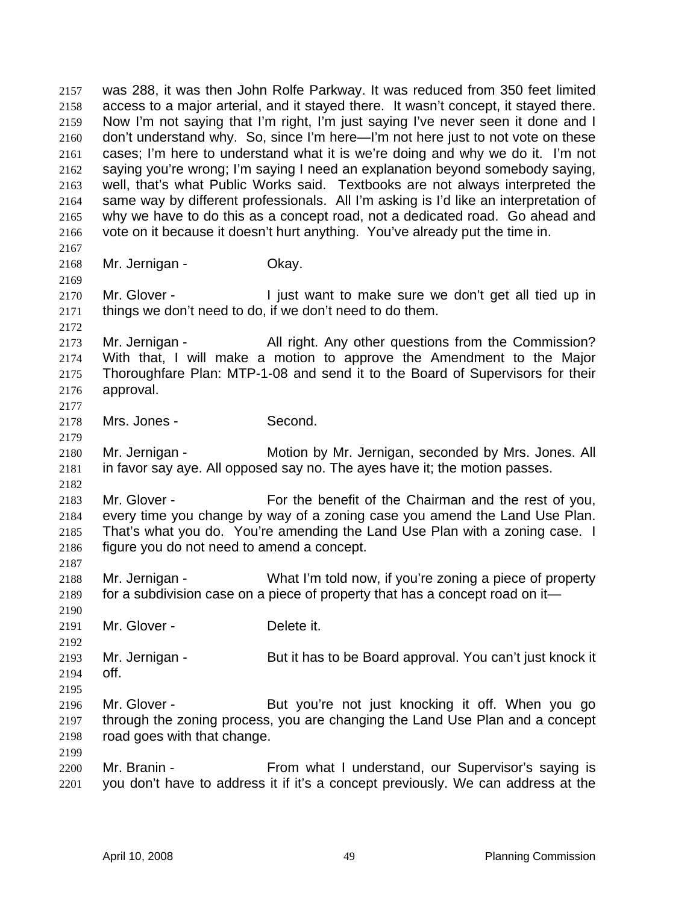was 288, it was then John Rolfe Parkway. It was reduced from 350 feet limited access to a major arterial, and it stayed there. It wasn't concept, it stayed there. Now I'm not saying that I'm right, I'm just saying I've never seen it done and I don't understand why. So, since I'm here—I'm not here just to not vote on these cases; I'm here to understand what it is we're doing and why we do it. I'm not saying you're wrong; I'm saying I need an explanation beyond somebody saying, well, that's what Public Works said. Textbooks are not always interpreted the same way by different professionals. All I'm asking is I'd like an interpretation of why we have to do this as a concept road, not a dedicated road. Go ahead and vote on it because it doesn't hurt anything. You've already put the time in.

Mr. Jernigan - Okay.

Mr. Glover - I just want to make sure we don't get all tied up in things we don't need to do, if we don't need to do them.

Mr. Jernigan - All right. Any other questions from the Commission? With that, I will make a motion to approve the Amendment to the Major Thoroughfare Plan: MTP-1-08 and send it to the Board of Supervisors for their approval.

Mrs. Jones - Second.

Mr. Jernigan - Motion by Mr. Jernigan, seconded by Mrs. Jones. All in favor say aye. All opposed say no. The ayes have it; the motion passes.

Mr. Glover - For the benefit of the Chairman and the rest of you, every time you change by way of a zoning case you amend the Land Use Plan. That's what you do. You're amending the Land Use Plan with a zoning case. I figure you do not need to amend a concept.

Mr. Jernigan - What I'm told now, if you're zoning a piece of property for a subdivision case on a piece of property that has a concept road on it—

Mr. Glover - Delete it.

Mr. Jernigan - But it has to be Board approval. You can't just knock it off.

Mr. Glover - But you're not just knocking it off. When you go through the zoning process, you are changing the Land Use Plan and a concept road goes with that change.

Mr. Branin - From what I understand, our Supervisor's saying is you don't have to address it if it's a concept previously. We can address at the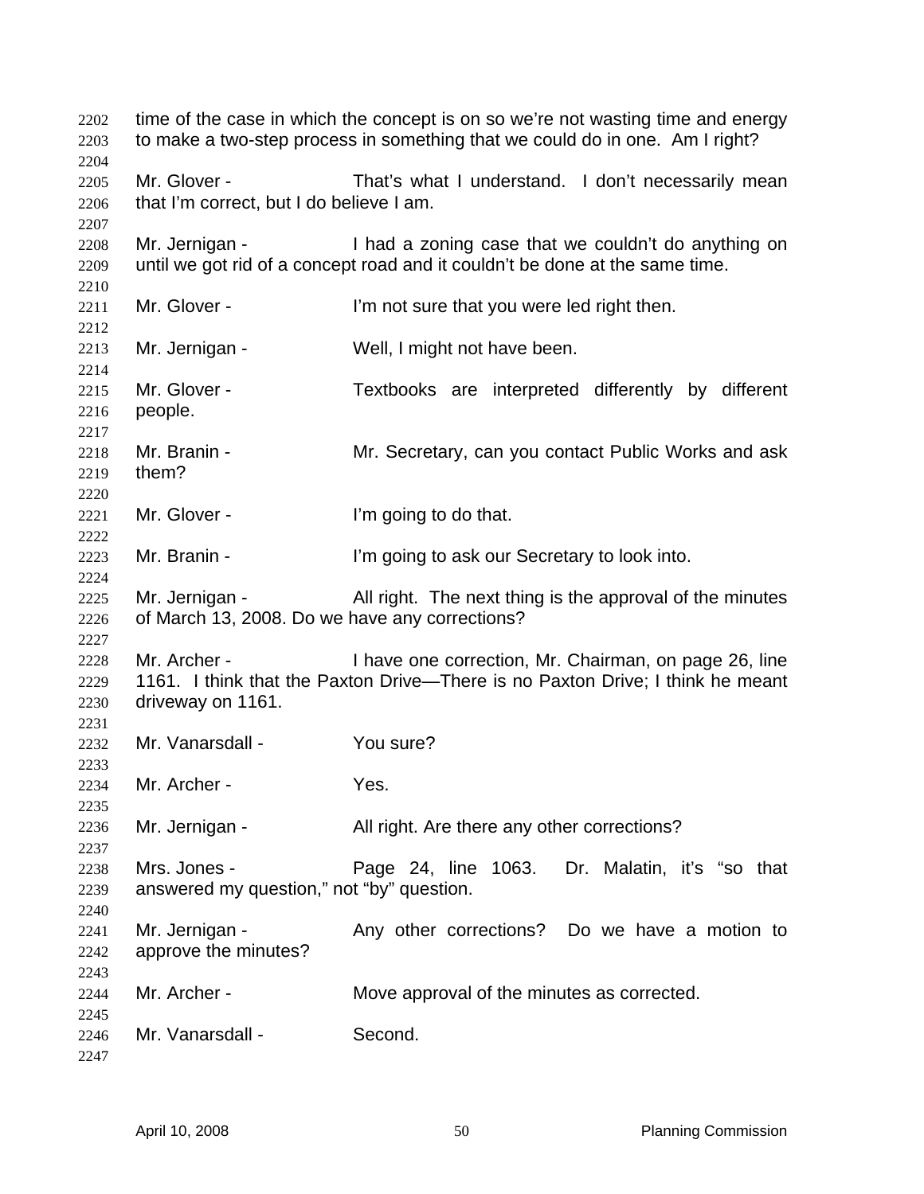time of the case in which the concept is on so we're not wasting time and energy to make a two-step process in something that we could do in one. Am I right?

Mr. Glover - That's what I understand. I don't necessarily mean that I'm correct, but I do believe I am.

Mr. Jernigan - I had a zoning case that we couldn't do anything on until we got rid of a concept road and it couldn't be done at the same time.

Mr. Glover - I'm not sure that you were led right then.

Mr. Jernigan - Well, I might not have been.

Mr. Glover - Textbooks are interpreted differently by different people.

Mr. Branin - Mr. Secretary, can you contact Public Works and ask them?

Mr. Glover - I'm going to do that.

Mr. Branin - I'm going to ask our Secretary to look into.

Mr. Jernigan - All right. The next thing is the approval of the minutes of March 13, 2008. Do we have any corrections?

Mr. Archer - I have one correction, Mr. Chairman, on page 26, line 1161. I think that the Paxton Drive—There is no Paxton Drive; I think he meant driveway on 1161.

Mr. Vanarsdall - You sure?

Mr. Archer - Yes.

Mr. Jernigan - All right. Are there any other corrections?

Mrs. Jones - Page 24, line 1063. Dr. Malatin, it's "so that answered my question," not "by" question.

Mr. Jernigan - Any other corrections? Do we have a motion to approve the minutes?

Mr. Archer - Move approval of the minutes as corrected.

Mr. Vanarsdall - Second.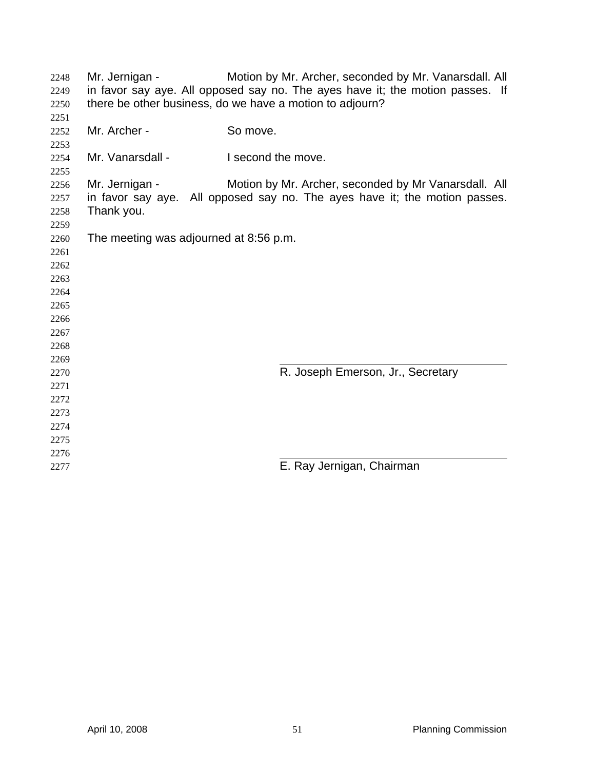Mr. Jernigan - Motion by Mr. Archer, seconded by Mr. Vanarsdall. All in favor say aye. All opposed say no. The ayes have it; the motion passes. If there be other business, do we have a motion to adjourn?

Mr. Archer - So move.

Mr. Vanarsdall - I second the move.

Mr. Jernigan - Motion by Mr. Archer, seconded by Mr Vanarsdall. All in favor say aye. All opposed say no. The ayes have it; the motion passes. Thank you.

The meeting was adjourned at 8:56 p.m.

\_\_\_\_\_\_\_\_\_\_\_\_\_\_\_\_\_\_\_\_\_\_\_\_\_\_\_\_\_\_\_\_\_\_\_\_

R. Joseph Emerson, Jr., Secretary

\_\_\_\_\_\_\_\_\_\_\_\_\_\_\_\_\_\_\_\_\_\_\_\_\_\_\_\_\_\_\_\_\_\_\_\_

E. Ray Jernigan, Chairman